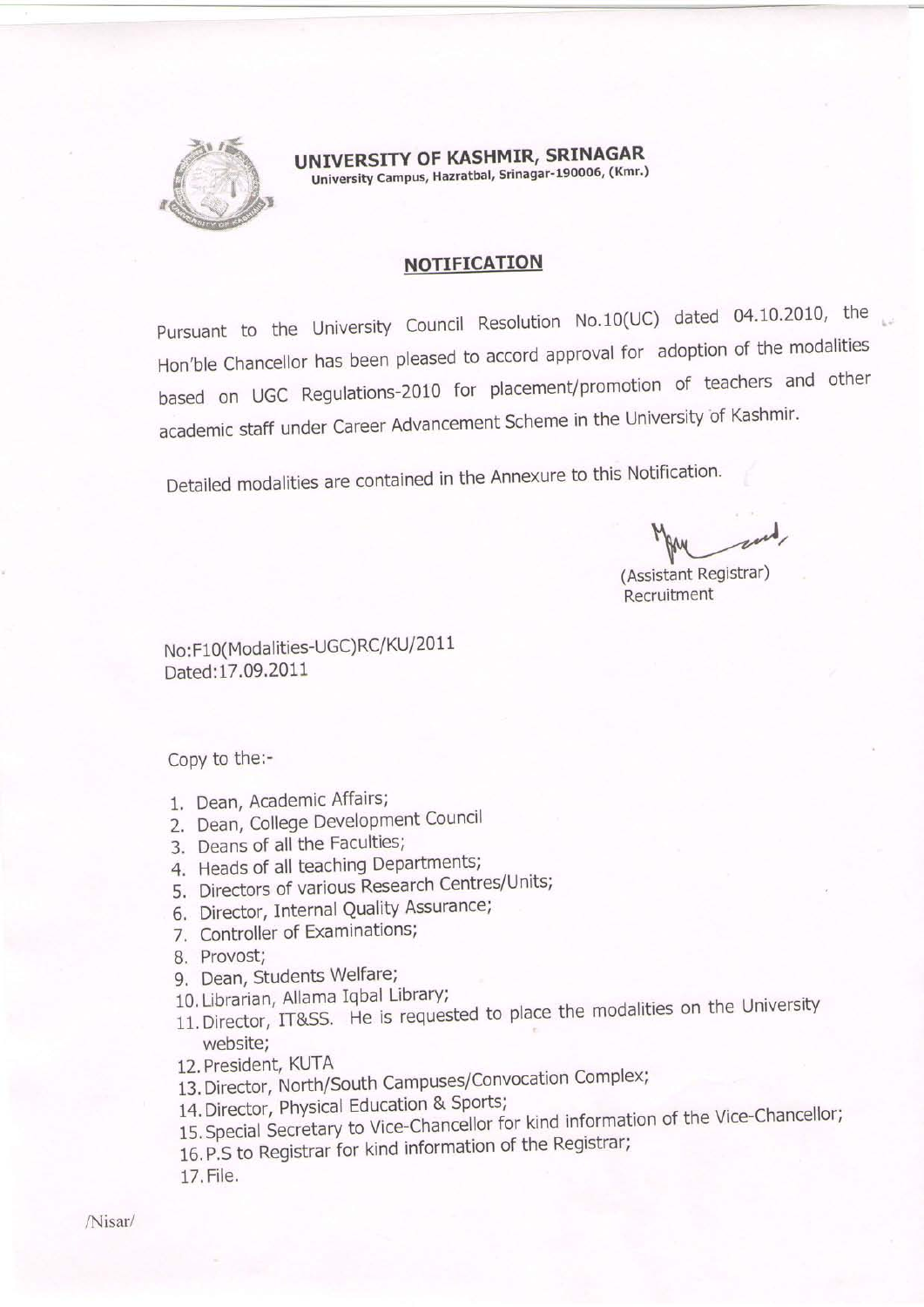# UNIVERSITY OF KASHMIR, SRINAGAR

University Campus, Hazratbal, Srinagar-190006, (Kmr.)

## NOTIFICATION

Pursuant to the University Council Resolution No.10(UC) dated 04.10.2010, the Hon'ble Chancellor has been pleased to accord approval for adoption of the modalities based on UGC Regulations-2010 for placement/promotion of teachers and other academic staff under Career Advancement Scheme in the University of Kashmir.

Detailed modalities are contained in the Annexure to this Notification.

(Assistant Registrar)
Recruitment

No:F10(Modalities-UGC)RC/KU/2011
Dated:17.09.2011

Copy to the:-

1. Dean, Academic Affairs;
2. Dean, College Development Council
3. Deans of all the Faculties;
4. Heads of all teaching Departments;
5. Directors of various Research Centres/Units;
6. Director, Internal Quality Assurance;
7. Controller of Examinations;
8. Provost;
9. Dean, Students Welfare;
10. Librarian, Allama Iqbal Library;
11. Director, IT&SS. He is requested to place the modalities on the University website;
12. President, KUTA
13. Director, North/South Campuses/Convocation Complex;
14. Director, Physical Education & Sports;
15. Special Secretary to Vice-Chancellor for kind information of the Vice-Chancellor;
16. P.S to Registrar for kind information of the Registrar;
17. File.

/Nisar/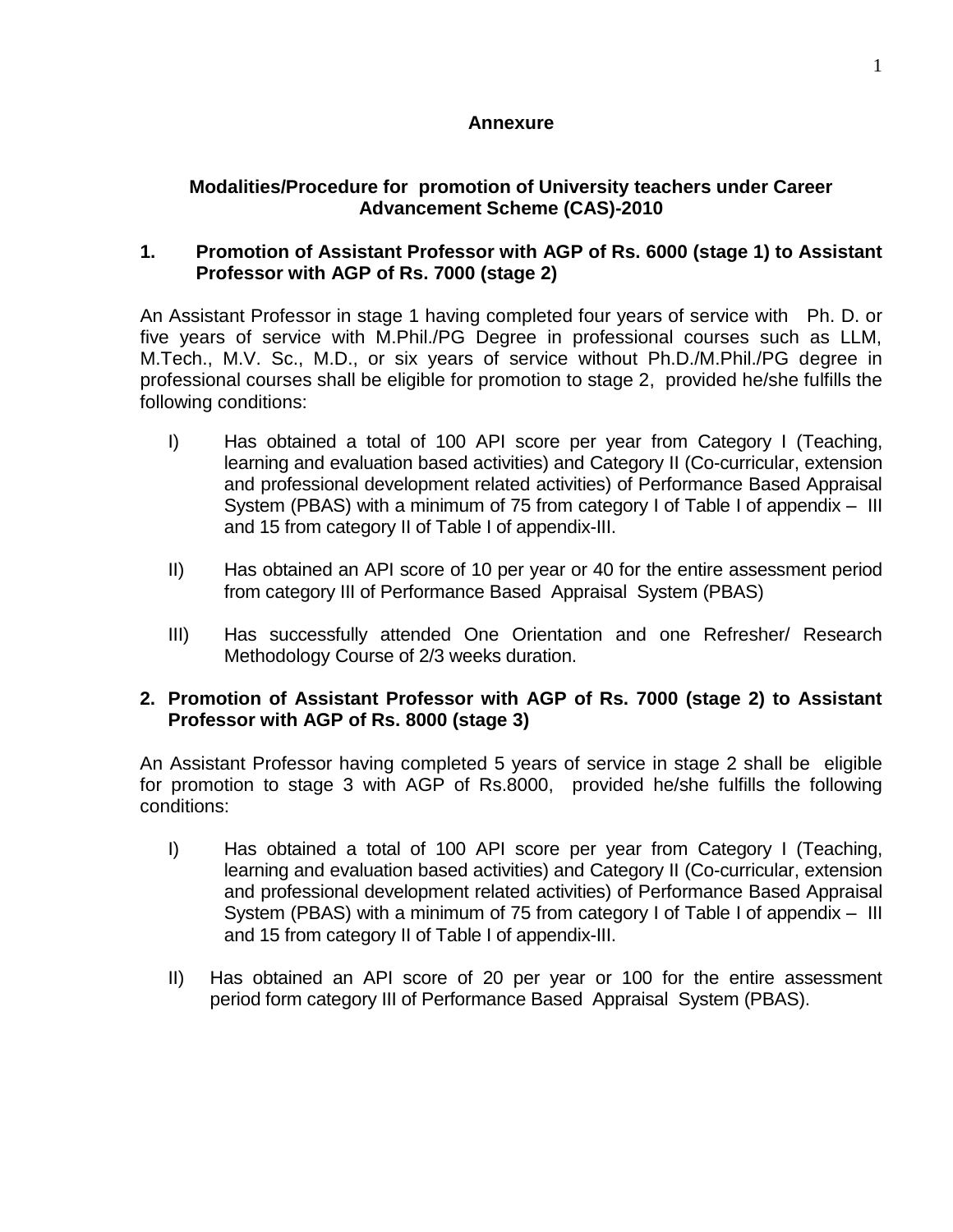**Annexure**

**Modalities/Procedure for promotion of University teachers under Career Advancement Scheme (CAS)-2010**

**1. Promotion of Assistant Professor with AGP of Rs. 6000 (stage 1) to Assistant Professor with AGP of Rs. 7000 (stage 2)**

An Assistant Professor in stage 1 having completed four years of service with Ph. D. or five years of service with M.Phil./PG Degree in professional courses such as LLM, M.Tech., M.V. Sc., M.D., or six years of service without Ph.D./M.Phil./PG degree in professional courses shall be eligible for promotion to stage 2, provided he/she fulfills the following conditions:

I) Has obtained a total of 100 API score per year from Category I (Teaching, learning and evaluation based activities) and Category II (Co-curricular, extension and professional development related activities) of Performance Based Appraisal System (PBAS) with a minimum of 75 from category I of Table I of appendix – III and 15 from category II of Table I of appendix-III.

II) Has obtained an API score of 10 per year or 40 for the entire assessment period from category III of Performance Based Appraisal System (PBAS)

III) Has successfully attended One Orientation and one Refresher/ Research Methodology Course of 2/3 weeks duration.

**2. Promotion of Assistant Professor with AGP of Rs. 7000 (stage 2) to Assistant Professor with AGP of Rs. 8000 (stage 3)**

An Assistant Professor having completed 5 years of service in stage 2 shall be eligible for promotion to stage 3 with AGP of Rs.8000, provided he/she fulfills the following conditions:

I) Has obtained a total of 100 API score per year from Category I (Teaching, learning and evaluation based activities) and Category II (Co-curricular, extension and professional development related activities) of Performance Based Appraisal System (PBAS) with a minimum of 75 from category I of Table I of appendix – III and 15 from category II of Table I of appendix-III.

II) Has obtained an API score of 20 per year or 100 for the entire assessment period form category III of Performance Based Appraisal System (PBAS).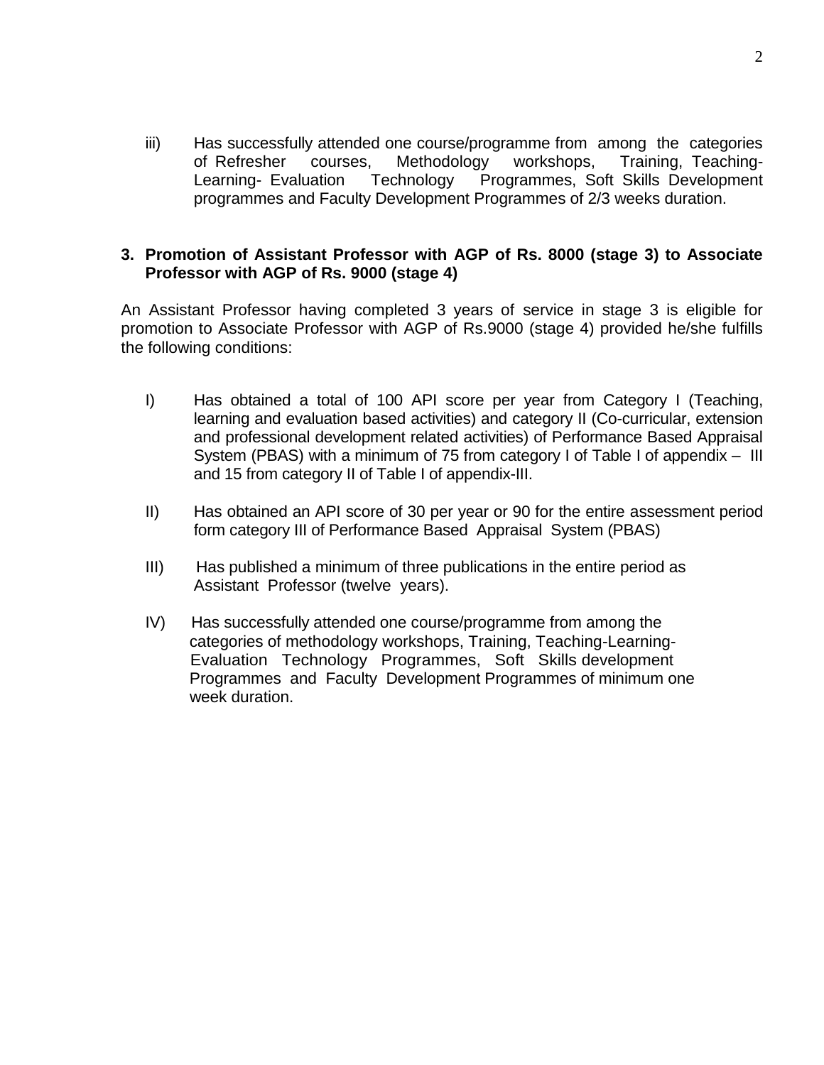iii) Has successfully attended one course/programme from among the categories of Refresher courses, Methodology workshops, Training, Teaching-Learning- Evaluation Technology Programmes, Soft Skills Development programmes and Faculty Development Programmes of 2/3 weeks duration.

**3. Promotion of Assistant Professor with AGP of Rs. 8000 (stage 3) to Associate Professor with AGP of Rs. 9000 (stage 4)**

An Assistant Professor having completed 3 years of service in stage 3 is eligible for promotion to Associate Professor with AGP of Rs.9000 (stage 4) provided he/she fulfills the following conditions:

I) Has obtained a total of 100 API score per year from Category I (Teaching, learning and evaluation based activities) and category II (Co-curricular, extension and professional development related activities) of Performance Based Appraisal System (PBAS) with a minimum of 75 from category I of Table I of appendix – III and 15 from category II of Table I of appendix-III.

II) Has obtained an API score of 30 per year or 90 for the entire assessment period form category III of Performance Based Appraisal System (PBAS)

III) Has published a minimum of three publications in the entire period as Assistant Professor (twelve years).

IV) Has successfully attended one course/programme from among the categories of methodology workshops, Training, Teaching-Learning-Evaluation Technology Programmes, Soft Skills development Programmes and Faculty Development Programmes of minimum one week duration.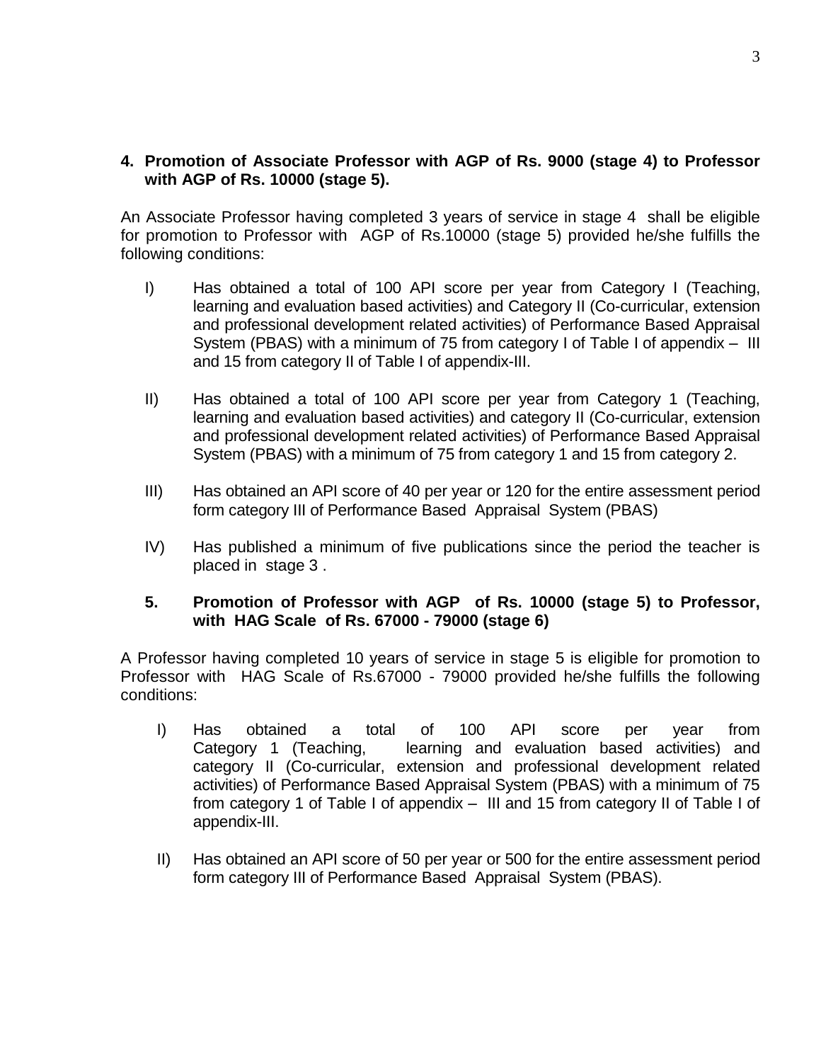**4. Promotion of Associate Professor with AGP of Rs. 9000 (stage 4) to Professor with AGP of Rs. 10000 (stage 5).**

An Associate Professor having completed 3 years of service in stage 4 shall be eligible for promotion to Professor with AGP of Rs.10000 (stage 5) provided he/she fulfills the following conditions:

I) Has obtained a total of 100 API score per year from Category I (Teaching, learning and evaluation based activities) and Category II (Co-curricular, extension and professional development related activities) of Performance Based Appraisal System (PBAS) with a minimum of 75 from category I of Table I of appendix – III and 15 from category II of Table I of appendix-III.

II) Has obtained a total of 100 API score per year from Category 1 (Teaching, learning and evaluation based activities) and category II (Co-curricular, extension and professional development related activities) of Performance Based Appraisal System (PBAS) with a minimum of 75 from category 1 and 15 from category 2.

III) Has obtained an API score of 40 per year or 120 for the entire assessment period form category III of Performance Based Appraisal System (PBAS)

IV) Has published a minimum of five publications since the period the teacher is placed in stage 3 .

**5. Promotion of Professor with AGP of Rs. 10000 (stage 5) to Professor, with HAG Scale of Rs. 67000 - 79000 (stage 6)**

A Professor having completed 10 years of service in stage 5 is eligible for promotion to Professor with HAG Scale of Rs.67000 - 79000 provided he/she fulfills the following conditions:

I) Has obtained a total of 100 API score per year from Category 1 (Teaching, learning and evaluation based activities) and category II (Co-curricular, extension and professional development related activities) of Performance Based Appraisal System (PBAS) with a minimum of 75 from category 1 of Table I of appendix – III and 15 from category II of Table I of appendix-III.

II) Has obtained an API score of 50 per year or 500 for the entire assessment period form category III of Performance Based Appraisal System (PBAS).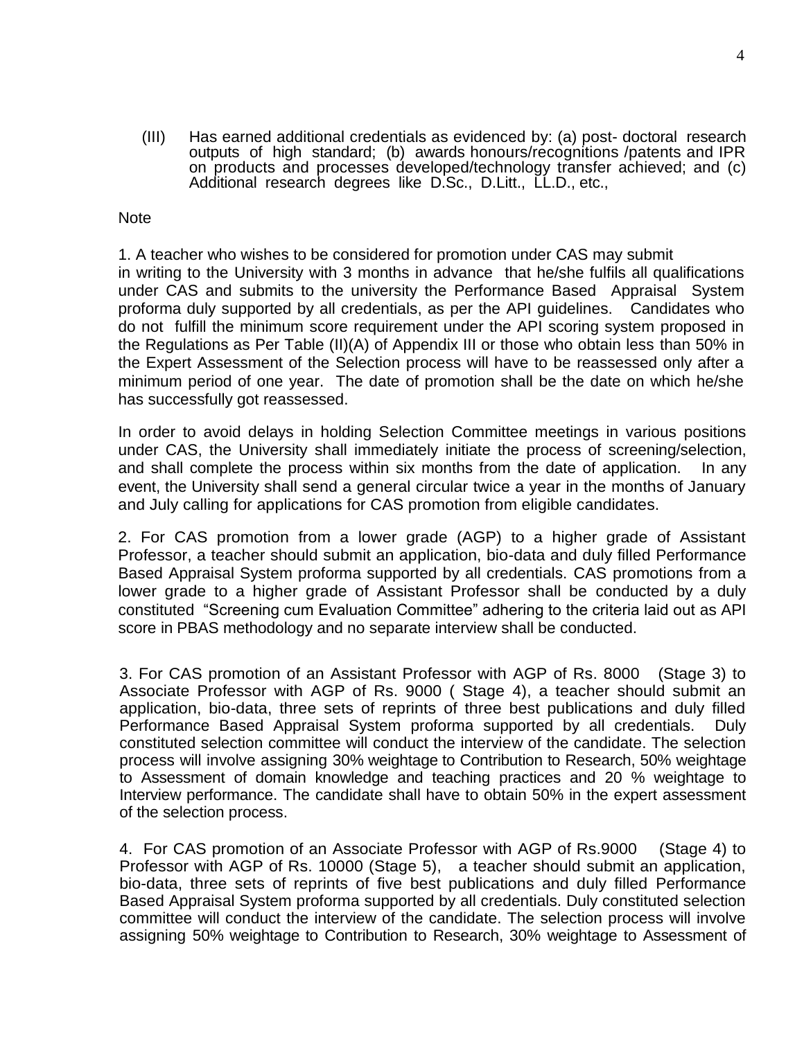(III) Has earned additional credentials as evidenced by: (a) post- doctoral research outputs of high standard; (b) awards honours/recognitions /patents and IPR on products and processes developed/technology transfer achieved; and (c) Additional research degrees like D.Sc., D.Litt., LL.D., etc.,

Note

1. A teacher who wishes to be considered for promotion under CAS may submit in writing to the University with 3 months in advance that he/she fulfils all qualifications under CAS and submits to the university the Performance Based Appraisal System proforma duly supported by all credentials, as per the API guidelines. Candidates who do not fulfill the minimum score requirement under the API scoring system proposed in the Regulations as Per Table (II)(A) of Appendix III or those who obtain less than 50% in the Expert Assessment of the Selection process will have to be reassessed only after a minimum period of one year. The date of promotion shall be the date on which he/she has successfully got reassessed.

In order to avoid delays in holding Selection Committee meetings in various positions under CAS, the University shall immediately initiate the process of screening/selection, and shall complete the process within six months from the date of application. In any event, the University shall send a general circular twice a year in the months of January and July calling for applications for CAS promotion from eligible candidates.

2. For CAS promotion from a lower grade (AGP) to a higher grade of Assistant Professor, a teacher should submit an application, bio-data and duly filled Performance Based Appraisal System proforma supported by all credentials. CAS promotions from a lower grade to a higher grade of Assistant Professor shall be conducted by a duly constituted "Screening cum Evaluation Committee" adhering to the criteria laid out as API score in PBAS methodology and no separate interview shall be conducted.

3. For CAS promotion of an Assistant Professor with AGP of Rs. 8000 (Stage 3) to Associate Professor with AGP of Rs. 9000 ( Stage 4), a teacher should submit an application, bio-data, three sets of reprints of three best publications and duly filled Performance Based Appraisal System proforma supported by all credentials. Duly constituted selection committee will conduct the interview of the candidate. The selection process will involve assigning 30% weightage to Contribution to Research, 50% weightage to Assessment of domain knowledge and teaching practices and 20 % weightage to Interview performance. The candidate shall have to obtain 50% in the expert assessment of the selection process.

4. For CAS promotion of an Associate Professor with AGP of Rs.9000 (Stage 4) to Professor with AGP of Rs. 10000 (Stage 5), a teacher should submit an application, bio-data, three sets of reprints of five best publications and duly filled Performance Based Appraisal System proforma supported by all credentials. Duly constituted selection committee will conduct the interview of the candidate. The selection process will involve assigning 50% weightage to Contribution to Research, 30% weightage to Assessment of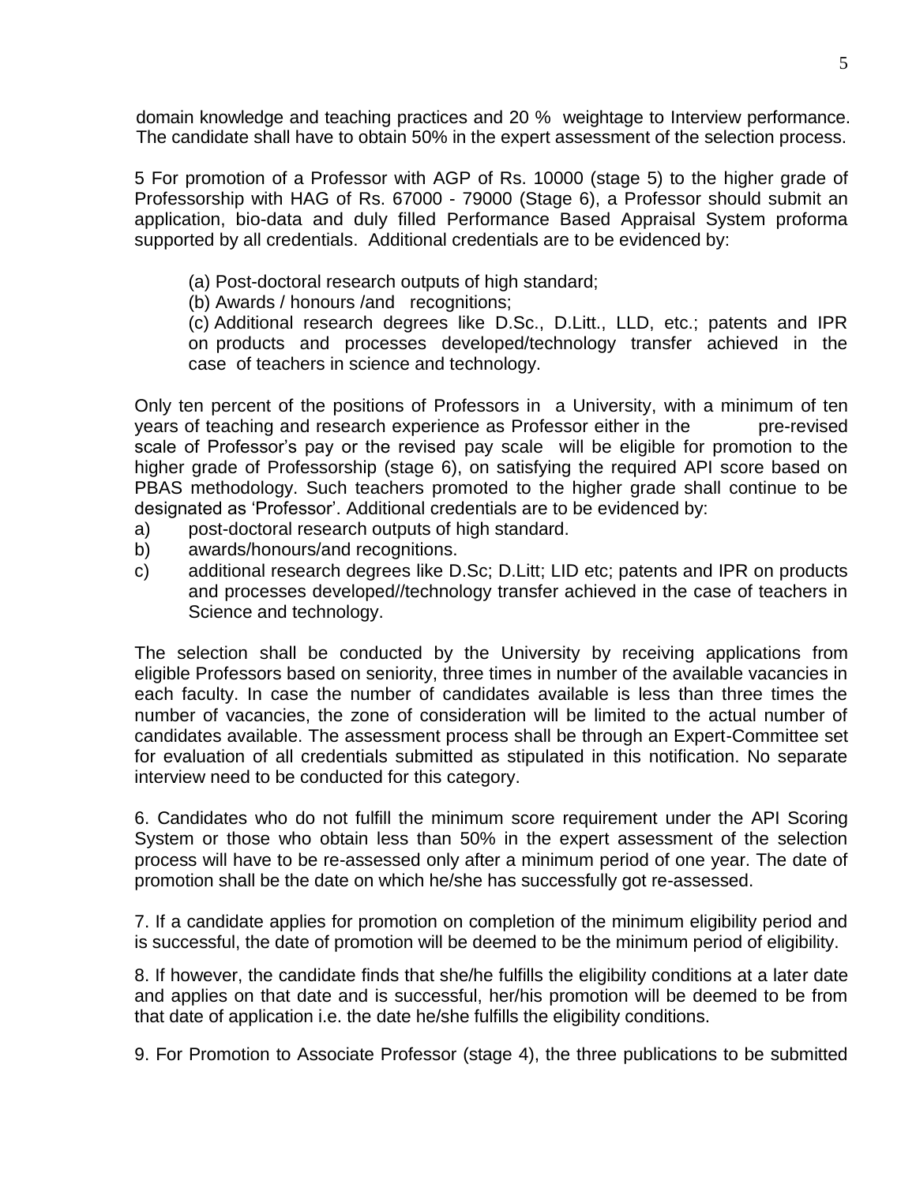domain knowledge and teaching practices and 20 % weightage to Interview performance. The candidate shall have to obtain 50% in the expert assessment of the selection process.

5 For promotion of a Professor with AGP of Rs. 10000 (stage 5) to the higher grade of Professorship with HAG of Rs. 67000 - 79000 (Stage 6), a Professor should submit an application, bio-data and duly filled Performance Based Appraisal System proforma supported by all credentials. Additional credentials are to be evidenced by:

(a) Post-doctoral research outputs of high standard;

(b) Awards / honours /and recognitions;

(c) Additional research degrees like D.Sc., D.Litt., LLD, etc.; patents and IPR on products and processes developed/technology transfer achieved in the case of teachers in science and technology.

Only ten percent of the positions of Professors in a University, with a minimum of ten years of teaching and research experience as Professor either in the pre-revised scale of Professor's pay or the revised pay scale will be eligible for promotion to the higher grade of Professorship (stage 6), on satisfying the required API score based on PBAS methodology. Such teachers promoted to the higher grade shall continue to be designated as 'Professor'. Additional credentials are to be evidenced by:

a) post-doctoral research outputs of high standard.
b) awards/honours/and recognitions.
c) additional research degrees like D.Sc; D.Litt; LID etc; patents and IPR on products and processes developed//technology transfer achieved in the case of teachers in Science and technology.

The selection shall be conducted by the University by receiving applications from eligible Professors based on seniority, three times in number of the available vacancies in each faculty. In case the number of candidates available is less than three times the number of vacancies, the zone of consideration will be limited to the actual number of candidates available. The assessment process shall be through an Expert-Committee set for evaluation of all credentials submitted as stipulated in this notification. No separate interview need to be conducted for this category.

6. Candidates who do not fulfill the minimum score requirement under the API Scoring System or those who obtain less than 50% in the expert assessment of the selection process will have to be re-assessed only after a minimum period of one year. The date of promotion shall be the date on which he/she has successfully got re-assessed.

7. If a candidate applies for promotion on completion of the minimum eligibility period and is successful, the date of promotion will be deemed to be the minimum period of eligibility.

8. If however, the candidate finds that she/he fulfills the eligibility conditions at a later date and applies on that date and is successful, her/his promotion will be deemed to be from that date of application i.e. the date he/she fulfills the eligibility conditions.

9. For Promotion to Associate Professor (stage 4), the three publications to be submitted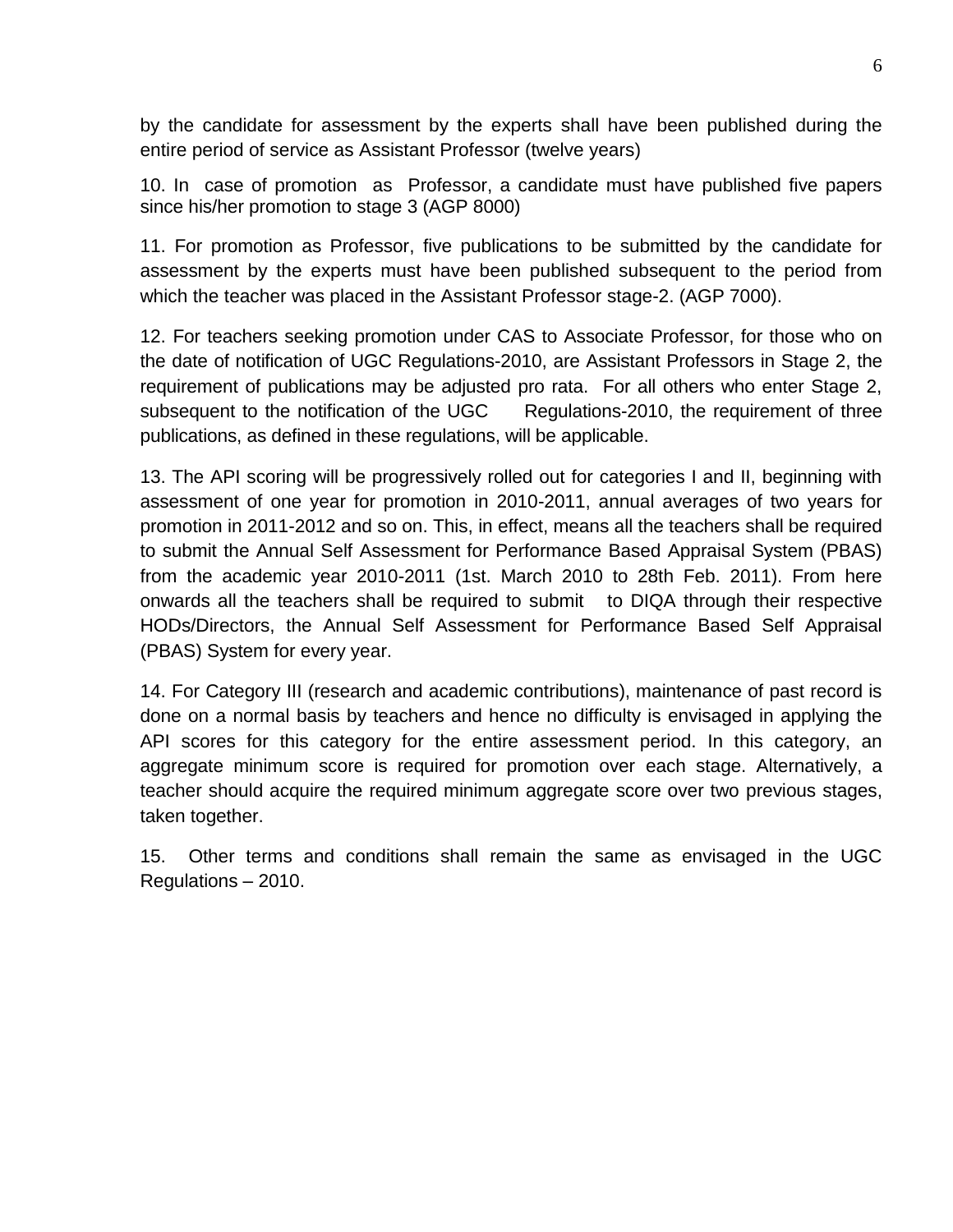by the candidate for assessment by the experts shall have been published during the entire period of service as Assistant Professor (twelve years)

10. In case of promotion as Professor, a candidate must have published five papers since his/her promotion to stage 3 (AGP 8000)

11. For promotion as Professor, five publications to be submitted by the candidate for assessment by the experts must have been published subsequent to the period from which the teacher was placed in the Assistant Professor stage-2. (AGP 7000).

12. For teachers seeking promotion under CAS to Associate Professor, for those who on the date of notification of UGC Regulations-2010, are Assistant Professors in Stage 2, the requirement of publications may be adjusted pro rata. For all others who enter Stage 2, subsequent to the notification of the UGC Regulations-2010, the requirement of three publications, as defined in these regulations, will be applicable.

13. The API scoring will be progressively rolled out for categories I and II, beginning with assessment of one year for promotion in 2010-2011, annual averages of two years for promotion in 2011-2012 and so on. This, in effect, means all the teachers shall be required to submit the Annual Self Assessment for Performance Based Appraisal System (PBAS) from the academic year 2010-2011 (1st. March 2010 to 28th Feb. 2011). From here onwards all the teachers shall be required to submit to DIQA through their respective HODs/Directors, the Annual Self Assessment for Performance Based Self Appraisal (PBAS) System for every year.

14. For Category III (research and academic contributions), maintenance of past record is done on a normal basis by teachers and hence no difficulty is envisaged in applying the API scores for this category for the entire assessment period. In this category, an aggregate minimum score is required for promotion over each stage. Alternatively, a teacher should acquire the required minimum aggregate score over two previous stages, taken together.

15. Other terms and conditions shall remain the same as envisaged in the UGC Regulations – 2010.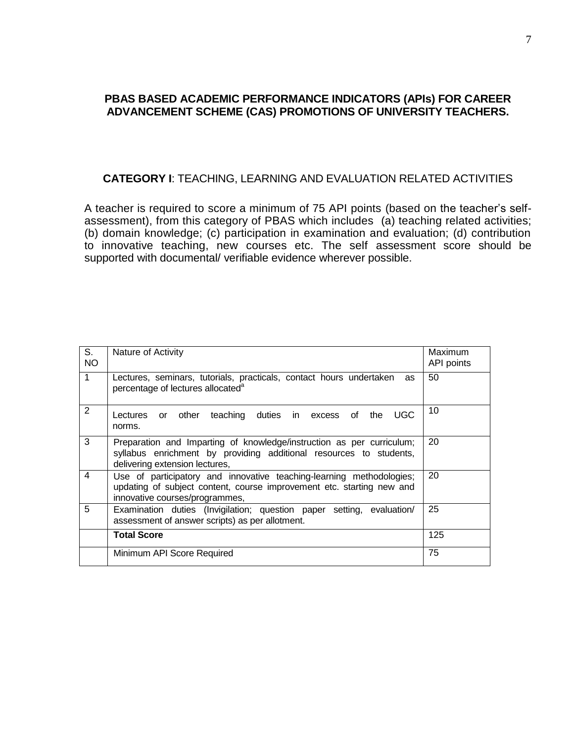## PBAS BASED ACADEMIC PERFORMANCE INDICATORS (APIs) FOR CAREER ADVANCEMENT SCHEME (CAS) PROMOTIONS OF UNIVERSITY TEACHERS.

**CATEGORY I**: TEACHING, LEARNING AND EVALUATION RELATED ACTIVITIES

A teacher is required to score a minimum of 75 API points (based on the teacher's self-assessment), from this category of PBAS which includes (a) teaching related activities; (b) domain knowledge; (c) participation in examination and evaluation; (d) contribution to innovative teaching, new courses etc. The self assessment score should be supported with documental/ verifiable evidence wherever possible.

| S. NO | Nature of Activity | Maximum API points |
|---|---|---|
| 1 | Lectures, seminars, tutorials, practicals, contact hours undertaken as percentage of lectures allocated[a] | 50 |
| 2 | Lectures or other teaching duties in excess of the UGC norms. | 10 |
| 3 | Preparation and Imparting of knowledge/instruction as per curriculum; syllabus enrichment by providing additional resources to students, delivering extension lectures, | 20 |
| 4 | Use of participatory and innovative teaching-learning methodologies; updating of subject content, course improvement etc. starting new and innovative courses/programmes, | 20 |
| 5 | Examination duties (Invigilation; question paper setting, evaluation/ assessment of answer scripts) as per allotment. | 25 |
| | **Total Score** | 125 |
| | Minimum API Score Required | 75 |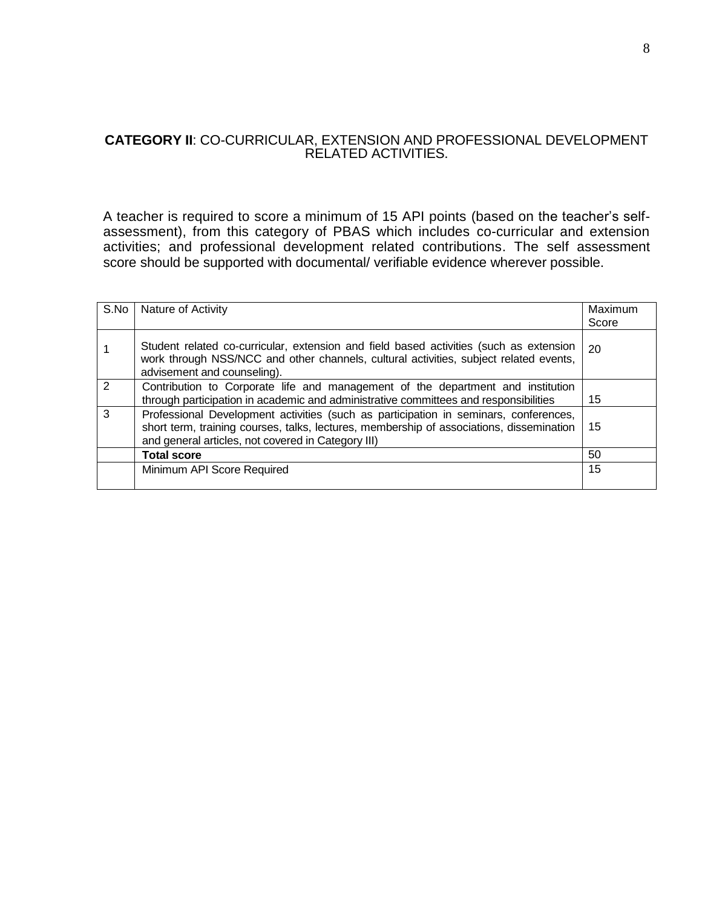**CATEGORY II**: CO-CURRICULAR, EXTENSION AND PROFESSIONAL DEVELOPMENT RELATED ACTIVITIES.

A teacher is required to score a minimum of 15 API points (based on the teacher's self-assessment), from this category of PBAS which includes co-curricular and extension activities; and professional development related contributions. The self assessment score should be supported with documental/ verifiable evidence wherever possible.

| S.No | Nature of Activity | Maximum Score |
|---|---|---|
| 1 | Student related co-curricular, extension and field based activities (such as extension work through NSS/NCC and other channels, cultural activities, subject related events, advisement and counseling). | 20 |
| 2 | Contribution to Corporate life and management of the department and institution through participation in academic and administrative committees and responsibilities | 15 |
| 3 | Professional Development activities (such as participation in seminars, conferences, short term, training courses, talks, lectures, membership of associations, dissemination and general articles, not covered in Category III) | 15 |
| | **Total score** | 50 |
| | Minimum API Score Required | 15 |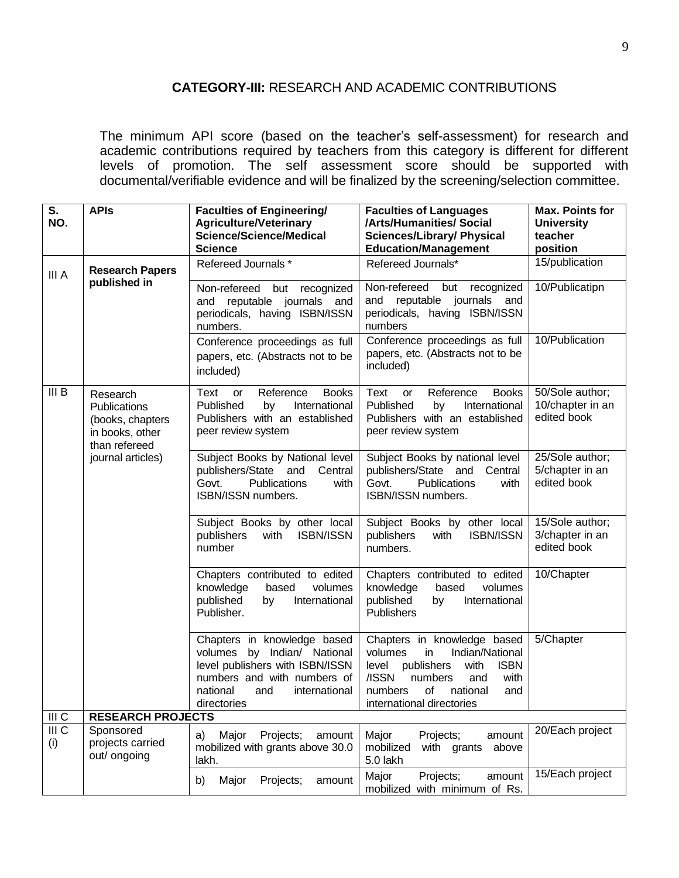## CATEGORY-III: RESEARCH AND ACADEMIC CONTRIBUTIONS

The minimum API score (based on the teacher's self-assessment) for research and academic contributions required by teachers from this category is different for different levels of promotion. The self assessment score should be supported with documental/verifiable evidence and will be finalized by the screening/selection committee.

| S. NO. | APIs | Faculties of Engineering/ Agriculture/Veterinary Science/Science/Medical Science | Faculties of Languages /Arts/Humanities/ Social Sciences/Library/ Physical Education/Management | Max. Points for University teacher position |
|---|---|---|---|---|
| III A | **Research Papers published in** | Refereed Journals * | Refereed Journals* | 15/publication |
| | | Non-refereed but recognized and reputable journals and periodicals, having ISBN/ISSN numbers. | Non-refereed but recognized and reputable journals and periodicals, having ISBN/ISSN numbers | 10/Publicatipn |
| | | Conference proceedings as full papers, etc. (Abstracts not to be included) | Conference proceedings as full papers, etc. (Abstracts not to be included) | 10/Publication |
| III B | Research Publications (books, chapters in books, other than refereed journal articles) | Text or Reference Books Published by International Publishers with an established peer review system | Text or Reference Books Published by International Publishers with an established peer review system | 50/Sole author; 10/chapter in an edited book |
| | | Subject Books by National level publishers/State and Central Govt. Publications with ISBN/ISSN numbers. | Subject Books by national level publishers/State and Central Govt. Publications with ISBN/ISSN numbers. | 25/Sole author; 5/chapter in an edited book |
| | | Subject Books by other local publishers with ISBN/ISSN number | Subject Books by other local publishers with ISBN/ISSN numbers. | 15/Sole author; 3/chapter in an edited book |
| | | Chapters contributed to edited knowledge based volumes published by International Publisher. | Chapters contributed to edited knowledge based volumes published by International Publishers | 10/Chapter |
| | | Chapters in knowledge based volumes by Indian/ National level publishers with ISBN/ISSN numbers and with numbers of national and international directories | Chapters in knowledge based volumes in Indian/National level publishers with ISBN /ISSN numbers and with numbers of national and international directories | 5/Chapter |
| III C | **RESEARCH PROJECTS** | | | |
| III C (i) | Sponsored projects carried out/ ongoing | a) Major Projects; amount mobilized with grants above 30.0 lakh. | Major Projects; amount mobilized with grants above 5.0 lakh | 20/Each project |
| | | b) Major Projects; amount | Major Projects; amount mobilized with minimum of Rs. | 15/Each project |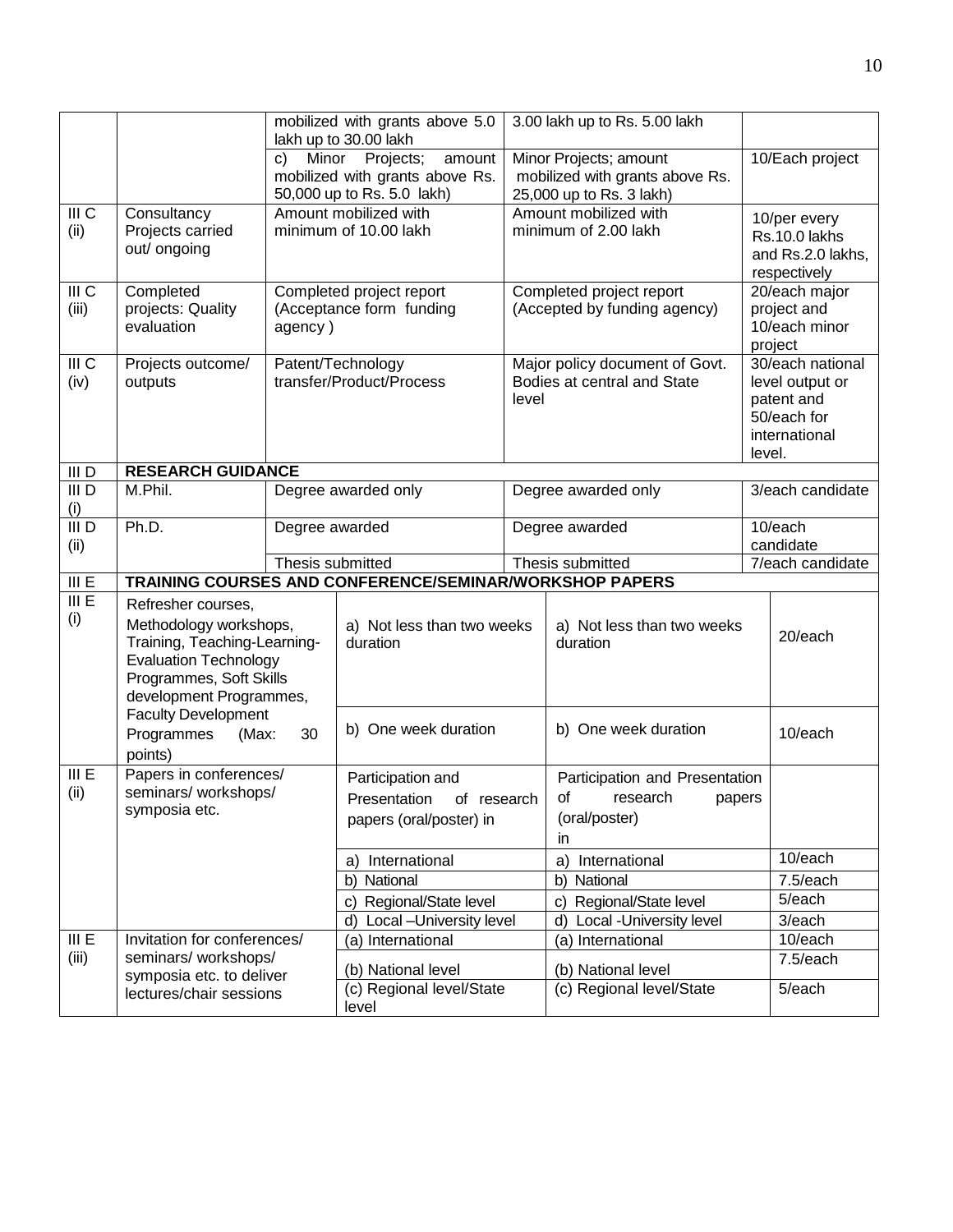| | | | | |
|---|---|---|---|---|
| | | mobilized with grants above 5.0 lakh up to 30.00 lakh | 3.00 lakh up to Rs. 5.00 lakh | |
| | | c) Minor Projects; amount mobilized with grants above Rs. 50,000 up to Rs. 5.0 lakh) | Minor Projects; amount mobilized with grants above Rs. 25,000 up to Rs. 3 lakh) | 10/Each project |
| III C (ii) | Consultancy Projects carried out/ ongoing | Amount mobilized with minimum of 10.00 lakh | Amount mobilized with minimum of 2.00 lakh | 10/per every Rs.10.0 lakhs and Rs.2.0 lakhs, respectively |
| III C (iii) | Completed projects: Quality evaluation | Completed project report (Acceptance form funding agency ) | Completed project report (Accepted by funding agency) | 20/each major project and 10/each minor project |
| III C (iv) | Projects outcome/ outputs | Patent/Technology transfer/Product/Process | Major policy document of Govt. Bodies at central and State level | 30/each national level output or patent and 50/each for international level. |
| III D | **RESEARCH GUIDANCE** | | | |
| III D (i) | M.Phil. | Degree awarded only | Degree awarded only | 3/each candidate |
| III D (ii) | Ph.D. | Degree awarded | Degree awarded | 10/each candidate |
| | | Thesis submitted | Thesis submitted | 7/each candidate |
| III E | **TRAINING COURSES AND CONFERENCE/SEMINAR/WORKSHOP PAPERS** | | | |
| III E (i) | Refresher courses, Methodology workshops, Training, Teaching-Learning-Evaluation Technology Programmes, Soft Skills development Programmes, Faculty Development Programmes (Max: 30 points) | a) Not less than two weeks duration | a) Not less than two weeks duration | 20/each |
| | | b) One week duration | b) One week duration | 10/each |
| III E (ii) | Papers in conferences/ seminars/ workshops/ symposia etc. | Participation and Presentation of research papers (oral/poster) in | Participation and Presentation of research papers (oral/poster) in | |
| | | a) International | a) International | 10/each |
| | | b) National | b) National | 7.5/each |
| | | c) Regional/State level | c) Regional/State level | 5/each |
| | | d) Local –University level | d) Local -University level | 3/each |
| III E (iii) | Invitation for conferences/ seminars/ workshops/ symposia etc. to deliver lectures/chair sessions | (a) International | (a) International | 10/each |
| | | (b) National level | (b) National level | 7.5/each |
| | | (c) Regional level/State level | (c) Regional level/State | 5/each |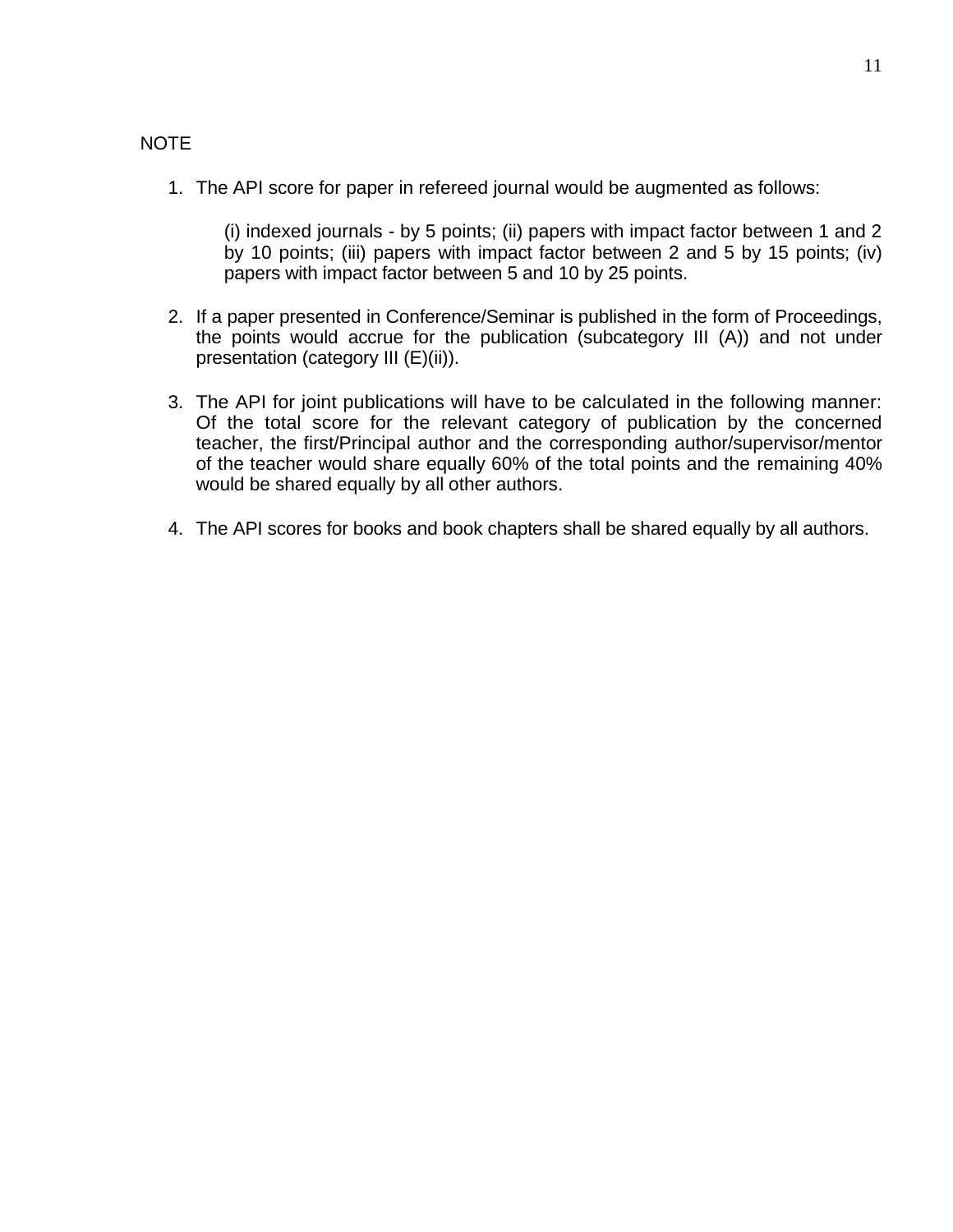NOTE

1. The API score for paper in refereed journal would be augmented as follows:

   (i) indexed journals - by 5 points; (ii) papers with impact factor between 1 and 2 by 10 points; (iii) papers with impact factor between 2 and 5 by 15 points; (iv) papers with impact factor between 5 and 10 by 25 points.

2. If a paper presented in Conference/Seminar is published in the form of Proceedings, the points would accrue for the publication (subcategory III (A)) and not under presentation (category III (E)(ii)).

3. The API for joint publications will have to be calculated in the following manner: Of the total score for the relevant category of publication by the concerned teacher, the first/Principal author and the corresponding author/supervisor/mentor of the teacher would share equally 60% of the total points and the remaining 40% would be shared equally by all other authors.

4. The API scores for books and book chapters shall be shared equally by all authors.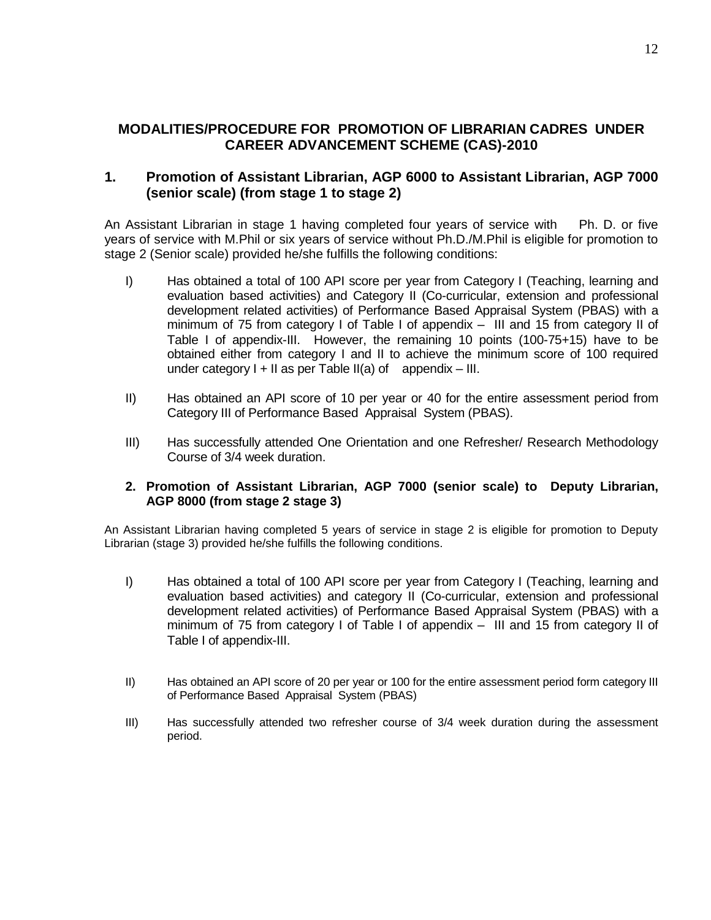## MODALITIES/PROCEDURE FOR PROMOTION OF LIBRARIAN CADRES UNDER CAREER ADVANCEMENT SCHEME (CAS)-2010

### 1. Promotion of Assistant Librarian, AGP 6000 to Assistant Librarian, AGP 7000 (senior scale) (from stage 1 to stage 2)

An Assistant Librarian in stage 1 having completed four years of service with Ph. D. or five years of service with M.Phil or six years of service without Ph.D./M.Phil is eligible for promotion to stage 2 (Senior scale) provided he/she fulfills the following conditions:

I) Has obtained a total of 100 API score per year from Category I (Teaching, learning and evaluation based activities) and Category II (Co-curricular, extension and professional development related activities) of Performance Based Appraisal System (PBAS) with a minimum of 75 from category I of Table I of appendix – III and 15 from category II of Table I of appendix-III. However, the remaining 10 points (100-75+15) have to be obtained either from category I and II to achieve the minimum score of 100 required under category I + II as per Table II(a) of appendix – III.

II) Has obtained an API score of 10 per year or 40 for the entire assessment period from Category III of Performance Based Appraisal System (PBAS).

III) Has successfully attended One Orientation and one Refresher/ Research Methodology Course of 3/4 week duration.

### 2. Promotion of Assistant Librarian, AGP 7000 (senior scale) to Deputy Librarian, AGP 8000 (from stage 2 stage 3)

An Assistant Librarian having completed 5 years of service in stage 2 is eligible for promotion to Deputy Librarian (stage 3) provided he/she fulfills the following conditions.

I) Has obtained a total of 100 API score per year from Category I (Teaching, learning and evaluation based activities) and category II (Co-curricular, extension and professional development related activities) of Performance Based Appraisal System (PBAS) with a minimum of 75 from category I of Table I of appendix – III and 15 from category II of Table I of appendix-III.

II) Has obtained an API score of 20 per year or 100 for the entire assessment period form category III of Performance Based Appraisal System (PBAS)

III) Has successfully attended two refresher course of 3/4 week duration during the assessment period.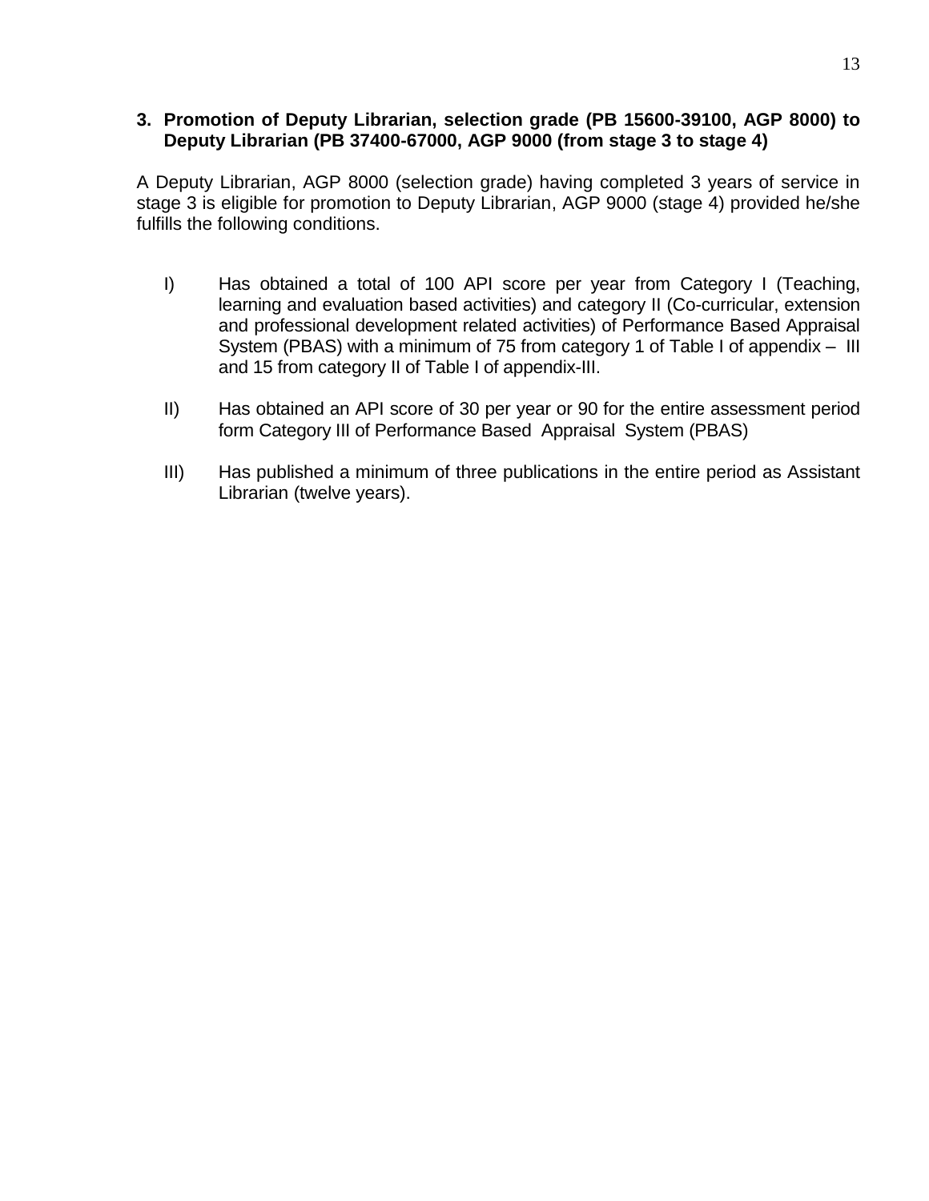### 3. Promotion of Deputy Librarian, selection grade (PB 15600-39100, AGP 8000) to Deputy Librarian (PB 37400-67000, AGP 9000 (from stage 3 to stage 4)

A Deputy Librarian, AGP 8000 (selection grade) having completed 3 years of service in stage 3 is eligible for promotion to Deputy Librarian, AGP 9000 (stage 4) provided he/she fulfills the following conditions.

I) Has obtained a total of 100 API score per year from Category I (Teaching, learning and evaluation based activities) and category II (Co-curricular, extension and professional development related activities) of Performance Based Appraisal System (PBAS) with a minimum of 75 from category 1 of Table I of appendix – III and 15 from category II of Table I of appendix-III.

II) Has obtained an API score of 30 per year or 90 for the entire assessment period form Category III of Performance Based Appraisal System (PBAS)

III) Has published a minimum of three publications in the entire period as Assistant Librarian (twelve years).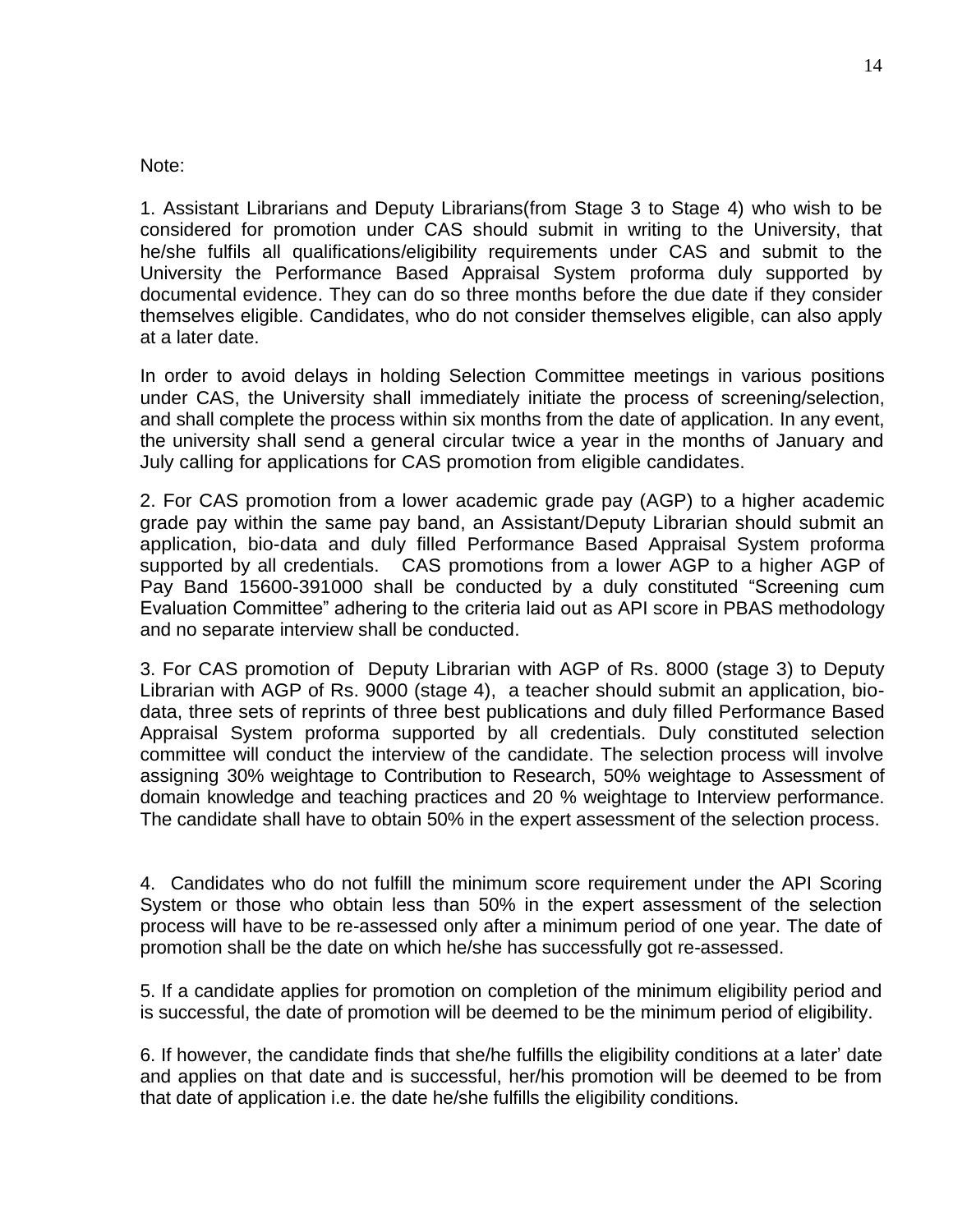Note:

1. Assistant Librarians and Deputy Librarians(from Stage 3 to Stage 4) who wish to be considered for promotion under CAS should submit in writing to the University, that he/she fulfils all qualifications/eligibility requirements under CAS and submit to the University the Performance Based Appraisal System proforma duly supported by documental evidence. They can do so three months before the due date if they consider themselves eligible. Candidates, who do not consider themselves eligible, can also apply at a later date.

In order to avoid delays in holding Selection Committee meetings in various positions under CAS, the University shall immediately initiate the process of screening/selection, and shall complete the process within six months from the date of application. In any event, the university shall send a general circular twice a year in the months of January and July calling for applications for CAS promotion from eligible candidates.

2. For CAS promotion from a lower academic grade pay (AGP) to a higher academic grade pay within the same pay band, an Assistant/Deputy Librarian should submit an application, bio-data and duly filled Performance Based Appraisal System proforma supported by all credentials. CAS promotions from a lower AGP to a higher AGP of Pay Band 15600-391000 shall be conducted by a duly constituted "Screening cum Evaluation Committee" adhering to the criteria laid out as API score in PBAS methodology and no separate interview shall be conducted.

3. For CAS promotion of Deputy Librarian with AGP of Rs. 8000 (stage 3) to Deputy Librarian with AGP of Rs. 9000 (stage 4), a teacher should submit an application, bio-data, three sets of reprints of three best publications and duly filled Performance Based Appraisal System proforma supported by all credentials. Duly constituted selection committee will conduct the interview of the candidate. The selection process will involve assigning 30% weightage to Contribution to Research, 50% weightage to Assessment of domain knowledge and teaching practices and 20 % weightage to Interview performance. The candidate shall have to obtain 50% in the expert assessment of the selection process.

4. Candidates who do not fulfill the minimum score requirement under the API Scoring System or those who obtain less than 50% in the expert assessment of the selection process will have to be re-assessed only after a minimum period of one year. The date of promotion shall be the date on which he/she has successfully got re-assessed.

5. If a candidate applies for promotion on completion of the minimum eligibility period and is successful, the date of promotion will be deemed to be the minimum period of eligibility.

6. If however, the candidate finds that she/he fulfills the eligibility conditions at a later' date and applies on that date and is successful, her/his promotion will be deemed to be from that date of application i.e. the date he/she fulfills the eligibility conditions.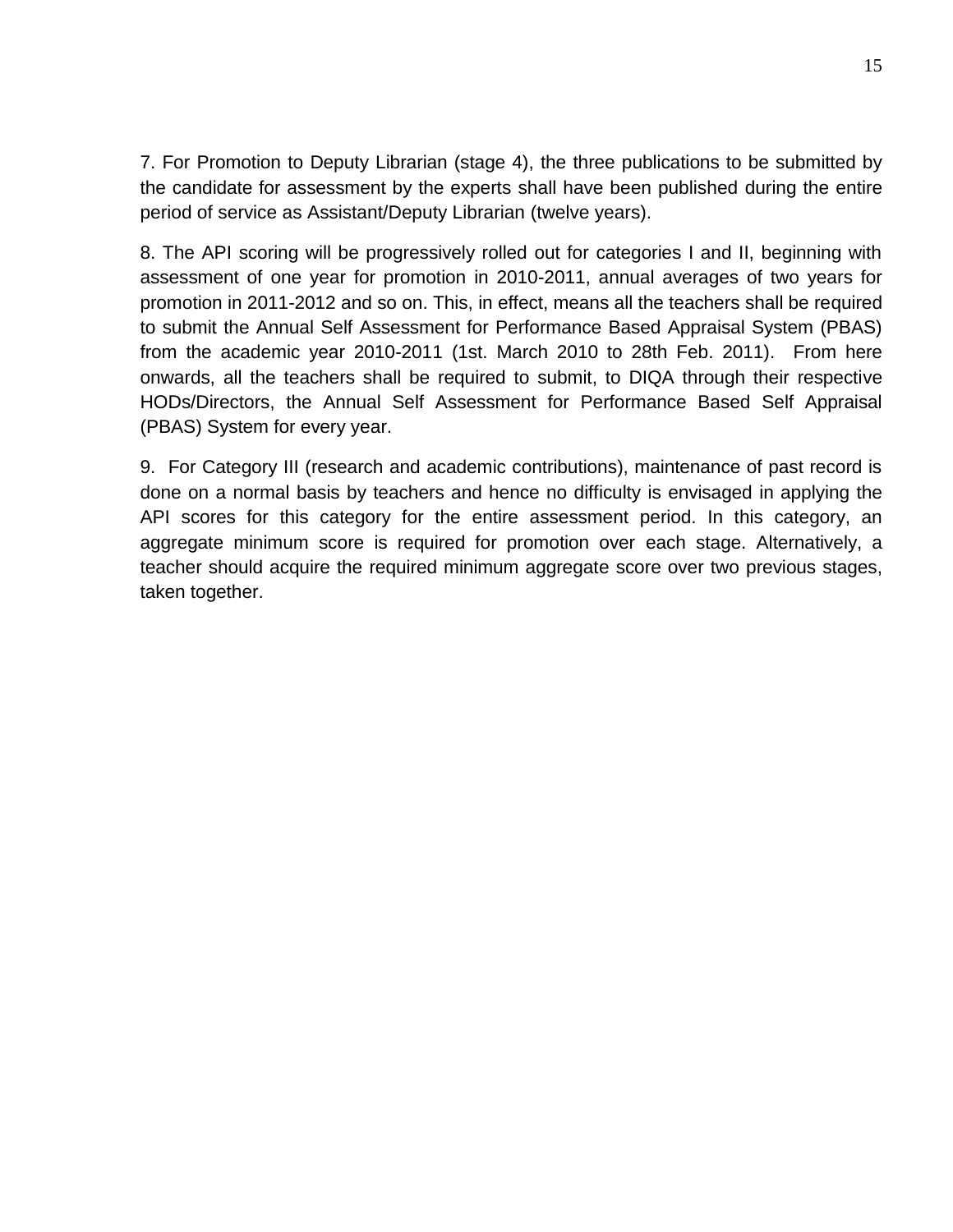7. For Promotion to Deputy Librarian (stage 4), the three publications to be submitted by the candidate for assessment by the experts shall have been published during the entire period of service as Assistant/Deputy Librarian (twelve years).

8. The API scoring will be progressively rolled out for categories I and II, beginning with assessment of one year for promotion in 2010-2011, annual averages of two years for promotion in 2011-2012 and so on. This, in effect, means all the teachers shall be required to submit the Annual Self Assessment for Performance Based Appraisal System (PBAS) from the academic year 2010-2011 (1st. March 2010 to 28th Feb. 2011). From here onwards, all the teachers shall be required to submit, to DIQA through their respective HODs/Directors, the Annual Self Assessment for Performance Based Self Appraisal (PBAS) System for every year.

9. For Category III (research and academic contributions), maintenance of past record is done on a normal basis by teachers and hence no difficulty is envisaged in applying the API scores for this category for the entire assessment period. In this category, an aggregate minimum score is required for promotion over each stage. Alternatively, a teacher should acquire the required minimum aggregate score over two previous stages, taken together.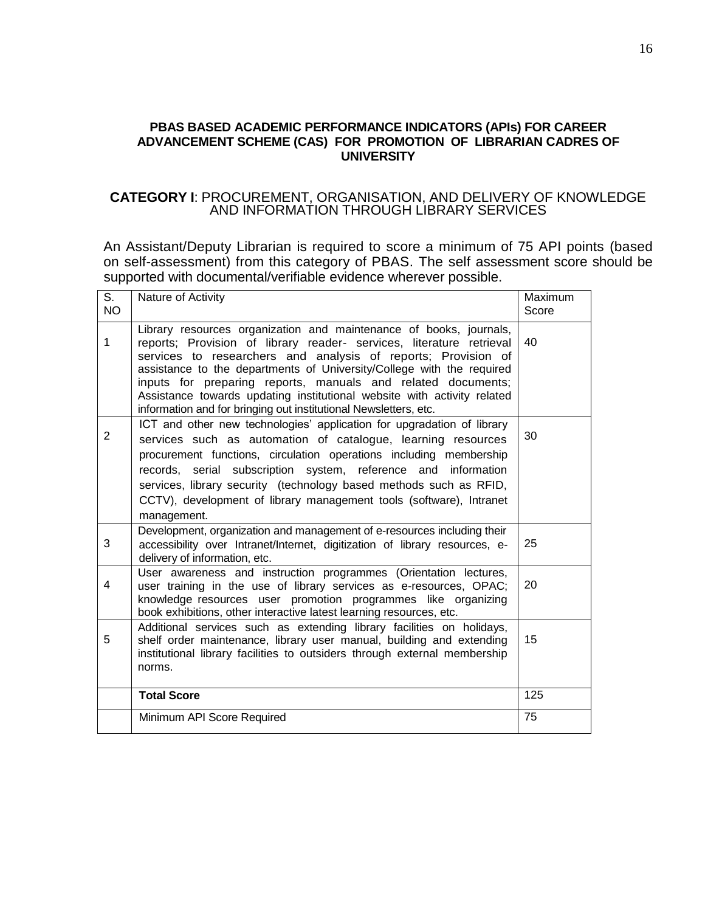## PBAS BASED ACADEMIC PERFORMANCE INDICATORS (APIs) FOR CAREER ADVANCEMENT SCHEME (CAS) FOR PROMOTION OF LIBRARIAN CADRES OF UNIVERSITY

### **CATEGORY I**: PROCUREMENT, ORGANISATION, AND DELIVERY OF KNOWLEDGE AND INFORMATION THROUGH LIBRARY SERVICES

An Assistant/Deputy Librarian is required to score a minimum of 75 API points (based on self-assessment) from this category of PBAS. The self assessment score should be supported with documental/verifiable evidence wherever possible.

| S. NO | Nature of Activity | Maximum Score |
|---|---|---|
| 1 | Library resources organization and maintenance of books, journals, reports; Provision of library reader- services, literature retrieval services to researchers and analysis of reports; Provision of assistance to the departments of University/College with the required inputs for preparing reports, manuals and related documents; Assistance towards updating institutional website with activity related information and for bringing out institutional Newsletters, etc. | 40 |
| 2 | ICT and other new technologies' application for upgradation of library services such as automation of catalogue, learning resources procurement functions, circulation operations including membership records, serial subscription system, reference and information services, library security (technology based methods such as RFID, CCTV), development of library management tools (software), Intranet management. | 30 |
| 3 | Development, organization and management of e-resources including their accessibility over Intranet/Internet, digitization of library resources, e-delivery of information, etc. | 25 |
| 4 | User awareness and instruction programmes (Orientation lectures, user training in the use of library services as e-resources, OPAC; knowledge resources user promotion programmes like organizing book exhibitions, other interactive latest learning resources, etc. | 20 |
| 5 | Additional services such as extending library facilities on holidays, shelf order maintenance, library user manual, building and extending institutional library facilities to outsiders through external membership norms. | 15 |
| | **Total Score** | 125 |
| | Minimum API Score Required | 75 |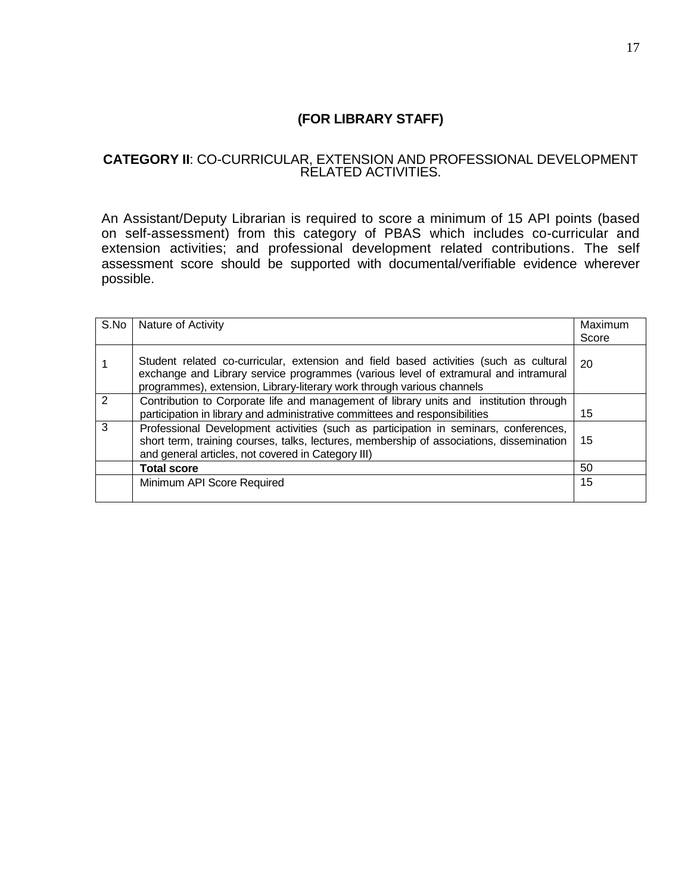## (FOR LIBRARY STAFF)

**CATEGORY II**: CO-CURRICULAR, EXTENSION AND PROFESSIONAL DEVELOPMENT RELATED ACTIVITIES.

An Assistant/Deputy Librarian is required to score a minimum of 15 API points (based on self-assessment) from this category of PBAS which includes co-curricular and extension activities; and professional development related contributions. The self assessment score should be supported with documental/verifiable evidence wherever possible.

| S.No | Nature of Activity | Maximum Score |
|---|---|---|
| 1 | Student related co-curricular, extension and field based activities (such as cultural exchange and Library service programmes (various level of extramural and intramural programmes), extension, Library-literary work through various channels | 20 |
| 2 | Contribution to Corporate life and management of library units and institution through participation in library and administrative committees and responsibilities | 15 |
| 3 | Professional Development activities (such as participation in seminars, conferences, short term, training courses, talks, lectures, membership of associations, dissemination and general articles, not covered in Category III) | 15 |
| | **Total score** | 50 |
| | Minimum API Score Required | 15 |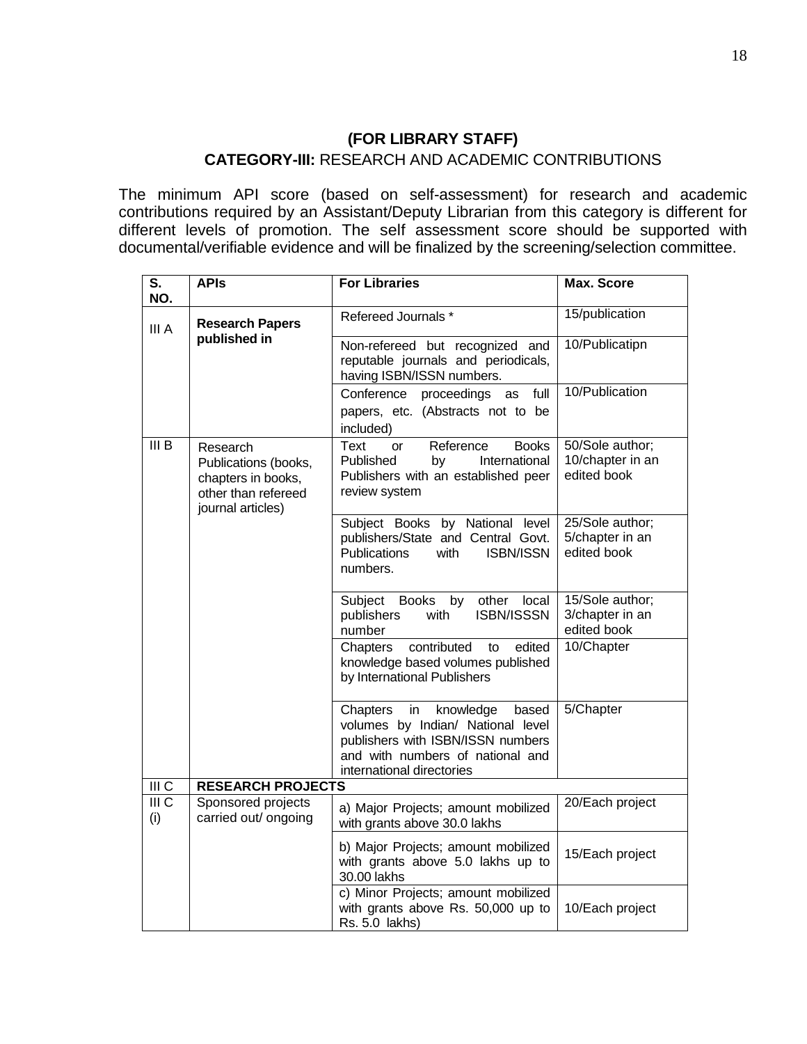## (FOR LIBRARY STAFF)

### CATEGORY-III: RESEARCH AND ACADEMIC CONTRIBUTIONS

The minimum API score (based on self-assessment) for research and academic contributions required by an Assistant/Deputy Librarian from this category is different for different levels of promotion. The self assessment score should be supported with documental/verifiable evidence and will be finalized by the screening/selection committee.

| S. NO. | APIs | For Libraries | Max. Score |
|---|---|---|---|
| III A | **Research Papers published in** | Refereed Journals * | 15/publication |
| | | Non-refereed but recognized and reputable journals and periodicals, having ISBN/ISSN numbers. | 10/Publicatipn |
| | | Conference proceedings as full papers, etc. (Abstracts not to be included) | 10/Publication |
| III B | Research Publications (books, chapters in books, other than refereed journal articles) | Text or Reference Books Published by International Publishers with an established peer review system | 50/Sole author; 10/chapter in an edited book |
| | | Subject Books by National level publishers/State and Central Govt. Publications with ISBN/ISSN numbers. | 25/Sole author; 5/chapter in an edited book |
| | | Subject Books by other local publishers with ISBN/ISSSN number | 15/Sole author; 3/chapter in an edited book |
| | | Chapters contributed to edited knowledge based volumes published by International Publishers | 10/Chapter |
| | | Chapters in knowledge based volumes by Indian/ National level publishers with ISBN/ISSN numbers and with numbers of national and international directories | 5/Chapter |
| III C | **RESEARCH PROJECTS** | | |
| III C (i) | Sponsored projects carried out/ ongoing | a) Major Projects; amount mobilized with grants above 30.0 lakhs | 20/Each project |
| | | b) Major Projects; amount mobilized with grants above 5.0 lakhs up to 30.00 lakhs | 15/Each project |
| | | c) Minor Projects; amount mobilized with grants above Rs. 50,000 up to Rs. 5.0 lakhs) | 10/Each project |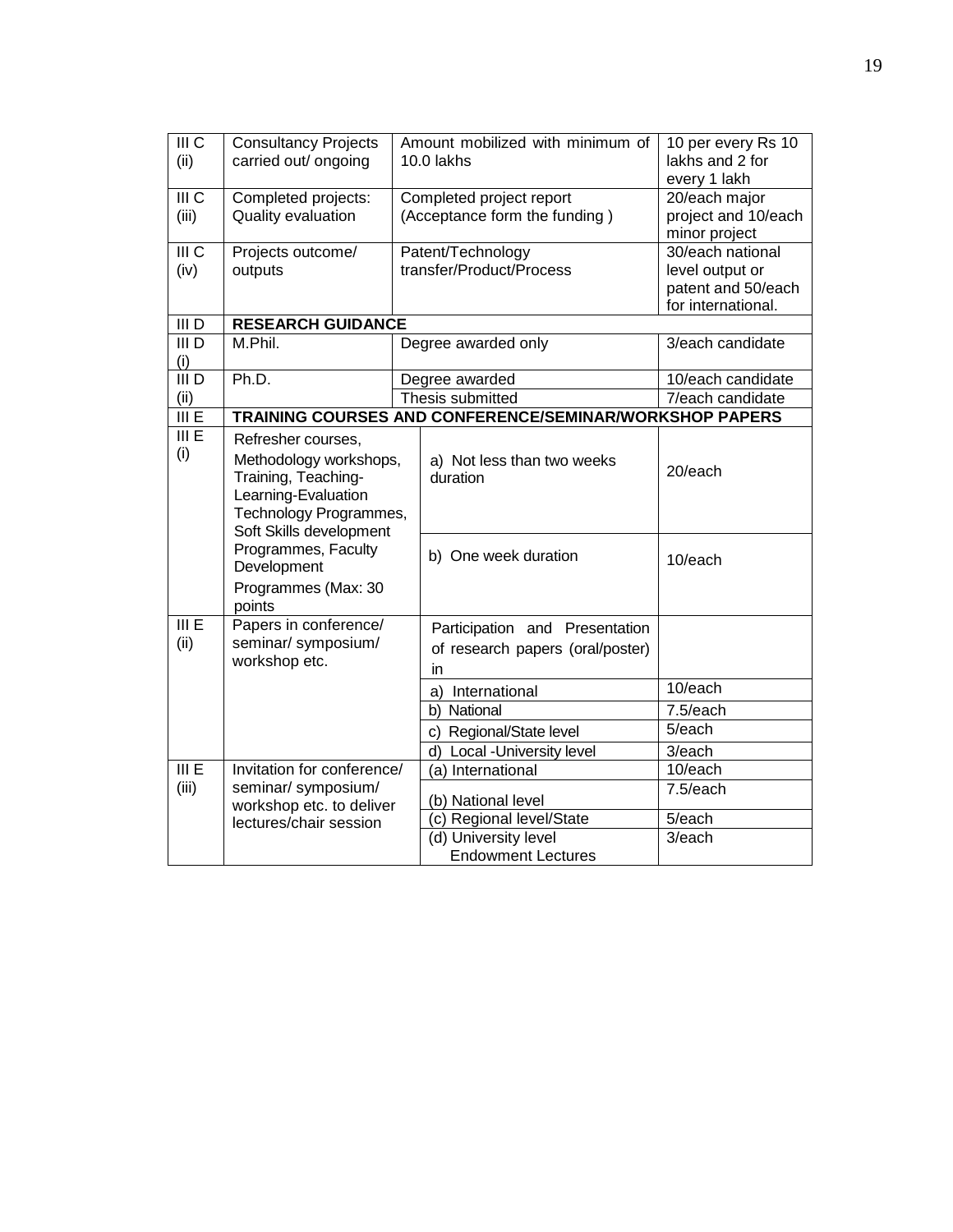| III C (ii) | Consultancy Projects carried out/ ongoing | Amount mobilized with minimum of 10.0 lakhs | 10 per every Rs 10 lakhs and 2 for every 1 lakh |
|---|---|---|---|
| III C (iii) | Completed projects: Quality evaluation | Completed project report (Acceptance form the funding ) | 20/each major project and 10/each minor project |
| III C (iv) | Projects outcome/ outputs | Patent/Technology transfer/Product/Process | 30/each national level output or patent and 50/each for international. |
| III D | **RESEARCH GUIDANCE** | | |
| III D (i) | M.Phil. | Degree awarded only | 3/each candidate |
| III D (ii) | Ph.D. | Degree awarded | 10/each candidate |
| | | Thesis submitted | 7/each candidate |
| III E | **TRAINING COURSES AND CONFERENCE/SEMINAR/WORKSHOP PAPERS** | | |
| III E (i) | Refresher courses, Methodology workshops, Training, Teaching-Learning-Evaluation Technology Programmes, Soft Skills development Programmes, Faculty Development Programmes (Max: 30 points | a) Not less than two weeks duration | 20/each |
| | | b) One week duration | 10/each |
| III E (ii) | Papers in conference/ seminar/ symposium/ workshop etc. | Participation and Presentation of research papers (oral/poster) in | |
| | | a) International | 10/each |
| | | b) National | 7.5/each |
| | | c) Regional/State level | 5/each |
| | | d) Local -University level | 3/each |
| III E (iii) | Invitation for conference/ seminar/ symposium/ workshop etc. to deliver lectures/chair session | (a) International | 10/each |
| | | (b) National level | 7.5/each |
| | | (c) Regional level/State | 5/each |
| | | (d) University level Endowment Lectures | 3/each |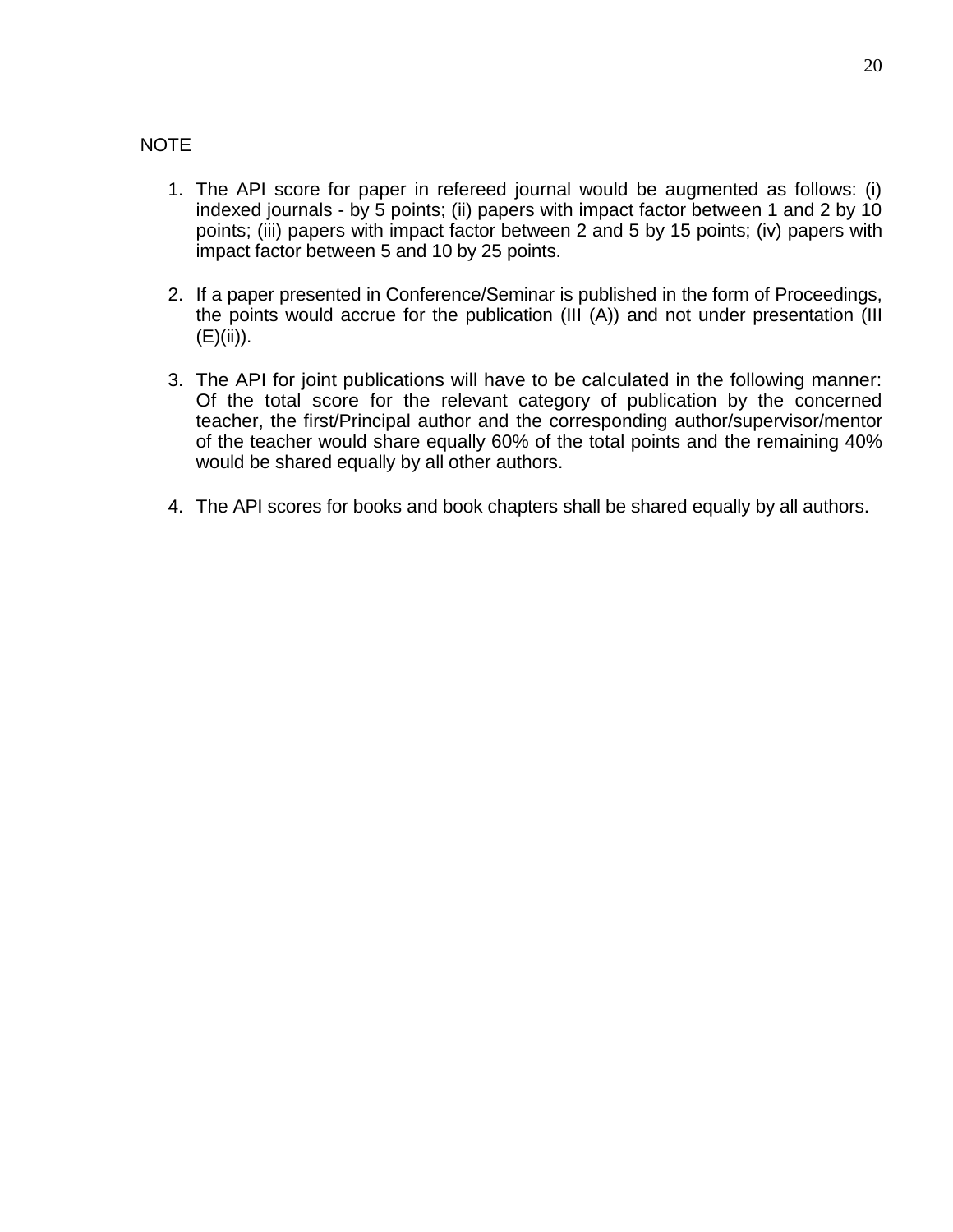NOTE

1. The API score for paper in refereed journal would be augmented as follows: (i) indexed journals - by 5 points; (ii) papers with impact factor between 1 and 2 by 10 points; (iii) papers with impact factor between 2 and 5 by 15 points; (iv) papers with impact factor between 5 and 10 by 25 points.

2. If a paper presented in Conference/Seminar is published in the form of Proceedings, the points would accrue for the publication (III (A)) and not under presentation (III (E)(ii)).

3. The API for joint publications will have to be calculated in the following manner: Of the total score for the relevant category of publication by the concerned teacher, the first/Principal author and the corresponding author/supervisor/mentor of the teacher would share equally 60% of the total points and the remaining 40% would be shared equally by all other authors.

4. The API scores for books and book chapters shall be shared equally by all authors.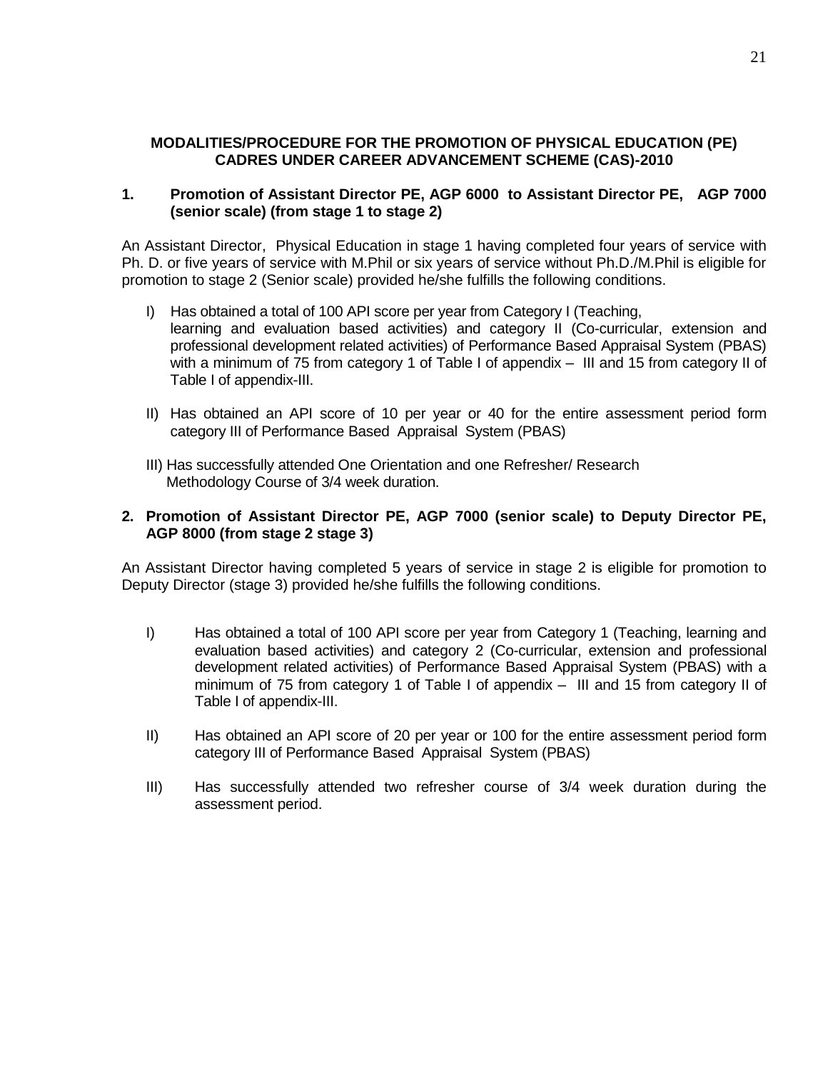**MODALITIES/PROCEDURE FOR THE PROMOTION OF PHYSICAL EDUCATION (PE) CADRES UNDER CAREER ADVANCEMENT SCHEME (CAS)-2010**

**1. Promotion of Assistant Director PE, AGP 6000 to Assistant Director PE, AGP 7000 (senior scale) (from stage 1 to stage 2)**

An Assistant Director, Physical Education in stage 1 having completed four years of service with Ph. D. or five years of service with M.Phil or six years of service without Ph.D./M.Phil is eligible for promotion to stage 2 (Senior scale) provided he/she fulfills the following conditions.

I) Has obtained a total of 100 API score per year from Category I (Teaching, learning and evaluation based activities) and category II (Co-curricular, extension and professional development related activities) of Performance Based Appraisal System (PBAS) with a minimum of 75 from category 1 of Table I of appendix – III and 15 from category II of Table I of appendix-III.

II) Has obtained an API score of 10 per year or 40 for the entire assessment period form category III of Performance Based Appraisal System (PBAS)

III) Has successfully attended One Orientation and one Refresher/ Research Methodology Course of 3/4 week duration.

**2. Promotion of Assistant Director PE, AGP 7000 (senior scale) to Deputy Director PE, AGP 8000 (from stage 2 stage 3)**

An Assistant Director having completed 5 years of service in stage 2 is eligible for promotion to Deputy Director (stage 3) provided he/she fulfills the following conditions.

I) Has obtained a total of 100 API score per year from Category 1 (Teaching, learning and evaluation based activities) and category 2 (Co-curricular, extension and professional development related activities) of Performance Based Appraisal System (PBAS) with a minimum of 75 from category 1 of Table I of appendix – III and 15 from category II of Table I of appendix-III.

II) Has obtained an API score of 20 per year or 100 for the entire assessment period form category III of Performance Based Appraisal System (PBAS)

III) Has successfully attended two refresher course of 3/4 week duration during the assessment period.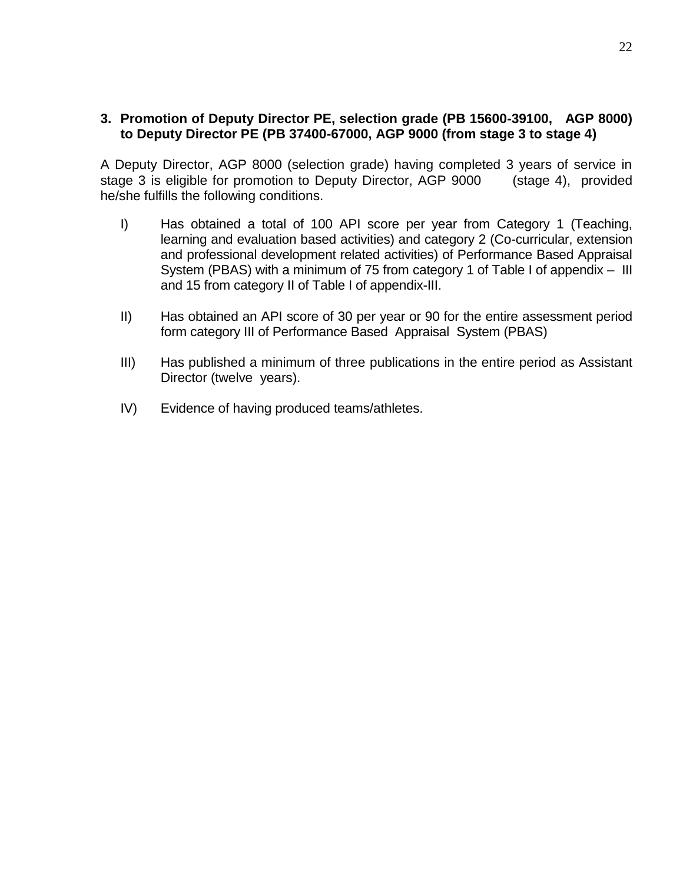**3. Promotion of Deputy Director PE, selection grade (PB 15600-39100, AGP 8000) to Deputy Director PE (PB 37400-67000, AGP 9000 (from stage 3 to stage 4)**

A Deputy Director, AGP 8000 (selection grade) having completed 3 years of service in stage 3 is eligible for promotion to Deputy Director, AGP 9000 (stage 4), provided he/she fulfills the following conditions.

I) Has obtained a total of 100 API score per year from Category 1 (Teaching, learning and evaluation based activities) and category 2 (Co-curricular, extension and professional development related activities) of Performance Based Appraisal System (PBAS) with a minimum of 75 from category 1 of Table I of appendix – III and 15 from category II of Table I of appendix-III.

II) Has obtained an API score of 30 per year or 90 for the entire assessment period form category III of Performance Based Appraisal System (PBAS)

III) Has published a minimum of three publications in the entire period as Assistant Director (twelve years).

IV) Evidence of having produced teams/athletes.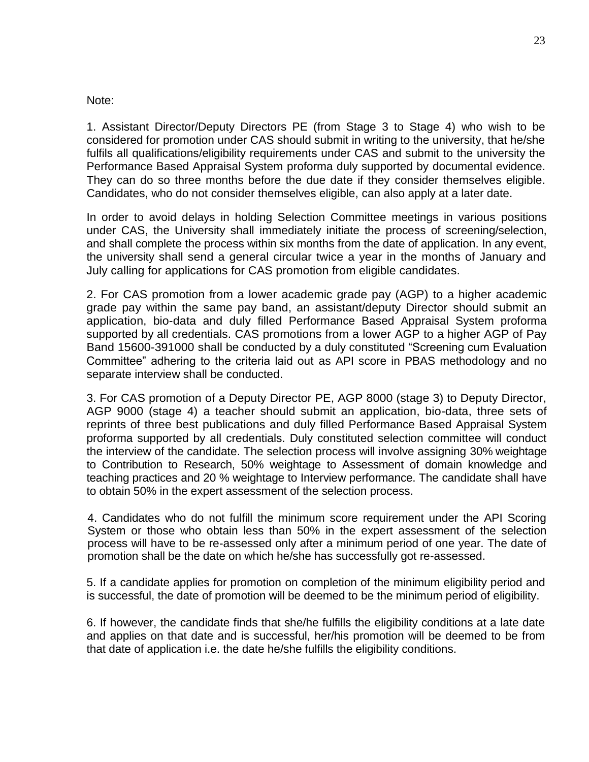Note:

1. Assistant Director/Deputy Directors PE (from Stage 3 to Stage 4) who wish to be considered for promotion under CAS should submit in writing to the university, that he/she fulfils all qualifications/eligibility requirements under CAS and submit to the university the Performance Based Appraisal System proforma duly supported by documental evidence. They can do so three months before the due date if they consider themselves eligible. Candidates, who do not consider themselves eligible, can also apply at a later date.

In order to avoid delays in holding Selection Committee meetings in various positions under CAS, the University shall immediately initiate the process of screening/selection, and shall complete the process within six months from the date of application. In any event, the university shall send a general circular twice a year in the months of January and July calling for applications for CAS promotion from eligible candidates.

2. For CAS promotion from a lower academic grade pay (AGP) to a higher academic grade pay within the same pay band, an assistant/deputy Director should submit an application, bio-data and duly filled Performance Based Appraisal System proforma supported by all credentials. CAS promotions from a lower AGP to a higher AGP of Pay Band 15600-391000 shall be conducted by a duly constituted "Screening cum Evaluation Committee" adhering to the criteria laid out as API score in PBAS methodology and no separate interview shall be conducted.

3. For CAS promotion of a Deputy Director PE, AGP 8000 (stage 3) to Deputy Director, AGP 9000 (stage 4) a teacher should submit an application, bio-data, three sets of reprints of three best publications and duly filled Performance Based Appraisal System proforma supported by all credentials. Duly constituted selection committee will conduct the interview of the candidate. The selection process will involve assigning 30% weightage to Contribution to Research, 50% weightage to Assessment of domain knowledge and teaching practices and 20 % weightage to Interview performance. The candidate shall have to obtain 50% in the expert assessment of the selection process.

4. Candidates who do not fulfill the minimum score requirement under the API Scoring System or those who obtain less than 50% in the expert assessment of the selection process will have to be re-assessed only after a minimum period of one year. The date of promotion shall be the date on which he/she has successfully got re-assessed.

5. If a candidate applies for promotion on completion of the minimum eligibility period and is successful, the date of promotion will be deemed to be the minimum period of eligibility.

6. If however, the candidate finds that she/he fulfills the eligibility conditions at a late date and applies on that date and is successful, her/his promotion will be deemed to be from that date of application i.e. the date he/she fulfills the eligibility conditions.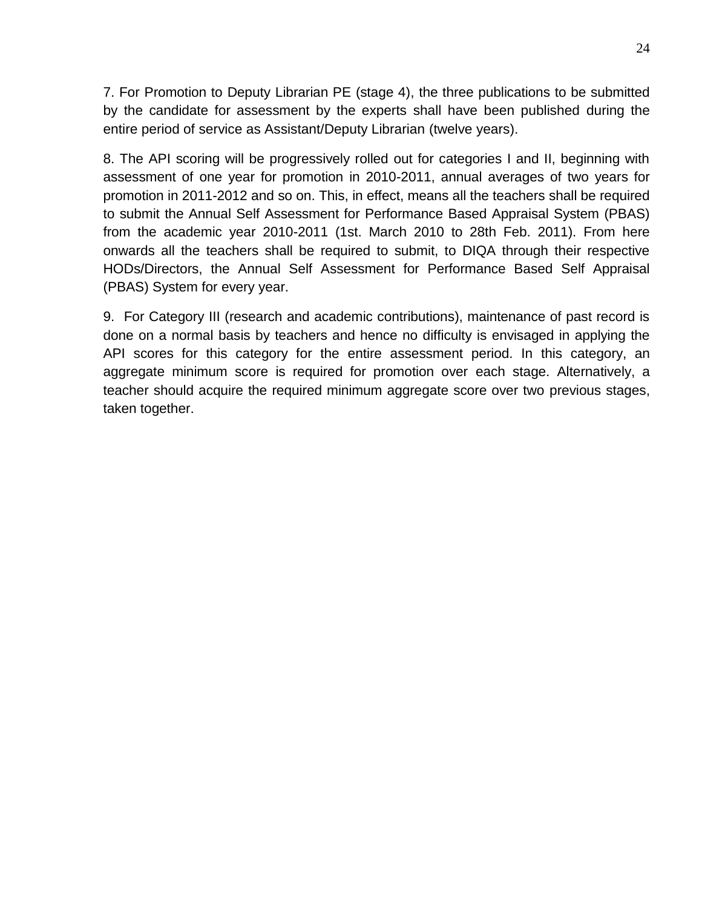7. For Promotion to Deputy Librarian PE (stage 4), the three publications to be submitted by the candidate for assessment by the experts shall have been published during the entire period of service as Assistant/Deputy Librarian (twelve years).

8. The API scoring will be progressively rolled out for categories I and II, beginning with assessment of one year for promotion in 2010-2011, annual averages of two years for promotion in 2011-2012 and so on. This, in effect, means all the teachers shall be required to submit the Annual Self Assessment for Performance Based Appraisal System (PBAS) from the academic year 2010-2011 (1st. March 2010 to 28th Feb. 2011). From here onwards all the teachers shall be required to submit, to DIQA through their respective HODs/Directors, the Annual Self Assessment for Performance Based Self Appraisal (PBAS) System for every year.

9. For Category III (research and academic contributions), maintenance of past record is done on a normal basis by teachers and hence no difficulty is envisaged in applying the API scores for this category for the entire assessment period. In this category, an aggregate minimum score is required for promotion over each stage. Alternatively, a teacher should acquire the required minimum aggregate score over two previous stages, taken together.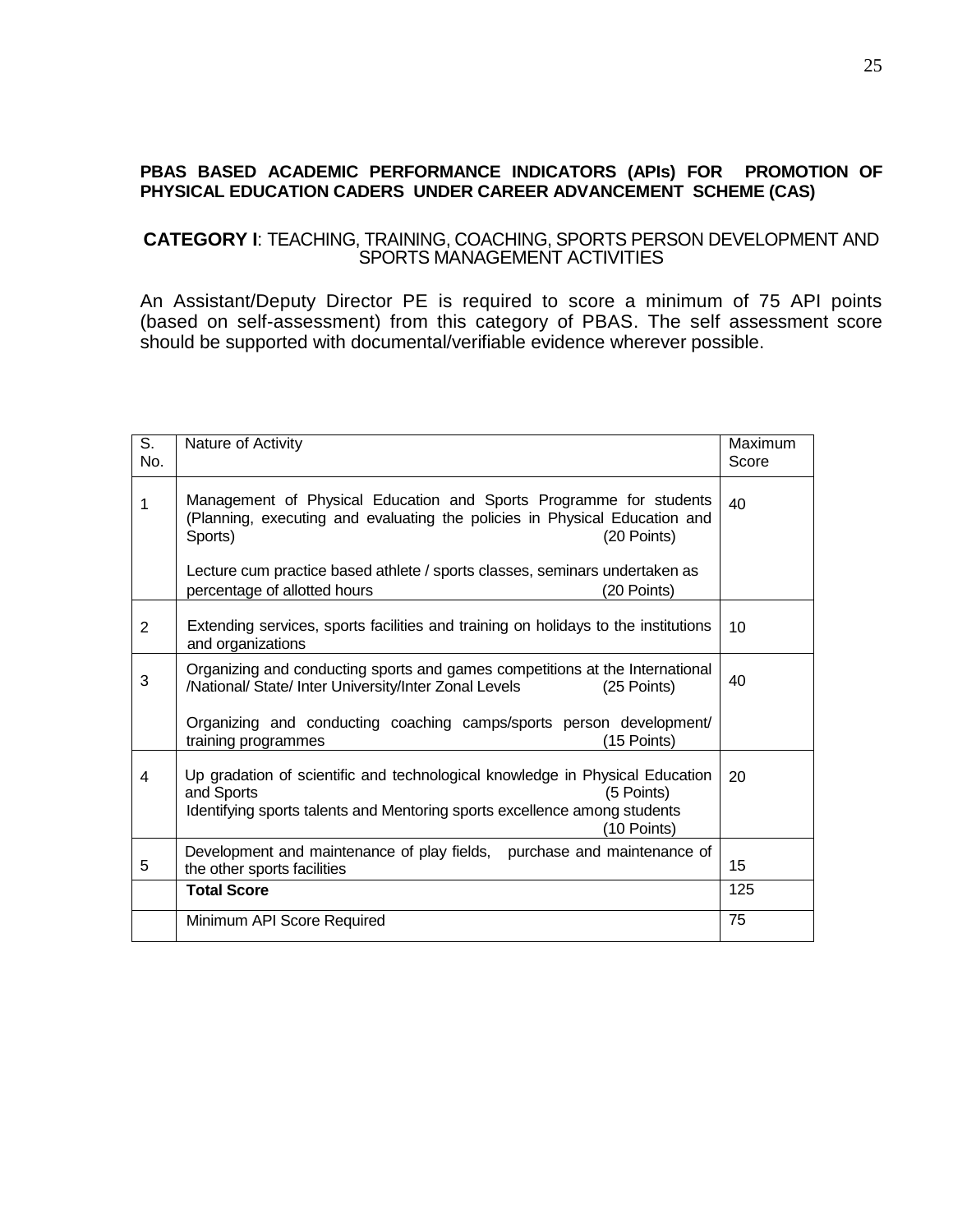**PBAS BASED ACADEMIC PERFORMANCE INDICATORS (APIs) FOR PROMOTION OF PHYSICAL EDUCATION CADERS UNDER CAREER ADVANCEMENT SCHEME (CAS)**

**CATEGORY I**: TEACHING, TRAINING, COACHING, SPORTS PERSON DEVELOPMENT AND SPORTS MANAGEMENT ACTIVITIES

An Assistant/Deputy Director PE is required to score a minimum of 75 API points (based on self-assessment) from this category of PBAS. The self assessment score should be supported with documental/verifiable evidence wherever possible.

| S. No. | Nature of Activity | Maximum Score |
|---|---|---|
| 1 | Management of Physical Education and Sports Programme for students (Planning, executing and evaluating the policies in Physical Education and Sports) (20 Points)<br><br>Lecture cum practice based athlete / sports classes, seminars undertaken as percentage of allotted hours (20 Points) | 40 |
| 2 | Extending services, sports facilities and training on holidays to the institutions and organizations | 10 |
| 3 | Organizing and conducting sports and games competitions at the International /National/ State/ Inter University/Inter Zonal Levels (25 Points)<br><br>Organizing and conducting coaching camps/sports person development/ training programmes (15 Points) | 40 |
| 4 | Up gradation of scientific and technological knowledge in Physical Education and Sports (5 Points)<br>Identifying sports talents and Mentoring sports excellence among students (10 Points) | 20 |
| 5 | Development and maintenance of play fields, purchase and maintenance of the other sports facilities | 15 |
| | **Total Score** | 125 |
| | Minimum API Score Required | 75 |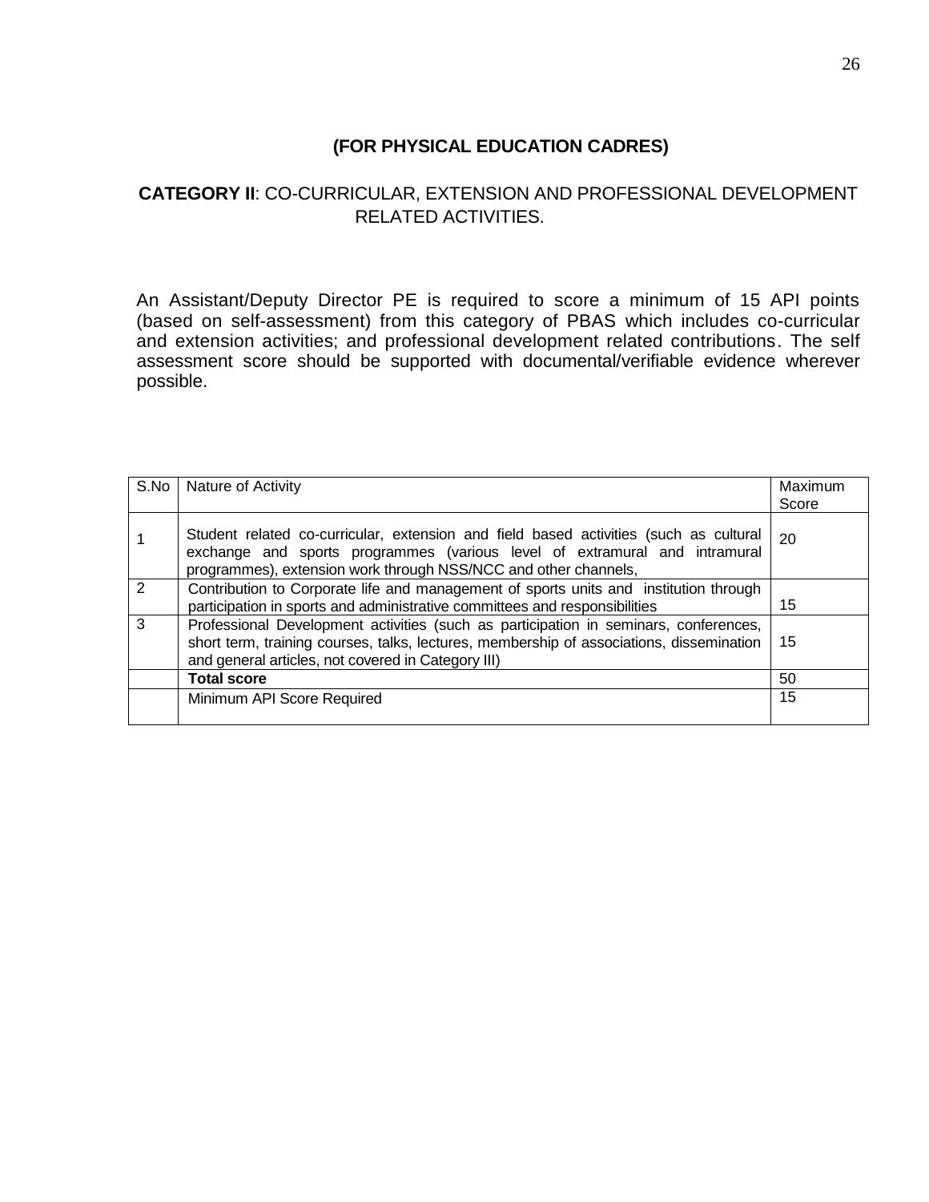### (FOR PHYSICAL EDUCATION CADRES)

**CATEGORY II**: CO-CURRICULAR, EXTENSION AND PROFESSIONAL DEVELOPMENT RELATED ACTIVITIES.

An Assistant/Deputy Director PE is required to score a minimum of 15 API points (based on self-assessment) from this category of PBAS which includes co-curricular and extension activities; and professional development related contributions. The self assessment score should be supported with documental/verifiable evidence wherever possible.

| S.No | Nature of Activity | Maximum Score |
|---|---|---|
| 1 | Student related co-curricular, extension and field based activities (such as cultural exchange and sports programmes (various level of extramural and intramural programmes), extension work through NSS/NCC and other channels, | 20 |
| 2 | Contribution to Corporate life and management of sports units and institution through participation in sports and administrative committees and responsibilities | 15 |
| 3 | Professional Development activities (such as participation in seminars, conferences, short term, training courses, talks, lectures, membership of associations, dissemination and general articles, not covered in Category III) | 15 |
| | **Total score** | 50 |
| | Minimum API Score Required | 15 |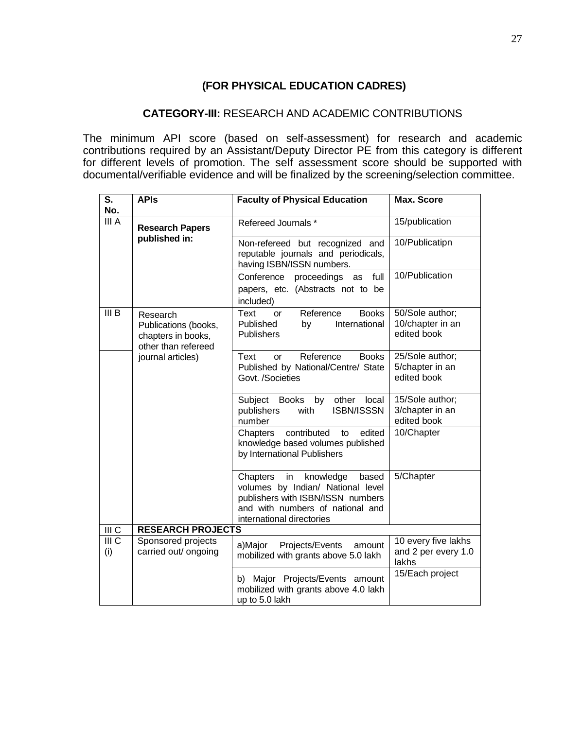## (FOR PHYSICAL EDUCATION CADRES)

### CATEGORY-III: RESEARCH AND ACADEMIC CONTRIBUTIONS

The minimum API score (based on self-assessment) for research and academic contributions required by an Assistant/Deputy Director PE from this category is different for different levels of promotion. The self assessment score should be supported with documental/verifiable evidence and will be finalized by the screening/selection committee.

| S. No. | APIs | Faculty of Physical Education | Max. Score |
|---|---|---|---|
| III A | **Research Papers published in:** | Refereed Journals * | 15/publication |
| | | Non-refereed but recognized and reputable journals and periodicals, having ISBN/ISSN numbers. | 10/Publicatipn |
| | | Conference proceedings as full papers, etc. (Abstracts not to be included) | 10/Publication |
| III B | Research Publications (books, chapters in books, other than refereed journal articles) | Text or Reference Books Published by International Publishers | 50/Sole author; 10/chapter in an edited book |
| | | Text or Reference Books Published by National/Centre/ State Govt. /Societies | 25/Sole author; 5/chapter in an edited book |
| | | Subject Books by other local publishers with ISBN/ISSSN number | 15/Sole author; 3/chapter in an edited book |
| | | Chapters contributed to edited knowledge based volumes published by International Publishers | 10/Chapter |
| | | Chapters in knowledge based volumes by Indian/ National level publishers with ISBN/ISSN numbers and with numbers of national and international directories | 5/Chapter |
| III C | **RESEARCH PROJECTS** | | |
| III C (i) | Sponsored projects carried out/ ongoing | a)Major Projects/Events amount mobilized with grants above 5.0 lakh | 10 every five lakhs and 2 per every 1.0 lakhs |
| | | b) Major Projects/Events amount mobilized with grants above 4.0 lakh up to 5.0 lakh | 15/Each project |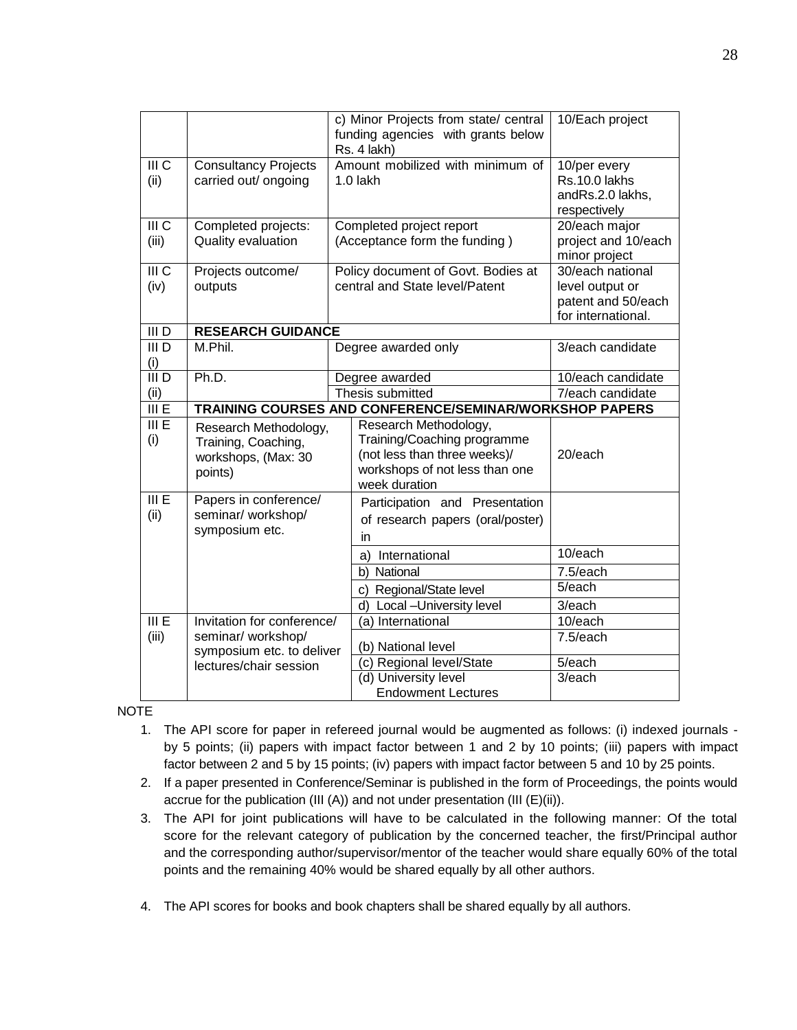| | | | |
|---|---|---|---|
| | | c) Minor Projects from state/ central funding agencies with grants below Rs. 4 lakh) | 10/Each project |
| III C (ii) | Consultancy Projects carried out/ ongoing | Amount mobilized with minimum of 1.0 lakh | 10/per every Rs.10.0 lakhs andRs.2.0 lakhs, respectively |
| III C (iii) | Completed projects: Quality evaluation | Completed project report (Acceptance form the funding ) | 20/each major project and 10/each minor project |
| III C (iv) | Projects outcome/ outputs | Policy document of Govt. Bodies at central and State level/Patent | 30/each national level output or patent and 50/each for international. |
| III D | **RESEARCH GUIDANCE** | | |
| III D (i) | M.Phil. | Degree awarded only | 3/each candidate |
| III D (ii) | Ph.D. | Degree awarded | 10/each candidate |
| | | Thesis submitted | 7/each candidate |
| III E | **TRAINING COURSES AND CONFERENCE/SEMINAR/WORKSHOP PAPERS** | | |
| III E (i) | Research Methodology, Training, Coaching, workshops, (Max: 30 points) | Research Methodology, Training/Coaching programme (not less than three weeks)/ workshops of not less than one week duration | 20/each |
| III E (ii) | Papers in conference/ seminar/ workshop/ symposium etc. | Participation and Presentation of research papers (oral/poster) in | |
| | | a) International | 10/each |
| | | b) National | 7.5/each |
| | | c) Regional/State level | 5/each |
| | | d) Local –University level | 3/each |
| III E (iii) | Invitation for conference/ seminar/ workshop/ symposium etc. to deliver lectures/chair session | (a) International | 10/each |
| | | (b) National level | 7.5/each |
| | | (c) Regional level/State | 5/each |
| | | (d) University level Endowment Lectures | 3/each |

NOTE

1. The API score for paper in refereed journal would be augmented as follows: (i) indexed journals - by 5 points; (ii) papers with impact factor between 1 and 2 by 10 points; (iii) papers with impact factor between 2 and 5 by 15 points; (iv) papers with impact factor between 5 and 10 by 25 points.
2. If a paper presented in Conference/Seminar is published in the form of Proceedings, the points would accrue for the publication (III (A)) and not under presentation (III (E)(ii)).
3. The API for joint publications will have to be calculated in the following manner: Of the total score for the relevant category of publication by the concerned teacher, the first/Principal author and the corresponding author/supervisor/mentor of the teacher would share equally 60% of the total points and the remaining 40% would be shared equally by all other authors.
4. The API scores for books and book chapters shall be shared equally by all authors.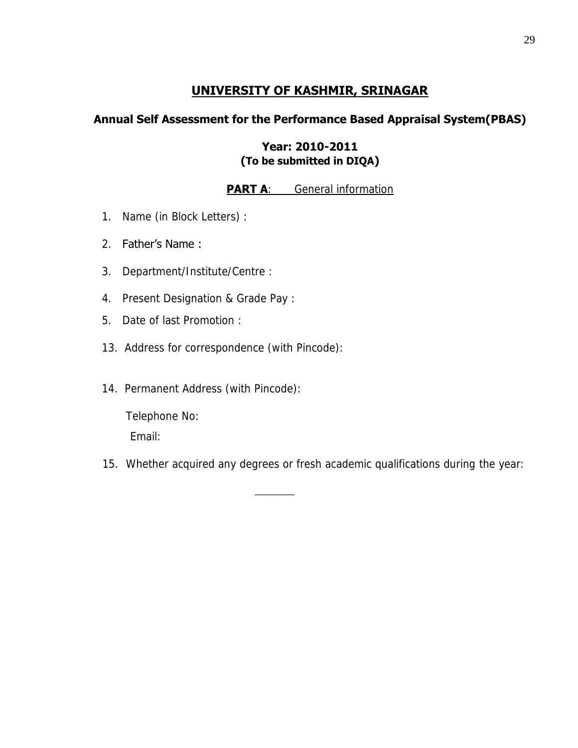# UNIVERSITY OF KASHMIR, SRINAGAR

## Annual Self Assessment for the Performance Based Appraisal System(PBAS)

### Year: 2010-2011
**(To be submitted in DIQA)**

**PART A**: General information

1. Name (in Block Letters) :
2. Father's Name :
3. Department/Institute/Centre :
4. Present Designation & Grade Pay :
5. Date of last Promotion :

13. Address for correspondence (with Pincode):

14. Permanent Address (with Pincode):

    Telephone No:

    Email:

15. Whether acquired any degrees or fresh academic qualifications during the year:

_______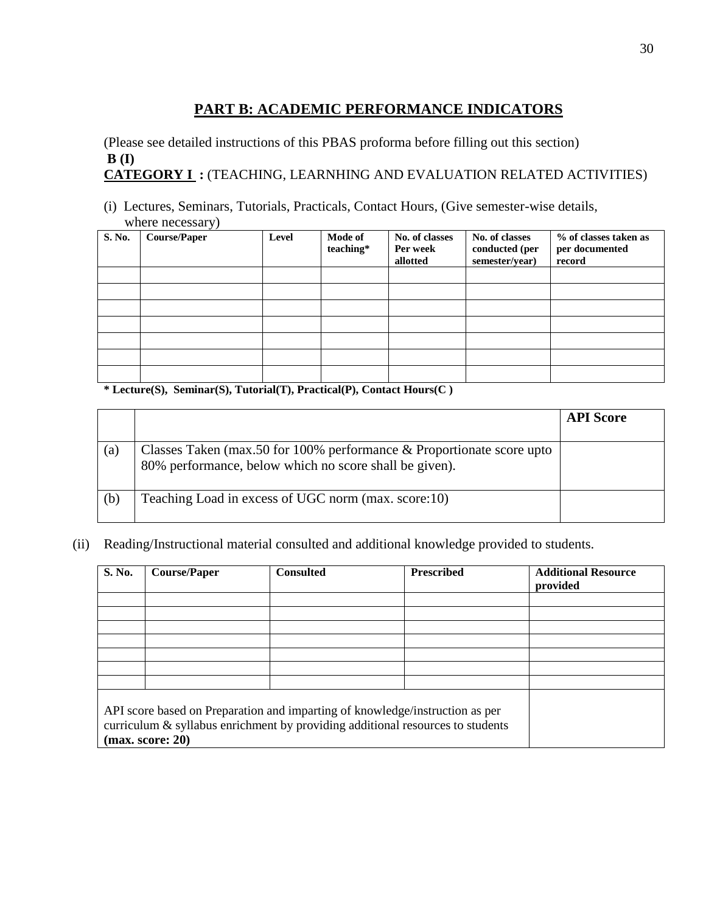## PART B: ACADEMIC PERFORMANCE INDICATORS

(Please see detailed instructions of this PBAS proforma before filling out this section)

**B (I)**

**CATEGORY I :** (TEACHING, LEARNHING AND EVALUATION RELATED ACTIVITIES)

(i) Lectures, Seminars, Tutorials, Practicals, Contact Hours, (Give semester-wise details, where necessary)

| S. No. | Course/Paper | Level | Mode of teaching* | No. of classes Per week allotted | No. of classes conducted (per semester/year) | % of classes taken as per documented record |
|---|---|---|---|---|---|---|
| | | | | | | |
| | | | | | | |
| | | | | | | |
| | | | | | | |
| | | | | | | |
| | | | | | | |
| | | | | | | |

**\* Lecture(S), Seminar(S), Tutorial(T), Practical(P), Contact Hours(C )**

| | | API Score |
|---|---|---|
| (a) | Classes Taken (max.50 for 100% performance & Proportionate score upto 80% performance, below which no score shall be given). | |
| (b) | Teaching Load in excess of UGC norm (max. score:10) | |

(ii) Reading/Instructional material consulted and additional knowledge provided to students.

| S. No. | Course/Paper | Consulted | Prescribed | Additional Resource provided |
|---|---|---|---|---|
| | | | | |
| | | | | |
| | | | | |
| | | | | |
| | | | | |
| | | | | |
| | | | | |
| API score based on Preparation and imparting of knowledge/instruction as per curriculum & syllabus enrichment by providing additional resources to students **(max. score: 20)** | | | | |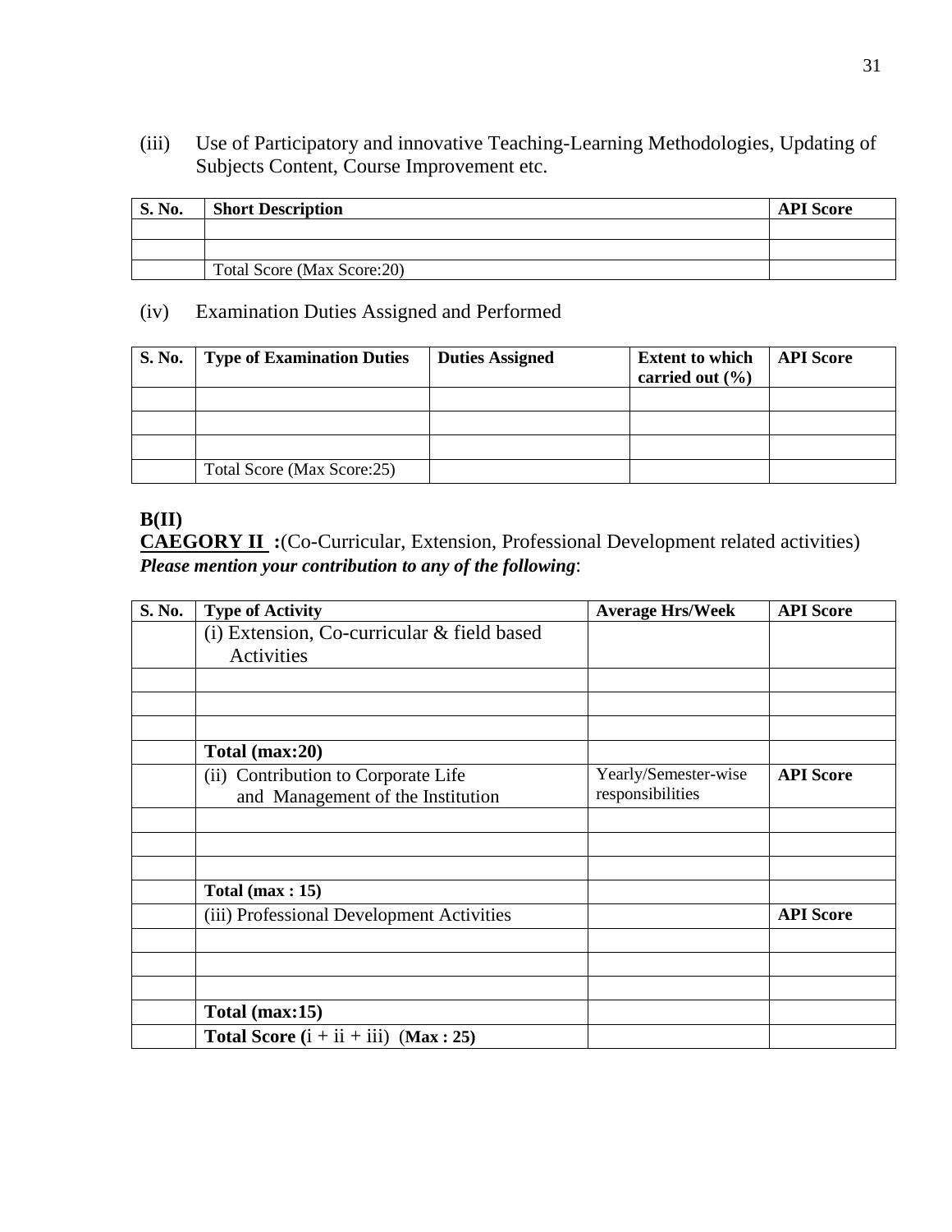(iii) Use of Participatory and innovative Teaching-Learning Methodologies, Updating of Subjects Content, Course Improvement etc.

| S. No. | Short Description | API Score |
|---|---|---|
| | | |
| | | |
| | Total Score (Max Score:20) | |

(iv) Examination Duties Assigned and Performed

| S. No. | Type of Examination Duties | Duties Assigned | Extent to which carried out (%) | API Score |
|---|---|---|---|---|
| | | | | |
| | | | | |
| | | | | |
| | Total Score (Max Score:25) | | | |

**B(II)**

**<u>CAEGORY II</u> :**(Co-Curricular, Extension, Professional Development related activities)

***Please mention your contribution to any of the following***:

| S. No. | Type of Activity | Average Hrs/Week | API Score |
|---|---|---|---|
| | (i) Extension, Co-curricular & field based Activities | | |
| | | | |
| | | | |
| | | | |
| | **Total (max:20)** | | |
| | (ii) Contribution to Corporate Life and Management of the Institution | Yearly/Semester-wise responsibilities | **API Score** |
| | | | |
| | | | |
| | | | |
| | **Total (max : 15)** | | |
| | (iii) Professional Development Activities | | **API Score** |
| | | | |
| | | | |
| | | | |
| | **Total (max:15)** | | |
| | **Total Score (**i + ii + iii) (**Max : 25)** | | |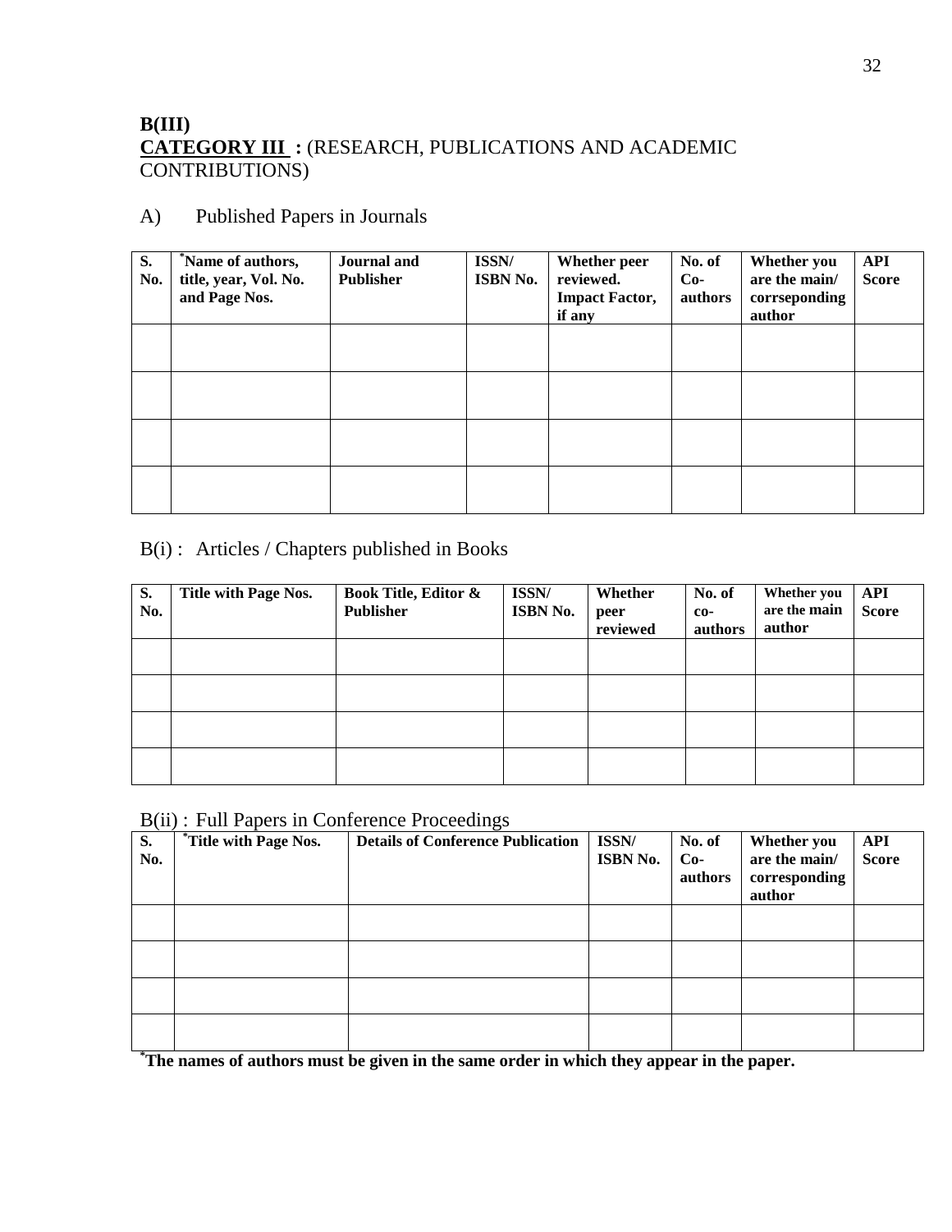## B(III)

**<u>CATEGORY III</u> :** (RESEARCH, PUBLICATIONS AND ACADEMIC CONTRIBUTIONS)

A) Published Papers in Journals

| S. No. | *Name of authors, title, year, Vol. No. and Page Nos. | Journal and Publisher | ISSN/ ISBN No. | Whether peer reviewed. Impact Factor, if any | No. of Co-authors | Whether you are the main/ corrseponding author | API Score |
|---|---|---|---|---|---|---|---|
| | | | | | | | |
| | | | | | | | |
| | | | | | | | |
| | | | | | | | |

B(i) : Articles / Chapters published in Books

| S. No. | Title with Page Nos. | Book Title, Editor & Publisher | ISSN/ ISBN No. | Whether peer reviewed | No. of co-authors | Whether you are the main author | API Score |
|---|---|---|---|---|---|---|---|
| | | | | | | | |
| | | | | | | | |
| | | | | | | | |
| | | | | | | | |

B(ii) : Full Papers in Conference Proceedings

| S. No. | *Title with Page Nos. | Details of Conference Publication | ISSN/ ISBN No. | No. of Co-authors | Whether you are the main/ corresponding author | API Score |
|---|---|---|---|---|---|---|
| | | | | | | |
| | | | | | | |
| | | | | | | |
| | | | | | | |

**\*The names of authors must be given in the same order in which they appear in the paper.**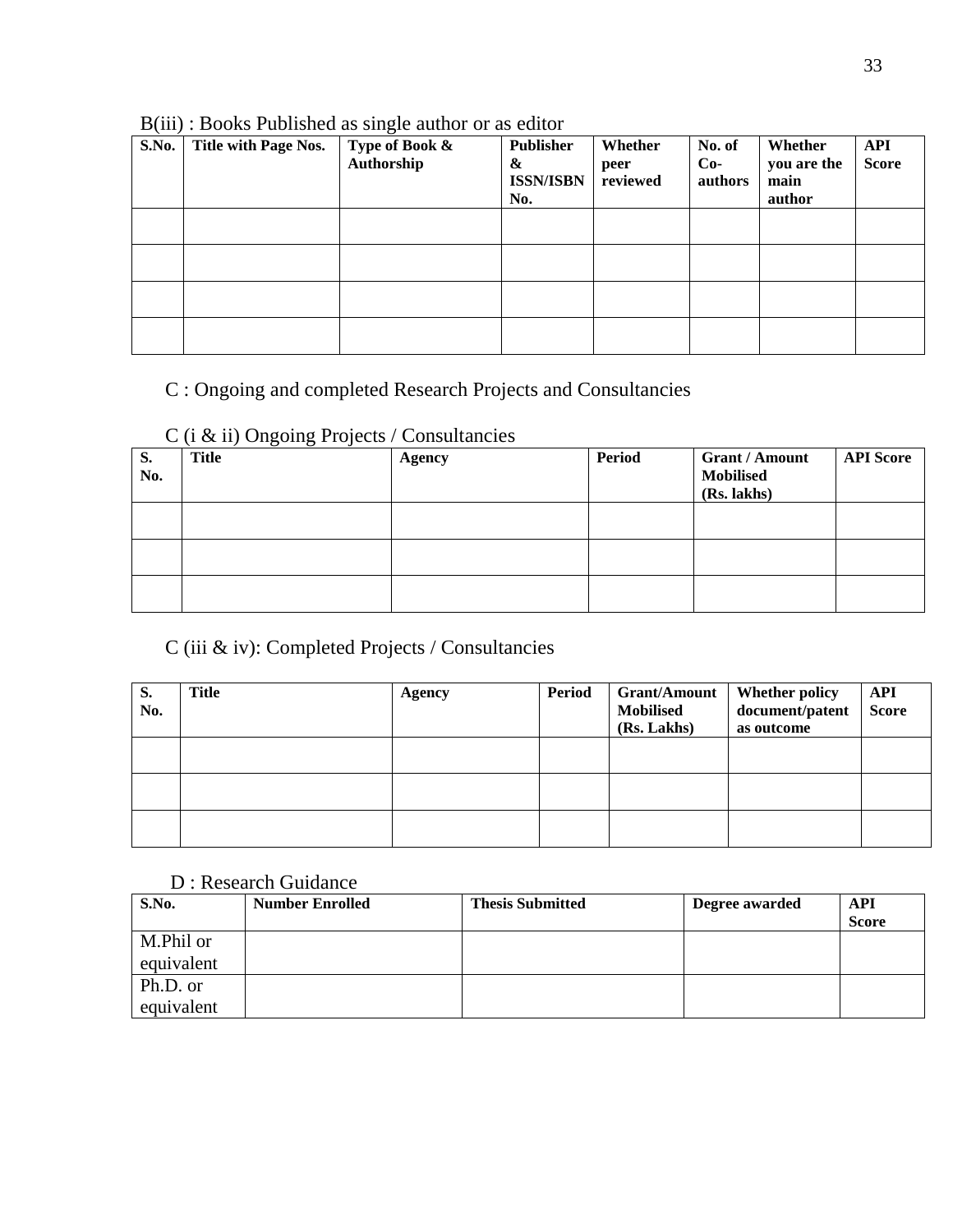B(iii) : Books Published as single author or as editor

| S.No. | Title with Page Nos. | Type of Book & Authorship | Publisher & ISSN/ISBN No. | Whether peer reviewed | No. of Co-authors | Whether you are the main author | API Score |
|---|---|---|---|---|---|---|---|
| | | | | | | | |
| | | | | | | | |
| | | | | | | | |
| | | | | | | | |

C : Ongoing and completed Research Projects and Consultancies

C (i & ii) Ongoing Projects / Consultancies

| S. No. | Title | Agency | Period | Grant / Amount Mobilised (Rs. lakhs) | API Score |
|---|---|---|---|---|---|
| | | | | | |
| | | | | | |
| | | | | | |

C (iii & iv): Completed Projects / Consultancies

| S. No. | Title | Agency | Period | Grant/Amount Mobilised (Rs. Lakhs) | Whether policy document/patent as outcome | API Score |
|---|---|---|---|---|---|---|
| | | | | | | |
| | | | | | | |
| | | | | | | |

D : Research Guidance

| S.No. | Number Enrolled | Thesis Submitted | Degree awarded | API Score |
|---|---|---|---|---|
| M.Phil or equivalent | | | | |
| Ph.D. or equivalent | | | | |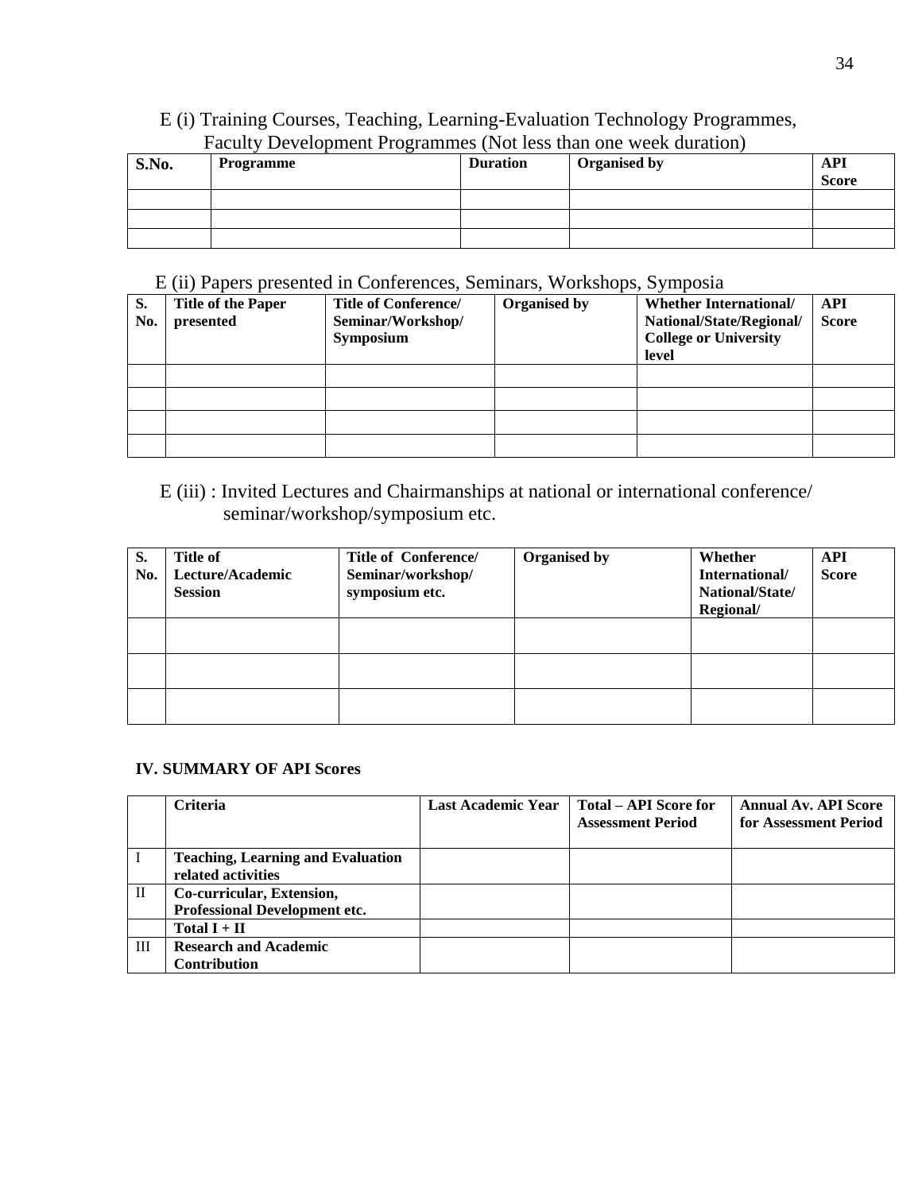E (i) Training Courses, Teaching, Learning-Evaluation Technology Programmes, Faculty Development Programmes (Not less than one week duration)

| S.No. | Programme | Duration | Organised by | API Score |
|---|---|---|---|---|
| | | | | |
| | | | | |
| | | | | |

E (ii) Papers presented in Conferences, Seminars, Workshops, Symposia

| S. No. | Title of the Paper presented | Title of Conference/ Seminar/Workshop/ Symposium | Organised by | Whether International/ National/State/Regional/ College or University level | API Score |
|---|---|---|---|---|---|
| | | | | | |
| | | | | | |
| | | | | | |
| | | | | | |

E (iii) : Invited Lectures and Chairmanships at national or international conference/ seminar/workshop/symposium etc.

| S. No. | Title of Lecture/Academic Session | Title of Conference/ Seminar/workshop/ symposium etc. | Organised by | Whether International/ National/State/ Regional/ | API Score |
|---|---|---|---|---|---|
| | | | | | |
| | | | | | |
| | | | | | |

**IV. SUMMARY OF API Scores**

| | Criteria | Last Academic Year | Total – API Score for Assessment Period | Annual Av. API Score for Assessment Period |
|---|---|---|---|---|
| I | Teaching, Learning and Evaluation related activities | | | |
| II | Co-curricular, Extension, Professional Development etc. | | | |
| | Total I + II | | | |
| III | Research and Academic Contribution | | | |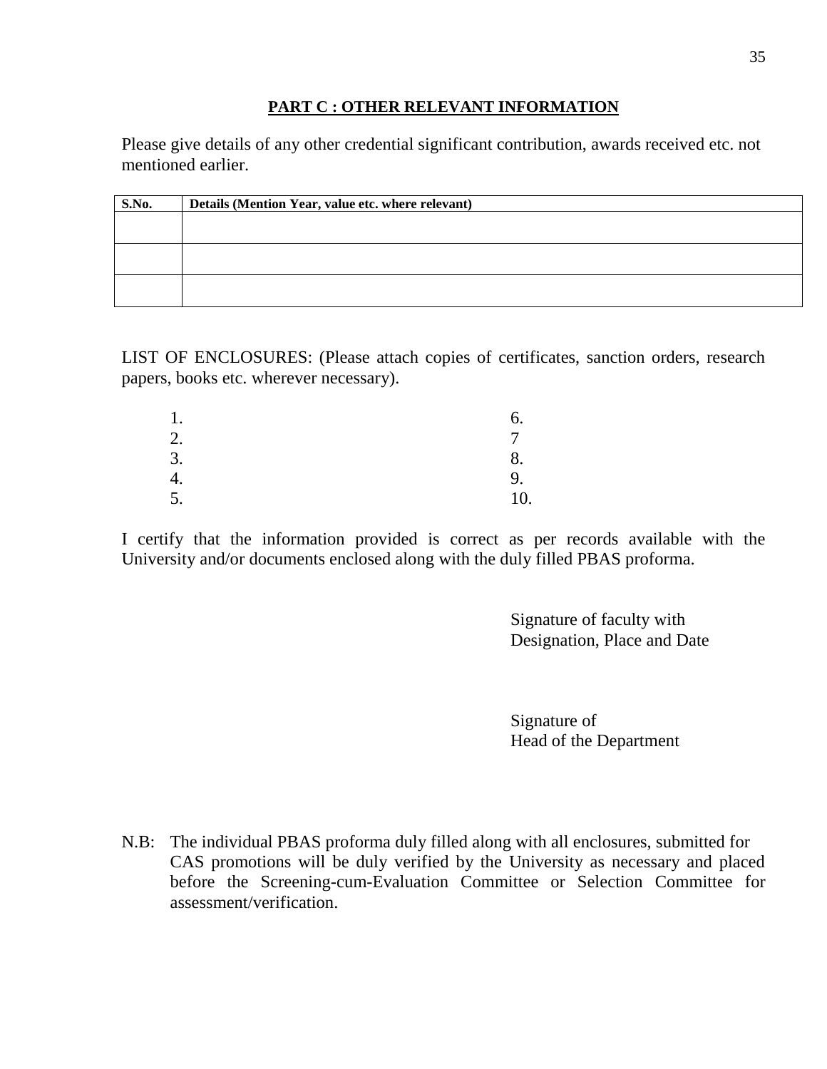## PART C : OTHER RELEVANT INFORMATION

Please give details of any other credential significant contribution, awards received etc. not mentioned earlier.

| S.No. | Details (Mention Year, value etc. where relevant) |
|---|---|
| | |
| | |
| | |

LIST OF ENCLOSURES: (Please attach copies of certificates, sanction orders, research papers, books etc. wherever necessary).

1.
2.
3.
4.
5.
6.
7
8.
9.
10.

I certify that the information provided is correct as per records available with the University and/or documents enclosed along with the duly filled PBAS proforma.

Signature of faculty with
Designation, Place and Date

Signature of
Head of the Department

N.B: The individual PBAS proforma duly filled along with all enclosures, submitted for CAS promotions will be duly verified by the University as necessary and placed before the Screening-cum-Evaluation Committee or Selection Committee for assessment/verification.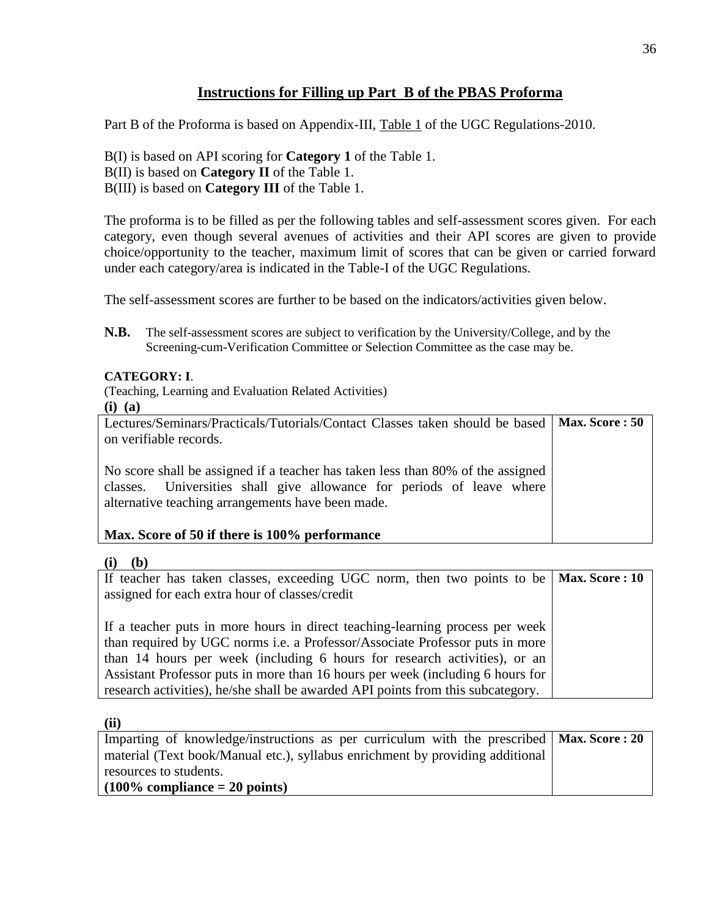## Instructions for Filling up Part B of the PBAS Proforma

Part B of the Proforma is based on Appendix-III, Table 1 of the UGC Regulations-2010.

B(I) is based on API scoring for **Category 1** of the Table 1.
B(II) is based on **Category II** of the Table 1.
B(III) is based on **Category III** of the Table 1.

The proforma is to be filled as per the following tables and self-assessment scores given. For each category, even though several avenues of activities and their API scores are given to provide choice/opportunity to the teacher, maximum limit of scores that can be given or carried forward under each category/area is indicated in the Table-I of the UGC Regulations.

The self-assessment scores are further to be based on the indicators/activities given below.

**N.B.** The self-assessment scores are subject to verification by the University/College, and by the Screening-cum-Verification Committee or Selection Committee as the case may be.

**CATEGORY: I**.
(Teaching, Learning and Evaluation Related Activities)

**(i) (a)**

| | |
|---|---|
| Lectures/Seminars/Practicals/Tutorials/Contact Classes taken should be based on verifiable records.<br><br>No score shall be assigned if a teacher has taken less than 80% of the assigned classes. Universities shall give allowance for periods of leave where alternative teaching arrangements have been made.<br><br>**Max. Score of 50 if there is 100% performance** | **Max. Score : 50** |

**(i) (b)**

| | |
|---|---|
| If teacher has taken classes, exceeding UGC norm, then two points to be assigned for each extra hour of classes/credit<br><br>If a teacher puts in more hours in direct teaching-learning process per week than required by UGC norms i.e. a Professor/Associate Professor puts in more than 14 hours per week (including 6 hours for research activities), or an Assistant Professor puts in more than 16 hours per week (including 6 hours for research activities), he/she shall be awarded API points from this subcategory. | **Max. Score : 10** |

**(ii)**

| | |
|---|---|
| Imparting of knowledge/instructions as per curriculum with the prescribed material (Text book/Manual etc.), syllabus enrichment by providing additional resources to students.<br>**(100% compliance = 20 points)** | **Max. Score : 20** |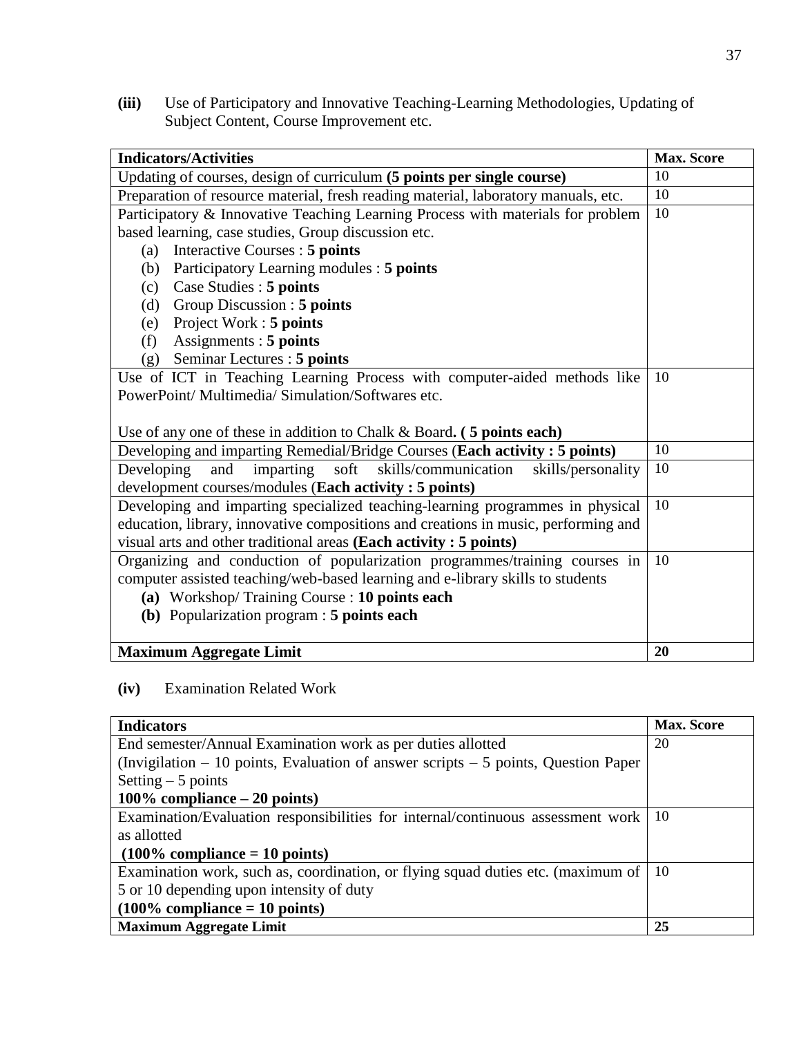**(iii)** Use of Participatory and Innovative Teaching-Learning Methodologies, Updating of Subject Content, Course Improvement etc.

| **Indicators/Activities** | **Max. Score** |
|---|---|
| Updating of courses, design of curriculum **(5 points per single course)** | 10 |
| Preparation of resource material, fresh reading material, laboratory manuals, etc. | 10 |
| Participatory & Innovative Teaching Learning Process with materials for problem based learning, case studies, Group discussion etc.<br>(a) Interactive Courses : **5 points**<br>(b) Participatory Learning modules : **5 points**<br>(c) Case Studies : **5 points**<br>(d) Group Discussion : **5 points**<br>(e) Project Work : **5 points**<br>(f) Assignments : **5 points**<br>(g) Seminar Lectures : **5 points** | 10 |
| Use of ICT in Teaching Learning Process with computer-aided methods like PowerPoint/ Multimedia/ Simulation/Softwares etc.<br><br>Use of any one of these in addition to Chalk & Board**. ( 5 points each)** | 10 |
| Developing and imparting Remedial/Bridge Courses (**Each activity : 5 points)** | 10 |
| Developing and imparting soft skills/communication skills/personality development courses/modules (**Each activity : 5 points)** | 10 |
| Developing and imparting specialized teaching-learning programmes in physical education, library, innovative compositions and creations in music, performing and visual arts and other traditional areas **(Each activity : 5 points)** | 10 |
| Organizing and conduction of popularization programmes/training courses in computer assisted teaching/web-based learning and e-library skills to students<br>**(a)** Workshop/ Training Course : **10 points each**<br>**(b)** Popularization program : **5 points each** | 10 |
| **Maximum Aggregate Limit** | **20** |

**(iv)** Examination Related Work

| **Indicators** | **Max. Score** |
|---|---|
| End semester/Annual Examination work as per duties allotted<br>(Invigilation – 10 points, Evaluation of answer scripts – 5 points, Question Paper Setting – 5 points<br>**100% compliance – 20 points)** | 20 |
| Examination/Evaluation responsibilities for internal/continuous assessment work as allotted<br>**(100% compliance = 10 points)** | 10 |
| Examination work, such as, coordination, or flying squad duties etc. (maximum of 5 or 10 depending upon intensity of duty<br>**(100% compliance = 10 points)** | 10 |
| **Maximum Aggregate Limit** | **25** |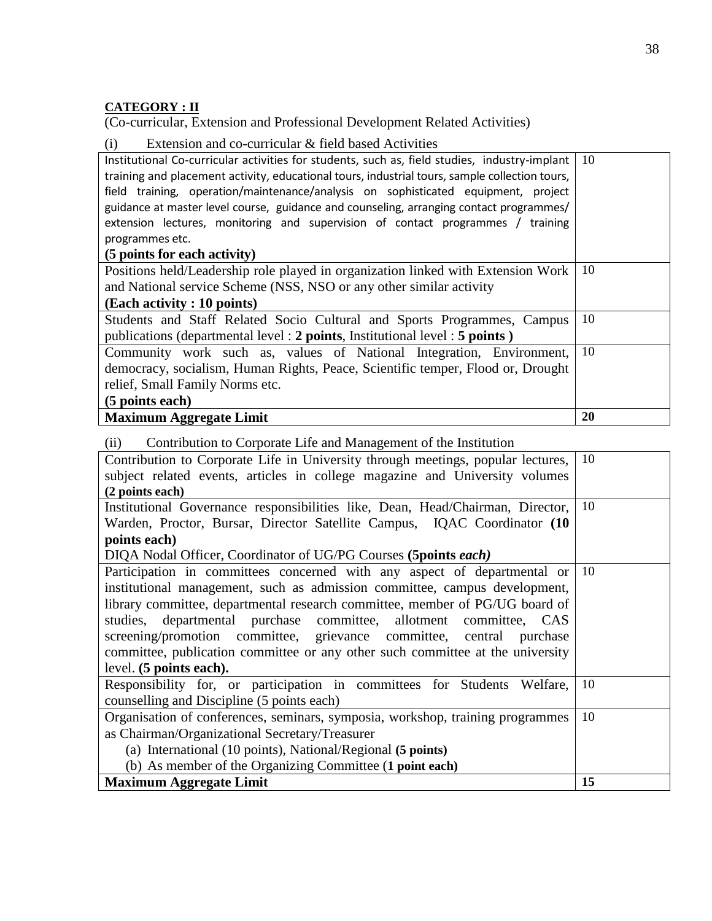**CATEGORY : II**

(Co-curricular, Extension and Professional Development Related Activities)

(i) Extension and co-curricular & field based Activities

| | |
|---|---|
| Institutional Co-curricular activities for students, such as, field studies, industry-implant training and placement activity, educational tours, industrial tours, sample collection tours, field training, operation/maintenance/analysis on sophisticated equipment, project guidance at master level course, guidance and counseling, arranging contact programmes/ extension lectures, monitoring and supervision of contact programmes / training programmes etc.<br>**(5 points for each activity)** | 10 |
| Positions held/Leadership role played in organization linked with Extension Work and National service Scheme (NSS, NSO or any other similar activity<br>**(Each activity : 10 points)** | 10 |
| Students and Staff Related Socio Cultural and Sports Programmes, Campus publications (departmental level : **2 points**, Institutional level : **5 points )** | 10 |
| Community work such as, values of National Integration, Environment, democracy, socialism, Human Rights, Peace, Scientific temper, Flood or, Drought relief, Small Family Norms etc.<br>**(5 points each)** | 10 |
| **Maximum Aggregate Limit** | **20** |

(ii) Contribution to Corporate Life and Management of the Institution

| | |
|---|---|
| Contribution to Corporate Life in University through meetings, popular lectures, subject related events, articles in college magazine and University volumes **(2 points each)** | 10 |
| Institutional Governance responsibilities like, Dean, Head/Chairman, Director, Warden, Proctor, Bursar, Director Satellite Campus, IQAC Coordinator **(10 points each)**<br>DIQA Nodal Officer, Coordinator of UG/PG Courses **(5points *each)*** | 10 |
| Participation in committees concerned with any aspect of departmental or institutional management, such as admission committee, campus development, library committee, departmental research committee, member of PG/UG board of studies, departmental purchase committee, allotment committee, CAS screening/promotion committee, grievance committee, central purchase committee, publication committee or any other such committee at the university level. **(5 points each).** | 10 |
| Responsibility for, or participation in committees for Students Welfare, counselling and Discipline (5 points each) | 10 |
| Organisation of conferences, seminars, symposia, workshop, training programmes as Chairman/Organizational Secretary/Treasurer<br>(a) International (10 points), National/Regional **(5 points)**<br>(b) As member of the Organizing Committee (**1 point each)** | 10 |
| **Maximum Aggregate Limit** | **15** |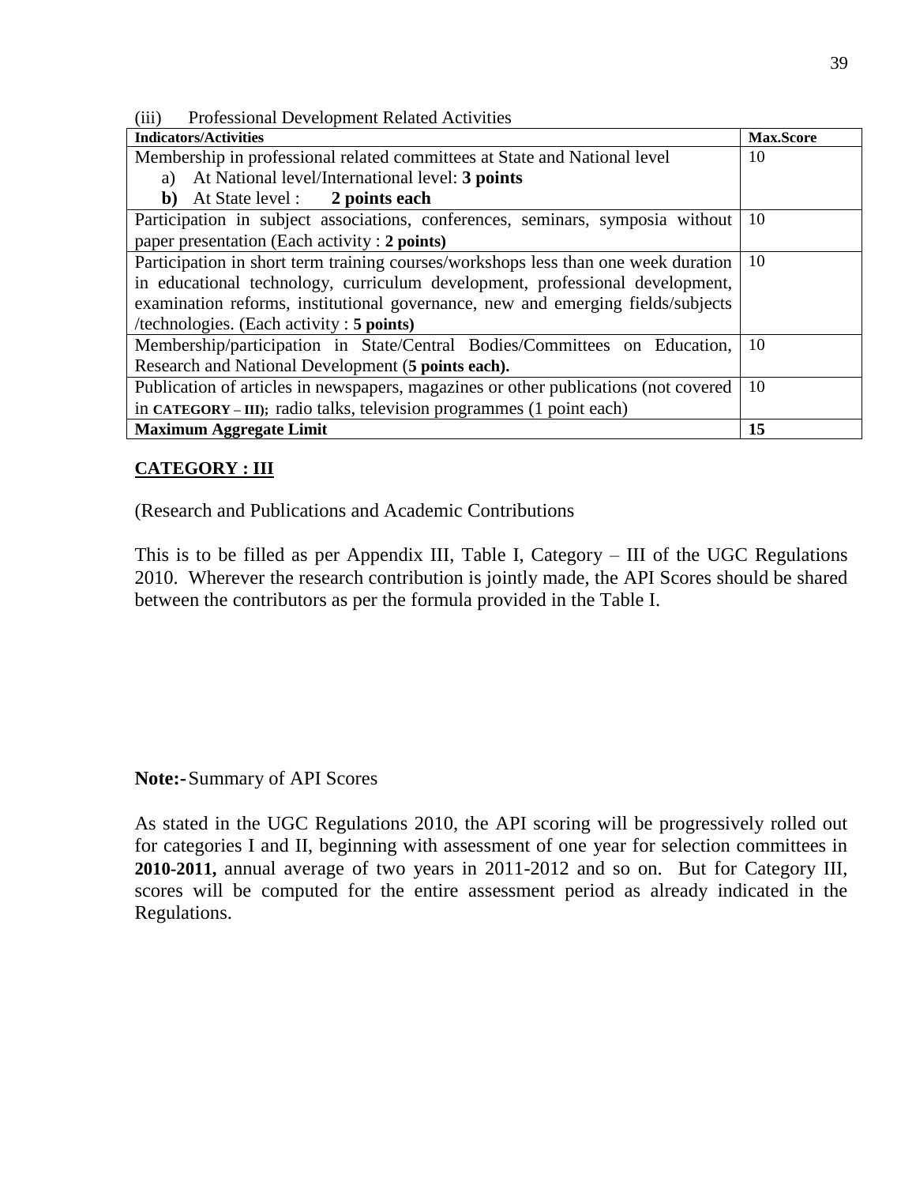(iii) Professional Development Related Activities

| **Indicators/Activities** | **Max.Score** |
|---|---|
| Membership in professional related committees at State and National level<br>a) At National level/International level: **3 points**<br>**b)** At State level : **2 points each** | 10 |
| Participation in subject associations, conferences, seminars, symposia without paper presentation (Each activity : **2 points)** | 10 |
| Participation in short term training courses/workshops less than one week duration in educational technology, curriculum development, professional development, examination reforms, institutional governance, new and emerging fields/subjects /technologies. (Each activity : **5 points)** | 10 |
| Membership/participation in State/Central Bodies/Committees on Education, Research and National Development (**5 points each).** | 10 |
| Publication of articles in newspapers, magazines or other publications (not covered in **CATEGORY – III);** radio talks, television programmes (1 point each) | 10 |
| **Maximum Aggregate Limit** | **15** |

**CATEGORY : III**

(Research and Publications and Academic Contributions

This is to be filled as per Appendix III, Table I, Category – III of the UGC Regulations 2010. Wherever the research contribution is jointly made, the API Scores should be shared between the contributors as per the formula provided in the Table I.

**Note:-** Summary of API Scores

As stated in the UGC Regulations 2010, the API scoring will be progressively rolled out for categories I and II, beginning with assessment of one year for selection committees in **2010-2011,** annual average of two years in 2011-2012 and so on. But for Category III, scores will be computed for the entire assessment period as already indicated in the Regulations.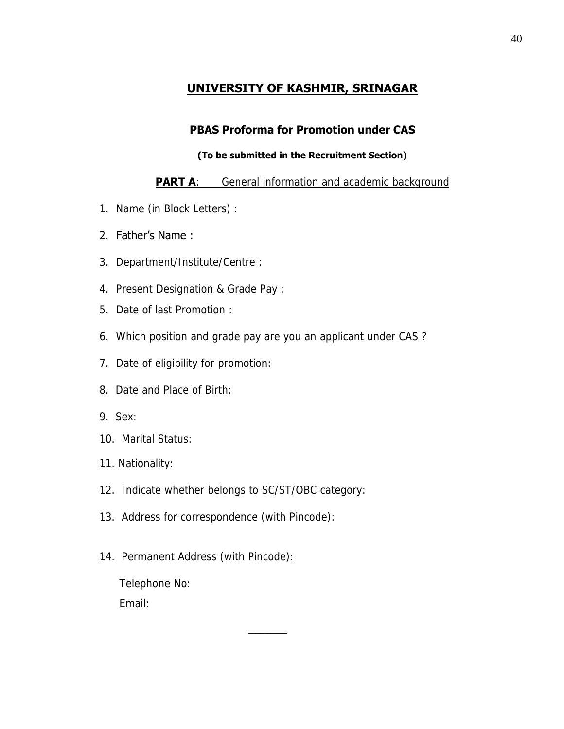# UNIVERSITY OF KASHMIR, SRINAGAR

## PBAS Proforma for Promotion under CAS

**(To be submitted in the Recruitment Section)**

**PART A**: General information and academic background

1. Name (in Block Letters) :
2. Father's Name :
3. Department/Institute/Centre :
4. Present Designation & Grade Pay :
5. Date of last Promotion :
6. Which position and grade pay are you an applicant under CAS ?
7. Date of eligibility for promotion:
8. Date and Place of Birth:
9. Sex:
10. Marital Status:
11. Nationality:
12. Indicate whether belongs to SC/ST/OBC category:
13. Address for correspondence (with Pincode):
14. Permanent Address (with Pincode):

    Telephone No:

    Email: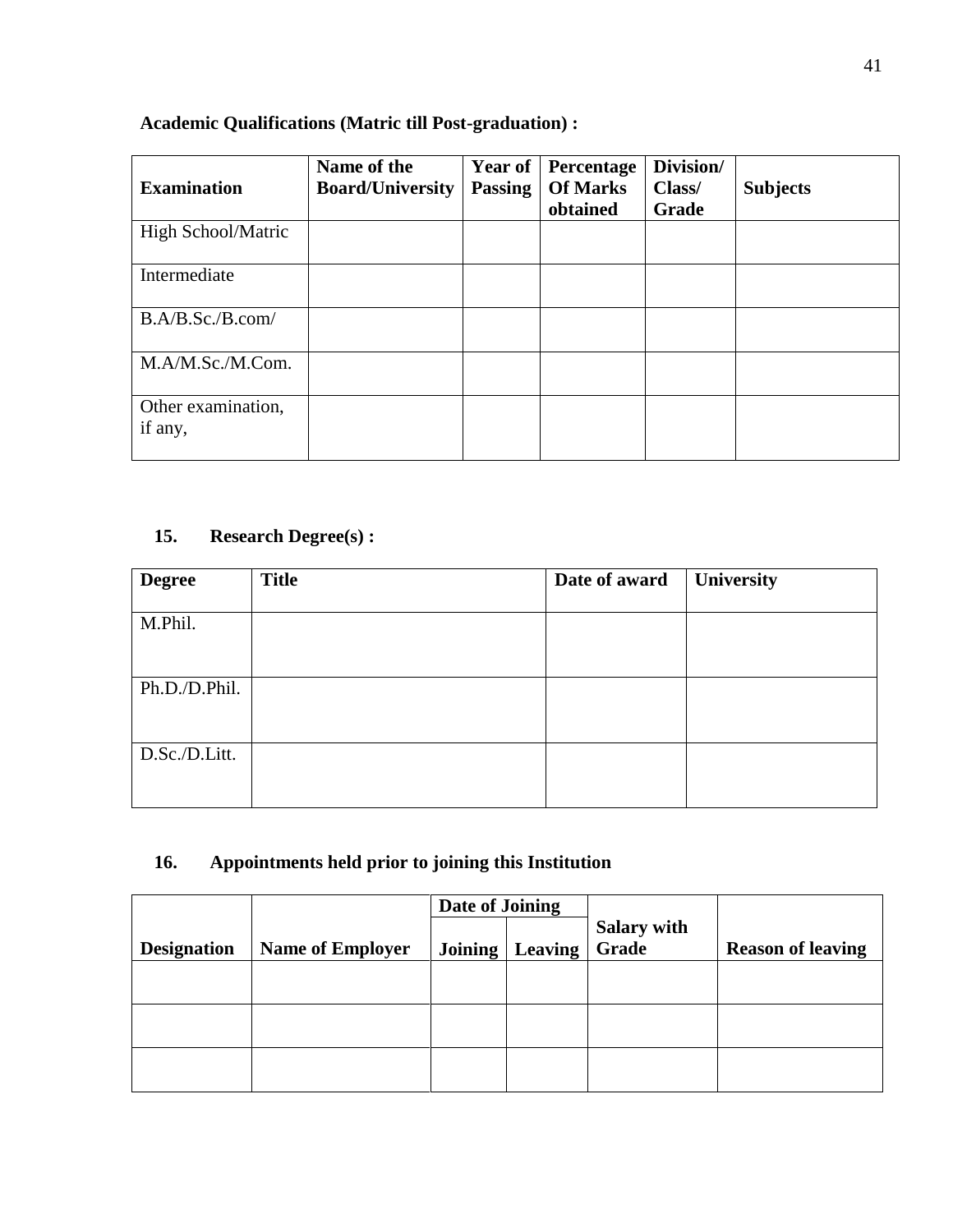**Academic Qualifications (Matric till Post-graduation) :**

| Examination | Name of the Board/University | Year of Passing | Percentage Of Marks obtained | Division/ Class/ Grade | Subjects |
|---|---|---|---|---|---|
| High School/Matric | | | | | |
| Intermediate | | | | | |
| B.A/B.Sc./B.com/ | | | | | |
| M.A/M.Sc./M.Com. | | | | | |
| Other examination, if any, | | | | | |

**15. Research Degree(s) :**

| Degree | Title | Date of award | University |
|---|---|---|---|
| M.Phil. | | | |
| Ph.D./D.Phil. | | | |
| D.Sc./D.Litt. | | | |

**16. Appointments held prior to joining this Institution**

| Designation | Name of Employer | Date of Joining | | Salary with Grade | Reason of leaving |
|---|---|---|---|---|---|
| | | Joining | Leaving | | |
| | | | | | |
| | | | | | |
| | | | | | |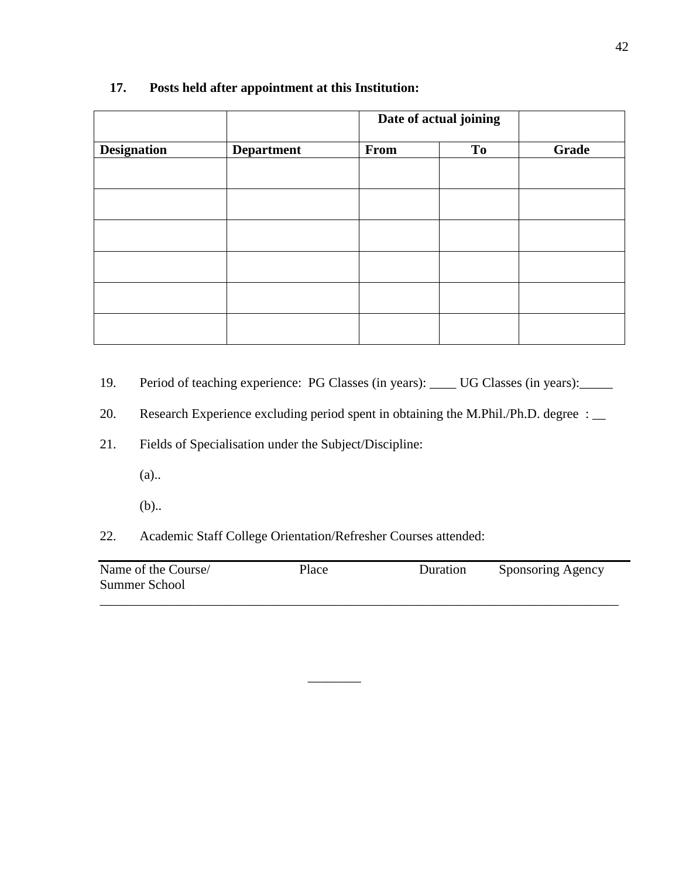**17. Posts held after appointment at this Institution:**

| | | Date of actual joining | | |
|---|---|---|---|---|
| **Designation** | **Department** | **From** | **To** | **Grade** |
| | | | | |
| | | | | |
| | | | | |
| | | | | |
| | | | | |
| | | | | |

19. Period of teaching experience: PG Classes (in years): ____ UG Classes (in years):_____

20. Research Experience excluding period spent in obtaining the M.Phil./Ph.D. degree : __

21. Fields of Specialisation under the Subject/Discipline:

    (a)..

    (b)..

22. Academic Staff College Orientation/Refresher Courses attended:

| Name of the Course/ Summer School | Place | Duration | Sponsoring Agency |
|---|---|---|---|
| | | | |

________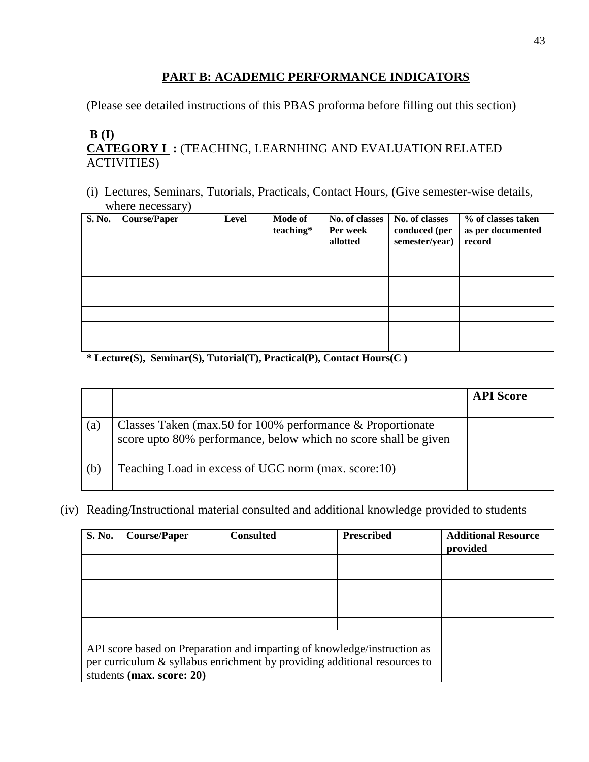## PART B: ACADEMIC PERFORMANCE INDICATORS

(Please see detailed instructions of this PBAS proforma before filling out this section)

**B (I)**

**CATEGORY I :** (TEACHING, LEARNHING AND EVALUATION RELATED ACTIVITIES)

(i) Lectures, Seminars, Tutorials, Practicals, Contact Hours, (Give semester-wise details, where necessary)

| S. No. | Course/Paper | Level | Mode of teaching* | No. of classes Per week allotted | No. of classes conduced (per semester/year) | % of classes taken as per documented record |
|---|---|---|---|---|---|---|
| | | | | | | |
| | | | | | | |
| | | | | | | |
| | | | | | | |
| | | | | | | |
| | | | | | | |
| | | | | | | |

**\* Lecture(S), Seminar(S), Tutorial(T), Practical(P), Contact Hours(C )**

| | | API Score |
|---|---|---|
| (a) | Classes Taken (max.50 for 100% performance & Proportionate score upto 80% performance, below which no score shall be given | |
| (b) | Teaching Load in excess of UGC norm (max. score:10) | |

(iv) Reading/Instructional material consulted and additional knowledge provided to students

| S. No. | Course/Paper | Consulted | Prescribed | Additional Resource provided |
|---|---|---|---|---|
| | | | | |
| | | | | |
| | | | | |
| | | | | |
| | | | | |
| | | | | |
| API score based on Preparation and imparting of knowledge/instruction as per curriculum & syllabus enrichment by providing additional resources to students **(max. score: 20)** | | | | |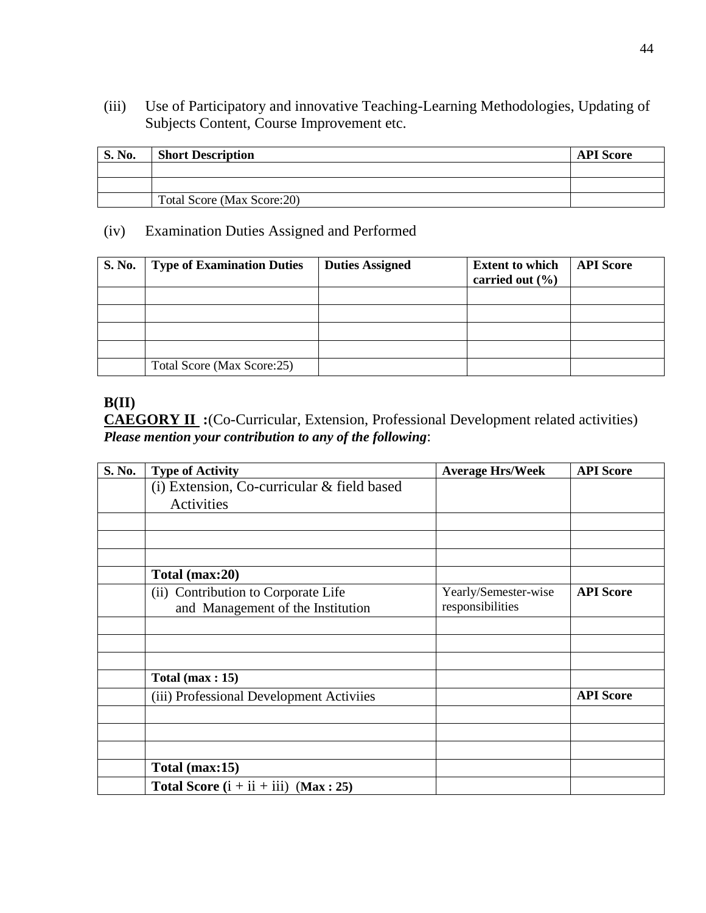(iii) Use of Participatory and innovative Teaching-Learning Methodologies, Updating of Subjects Content, Course Improvement etc.

| S. No. | Short Description | API Score |
|---|---|---|
| | | |
| | | |
| | Total Score (Max Score:20) | |

(iv) Examination Duties Assigned and Performed

| S. No. | Type of Examination Duties | Duties Assigned | Extent to which carried out (%) | API Score |
|---|---|---|---|---|
| | | | | |
| | | | | |
| | | | | |
| | | | | |
| | Total Score (Max Score:25) | | | |

**B(II)**

**CAEGORY II :**(Co-Curricular, Extension, Professional Development related activities)

***Please mention your contribution to any of the following***:

| S. No. | Type of Activity | Average Hrs/Week | API Score |
|---|---|---|---|
| | (i) Extension, Co-curricular & field based Activities | | |
| | | | |
| | | | |
| | | | |
| | **Total (max:20)** | | |
| | (ii) Contribution to Corporate Life and Management of the Institution | Yearly/Semester-wise responsibilities | **API Score** |
| | | | |
| | | | |
| | | | |
| | **Total (max : 15)** | | |
| | (iii) Professional Development Activiies | | **API Score** |
| | | | |
| | | | |
| | | | |
| | **Total (max:15)** | | |
| | **Total Score (**i + ii + iii) **(Max : 25)** | | |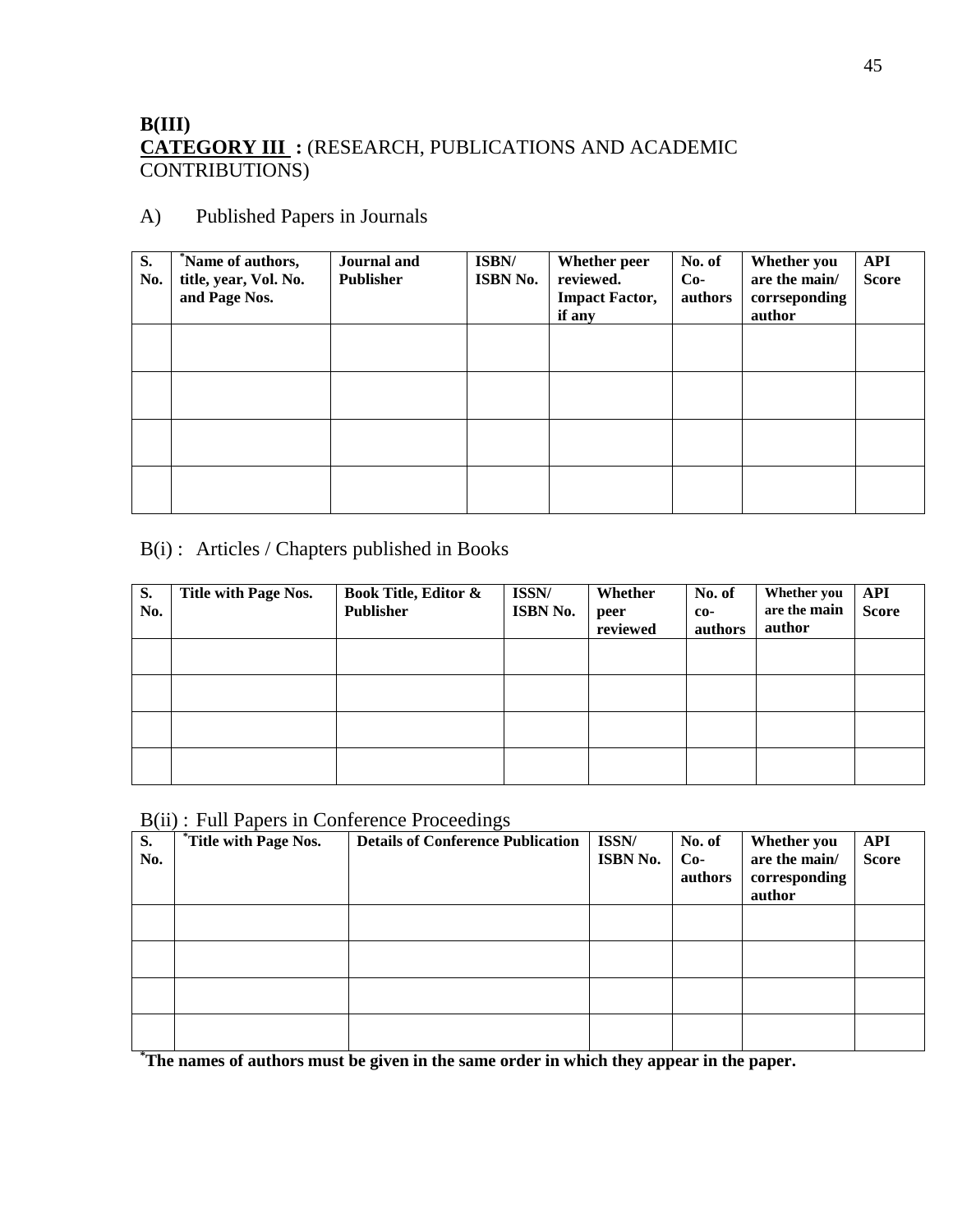**B(III)**
**CATEGORY III :** (RESEARCH, PUBLICATIONS AND ACADEMIC CONTRIBUTIONS)

A) Published Papers in Journals

| S. No. | *Name of authors, title, year, Vol. No. and Page Nos. | Journal and Publisher | ISBN/ ISBN No. | Whether peer reviewed. Impact Factor, if any | No. of Co-authors | Whether you are the main/ corrseponding author | API Score |
|---|---|---|---|---|---|---|---|
| | | | | | | | |
| | | | | | | | |
| | | | | | | | |
| | | | | | | | |

B(i) : Articles / Chapters published in Books

| S. No. | Title with Page Nos. | Book Title, Editor & Publisher | ISSN/ ISBN No. | Whether peer reviewed | No. of co-authors | Whether you are the main author | API Score |
|---|---|---|---|---|---|---|---|
| | | | | | | | |
| | | | | | | | |
| | | | | | | | |
| | | | | | | | |

B(ii) : Full Papers in Conference Proceedings

| S. No. | *Title with Page Nos. | Details of Conference Publication | ISSN/ ISBN No. | No. of Co-authors | Whether you are the main/ corresponding author | API Score |
|---|---|---|---|---|---|---|
| | | | | | | |
| | | | | | | |
| | | | | | | |
| | | | | | | |

***The names of authors must be given in the same order in which they appear in the paper.**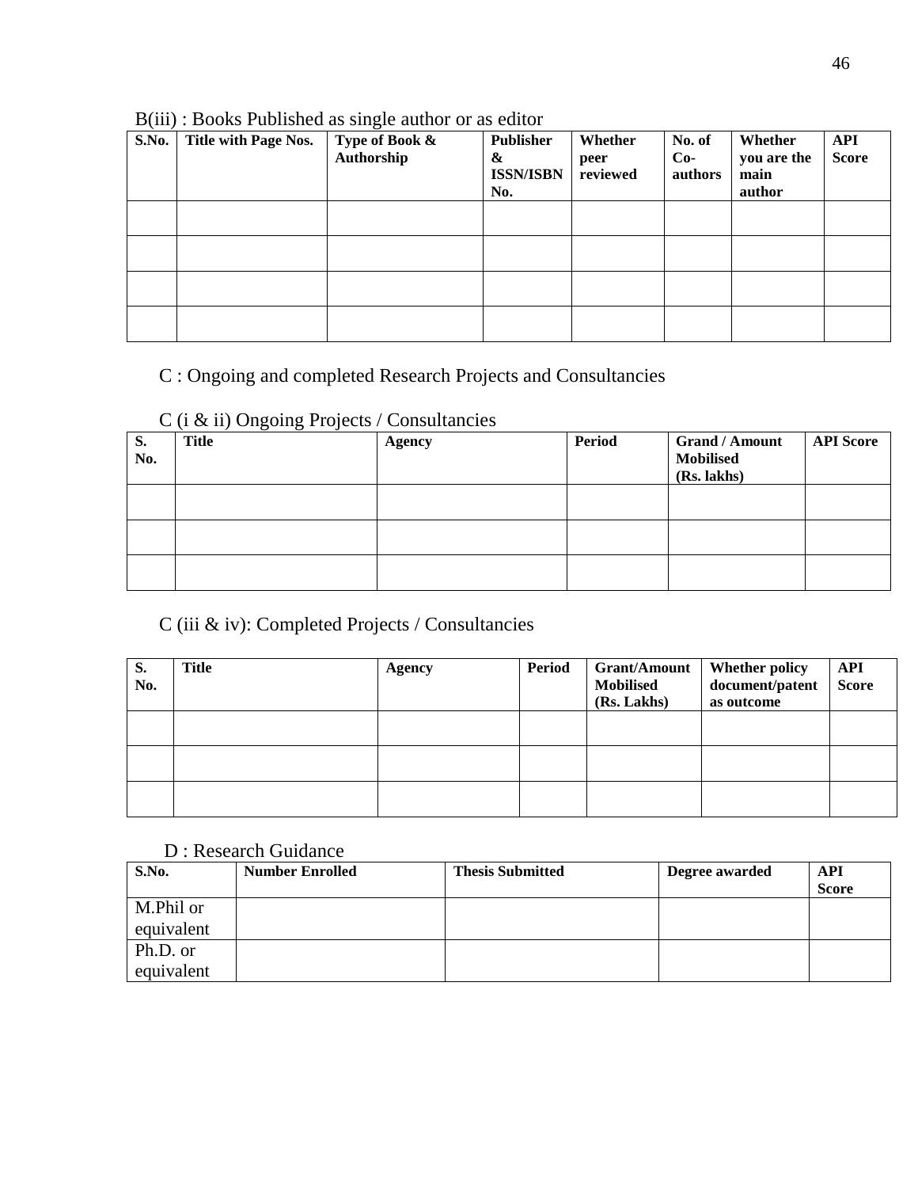B(iii) : Books Published as single author or as editor

| S.No. | Title with Page Nos. | Type of Book & Authorship | Publisher & ISSN/ISBN No. | Whether peer reviewed | No. of Co-authors | Whether you are the main author | API Score |
|---|---|---|---|---|---|---|---|
| | | | | | | | |
| | | | | | | | |
| | | | | | | | |
| | | | | | | | |

C : Ongoing and completed Research Projects and Consultancies

C (i & ii) Ongoing Projects / Consultancies

| S. No. | Title | Agency | Period | Grand / Amount Mobilised (Rs. lakhs) | API Score |
|---|---|---|---|---|---|
| | | | | | |
| | | | | | |
| | | | | | |

C (iii & iv): Completed Projects / Consultancies

| S. No. | Title | Agency | Period | Grant/Amount Mobilised (Rs. Lakhs) | Whether policy document/patent as outcome | API Score |
|---|---|---|---|---|---|---|
| | | | | | | |
| | | | | | | |
| | | | | | | |

D : Research Guidance

| S.No. | Number Enrolled | Thesis Submitted | Degree awarded | API Score |
|---|---|---|---|---|
| M.Phil or equivalent | | | | |
| Ph.D. or equivalent | | | | |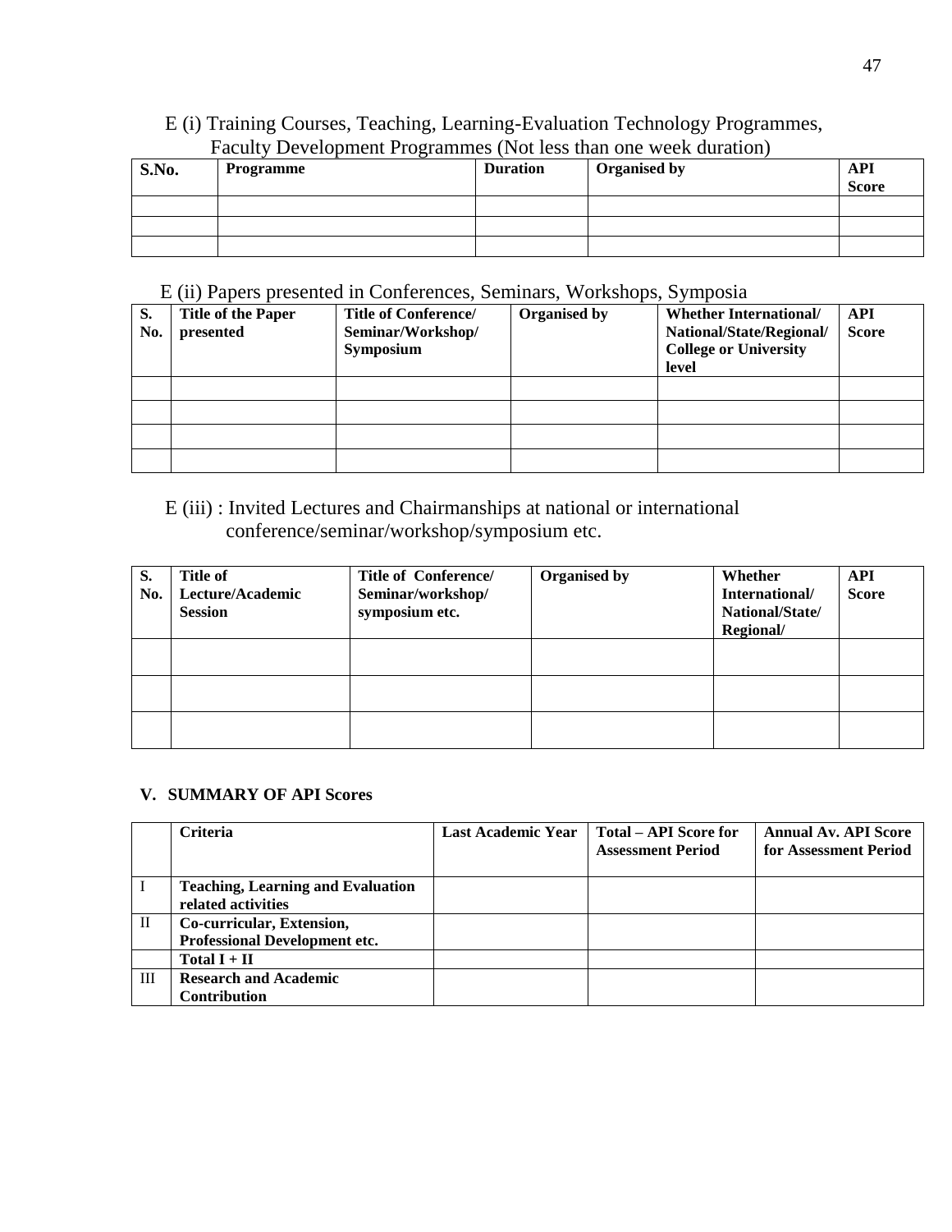E (i) Training Courses, Teaching, Learning-Evaluation Technology Programmes, Faculty Development Programmes (Not less than one week duration)

| S.No. | Programme | Duration | Organised by | API Score |
|---|---|---|---|---|
| | | | | |
| | | | | |
| | | | | |

E (ii) Papers presented in Conferences, Seminars, Workshops, Symposia

| S. No. | Title of the Paper presented | Title of Conference/ Seminar/Workshop/ Symposium | Organised by | Whether International/ National/State/Regional/ College or University level | API Score |
|---|---|---|---|---|---|
| | | | | | |
| | | | | | |
| | | | | | |
| | | | | | |

E (iii) : Invited Lectures and Chairmanships at national or international conference/seminar/workshop/symposium etc.

| S. No. | Title of Lecture/Academic Session | Title of Conference/ Seminar/workshop/ symposium etc. | Organised by | Whether International/ National/State/ Regional/ | API Score |
|---|---|---|---|---|---|
| | | | | | |
| | | | | | |
| | | | | | |

**V. SUMMARY OF API Scores**

| | Criteria | Last Academic Year | Total – API Score for Assessment Period | Annual Av. API Score for Assessment Period |
|---|---|---|---|---|
| I | **Teaching, Learning and Evaluation related activities** | | | |
| II | **Co-curricular, Extension, Professional Development etc.** | | | |
| | **Total I + II** | | | |
| III | **Research and Academic Contribution** | | | |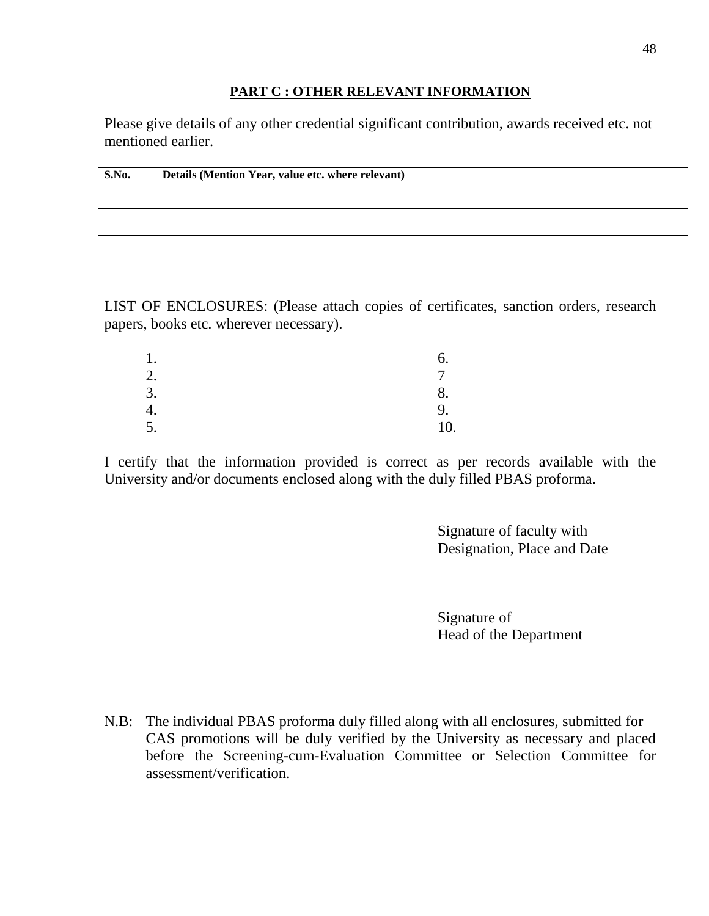## PART C : OTHER RELEVANT INFORMATION

Please give details of any other credential significant contribution, awards received etc. not mentioned earlier.

| S.No. | Details (Mention Year, value etc. where relevant) |
| --- | --- |
| | |
| | |
| | |

LIST OF ENCLOSURES: (Please attach copies of certificates, sanction orders, research papers, books etc. wherever necessary).

1.
2.
3.
4.
5.
6.
7
8.
9.
10.

I certify that the information provided is correct as per records available with the University and/or documents enclosed along with the duly filled PBAS proforma.

Signature of faculty with
Designation, Place and Date

Signature of
Head of the Department

N.B: The individual PBAS proforma duly filled along with all enclosures, submitted for CAS promotions will be duly verified by the University as necessary and placed before the Screening-cum-Evaluation Committee or Selection Committee for assessment/verification.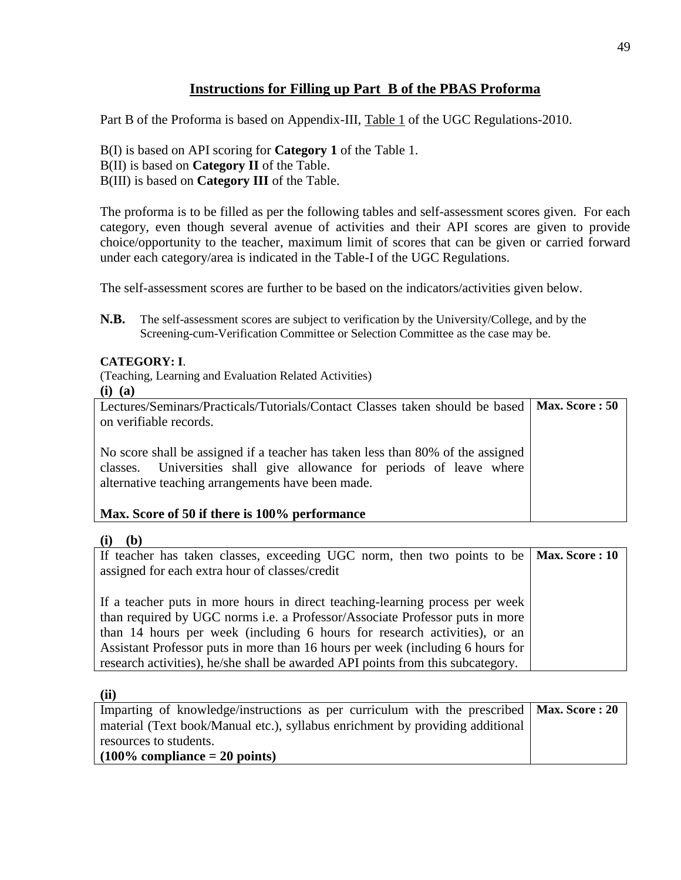## Instructions for Filling up Part B of the PBAS Proforma

Part B of the Proforma is based on Appendix-III, Table 1 of the UGC Regulations-2010.

B(I) is based on API scoring for **Category 1** of the Table 1.
B(II) is based on **Category II** of the Table.
B(III) is based on **Category III** of the Table.

The proforma is to be filled as per the following tables and self-assessment scores given. For each category, even though several avenue of activities and their API scores are given to provide choice/opportunity to the teacher, maximum limit of scores that can be given or carried forward under each category/area is indicated in the Table-I of the UGC Regulations.

The self-assessment scores are further to be based on the indicators/activities given below.

**N.B.** The self-assessment scores are subject to verification by the University/College, and by the Screening-cum-Verification Committee or Selection Committee as the case may be.

**CATEGORY: I**.
(Teaching, Learning and Evaluation Related Activities)

**(i) (a)**

| | |
|---|---|
| Lectures/Seminars/Practicals/Tutorials/Contact Classes taken should be based on verifiable records.<br><br>No score shall be assigned if a teacher has taken less than 80% of the assigned classes. Universities shall give allowance for periods of leave where alternative teaching arrangements have been made.<br><br>**Max. Score of 50 if there is 100% performance** | **Max. Score : 50** |

**(i) (b)**

| | |
|---|---|
| If teacher has taken classes, exceeding UGC norm, then two points to be assigned for each extra hour of classes/credit<br><br>If a teacher puts in more hours in direct teaching-learning process per week than required by UGC norms i.e. a Professor/Associate Professor puts in more than 14 hours per week (including 6 hours for research activities), or an Assistant Professor puts in more than 16 hours per week (including 6 hours for research activities), he/she shall be awarded API points from this subcategory. | **Max. Score : 10** |

**(ii)**

| | |
|---|---|
| Imparting of knowledge/instructions as per curriculum with the prescribed material (Text book/Manual etc.), syllabus enrichment by providing additional resources to students.<br>**(100% compliance = 20 points)** | **Max. Score : 20** |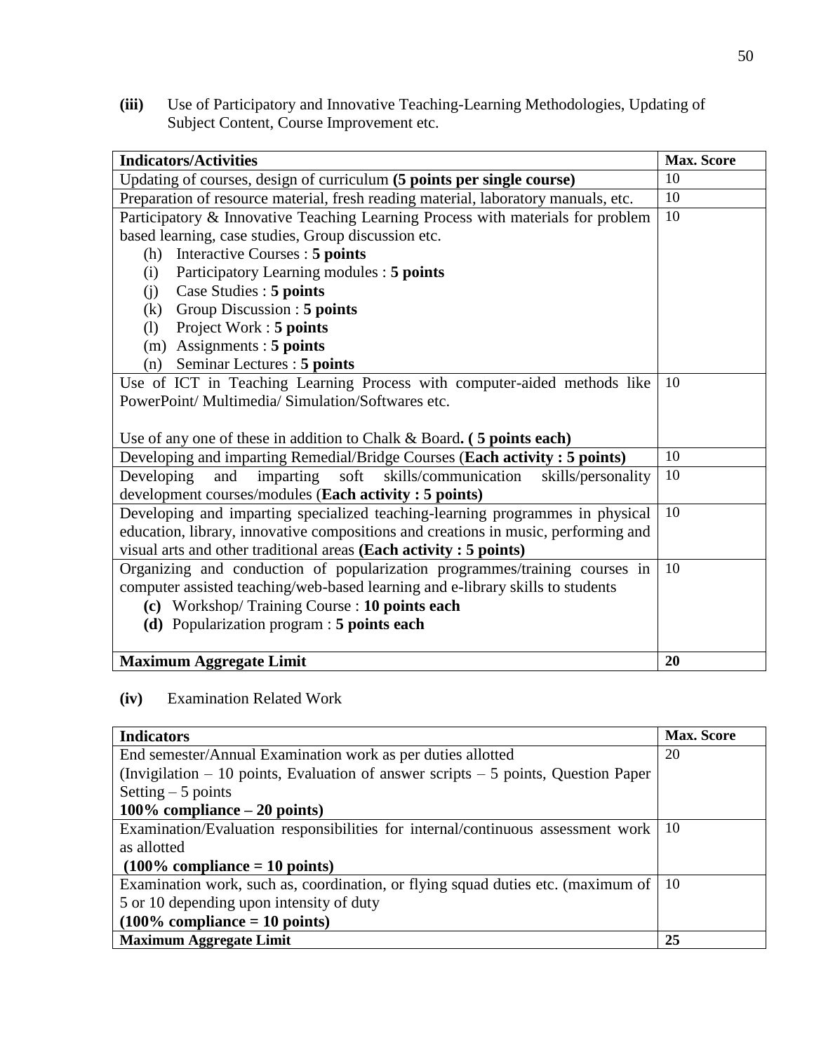**(iii)** Use of Participatory and Innovative Teaching-Learning Methodologies, Updating of Subject Content, Course Improvement etc.

| **Indicators/Activities** | **Max. Score** |
|---|---|
| Updating of courses, design of curriculum **(5 points per single course)** | 10 |
| Preparation of resource material, fresh reading material, laboratory manuals, etc. | 10 |
| Participatory & Innovative Teaching Learning Process with materials for problem based learning, case studies, Group discussion etc.<br>(h) Interactive Courses : **5 points**<br>(i) Participatory Learning modules : **5 points**<br>(j) Case Studies : **5 points**<br>(k) Group Discussion : **5 points**<br>(l) Project Work : **5 points**<br>(m) Assignments : **5 points**<br>(n) Seminar Lectures : **5 points** | 10 |
| Use of ICT in Teaching Learning Process with computer-aided methods like PowerPoint/ Multimedia/ Simulation/Softwares etc.<br><br>Use of any one of these in addition to Chalk & Board**. ( 5 points each)** | 10 |
| Developing and imparting Remedial/Bridge Courses (**Each activity : 5 points)** | 10 |
| Developing and imparting soft skills/communication skills/personality development courses/modules (**Each activity : 5 points)** | 10 |
| Developing and imparting specialized teaching-learning programmes in physical education, library, innovative compositions and creations in music, performing and visual arts and other traditional areas **(Each activity : 5 points)** | 10 |
| Organizing and conduction of popularization programmes/training courses in computer assisted teaching/web-based learning and e-library skills to students<br>**(c)** Workshop/ Training Course : **10 points each**<br>**(d)** Popularization program : **5 points each** | 10 |
| **Maximum Aggregate Limit** | **20** |

**(iv)** Examination Related Work

| **Indicators** | **Max. Score** |
|---|---|
| End semester/Annual Examination work as per duties allotted<br>(Invigilation – 10 points, Evaluation of answer scripts – 5 points, Question Paper Setting – 5 points<br>**100% compliance – 20 points)** | 20 |
| Examination/Evaluation responsibilities for internal/continuous assessment work as allotted<br>**(100% compliance = 10 points)** | 10 |
| Examination work, such as, coordination, or flying squad duties etc. (maximum of 5 or 10 depending upon intensity of duty<br>**(100% compliance = 10 points)** | 10 |
| **Maximum Aggregate Limit** | **25** |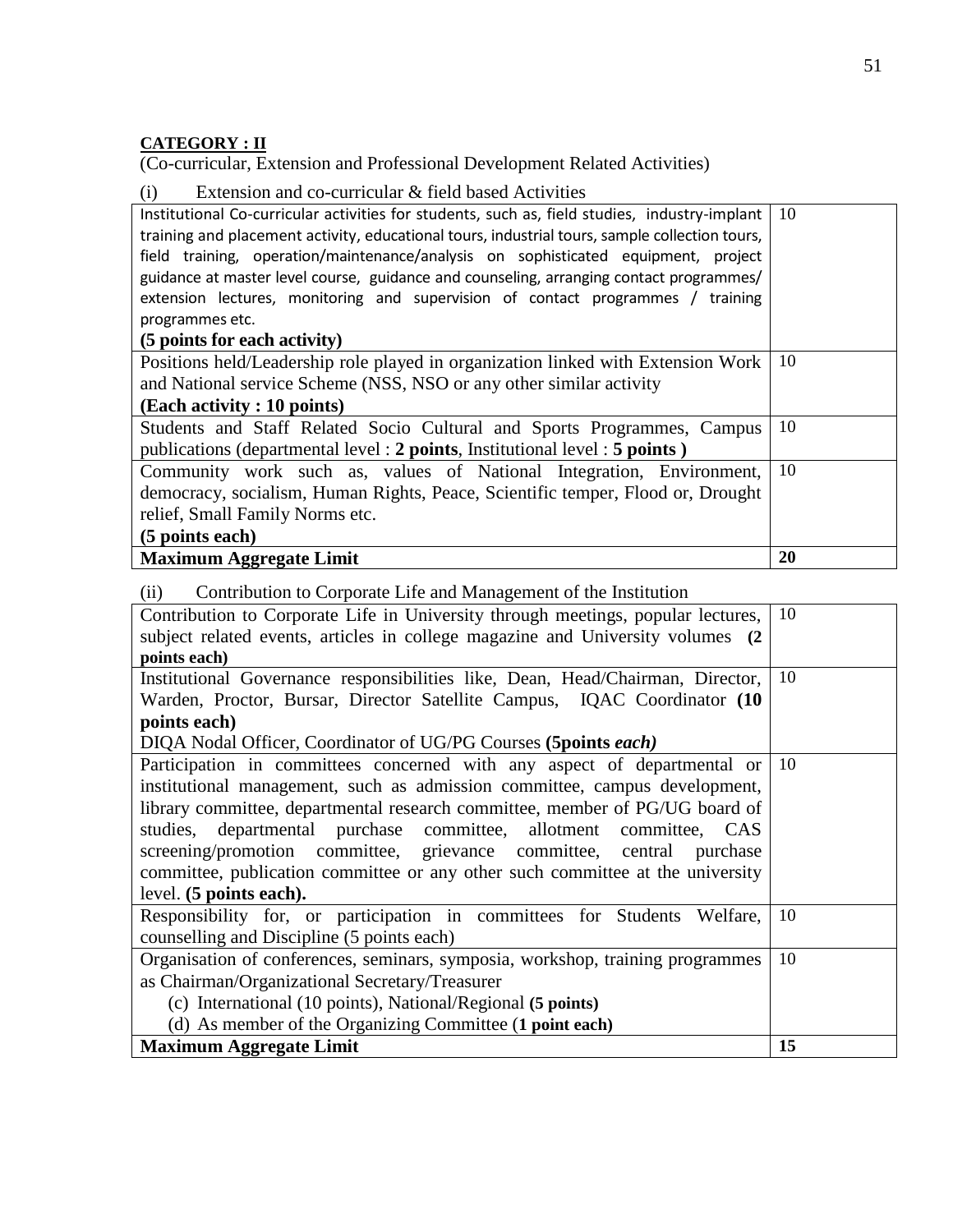**CATEGORY : II**

(Co-curricular, Extension and Professional Development Related Activities)

(i) Extension and co-curricular & field based Activities

| Activity | Points |
|---|---|
| Institutional Co-curricular activities for students, such as, field studies, industry-implant training and placement activity, educational tours, industrial tours, sample collection tours, field training, operation/maintenance/analysis on sophisticated equipment, project guidance at master level course, guidance and counseling, arranging contact programmes/ extension lectures, monitoring and supervision of contact programmes / training programmes etc. **(5 points for each activity)** | 10 |
| Positions held/Leadership role played in organization linked with Extension Work and National service Scheme (NSS, NSO or any other similar activity **(Each activity : 10 points)** | 10 |
| Students and Staff Related Socio Cultural and Sports Programmes, Campus publications (departmental level : **2 points**, Institutional level : **5 points )** | 10 |
| Community work such as, values of National Integration, Environment, democracy, socialism, Human Rights, Peace, Scientific temper, Flood or, Drought relief, Small Family Norms etc. **(5 points each)** | 10 |
| **Maximum Aggregate Limit** | **20** |

(ii) Contribution to Corporate Life and Management of the Institution

| Activity | Points |
|---|---|
| Contribution to Corporate Life in University through meetings, popular lectures, subject related events, articles in college magazine and University volumes **(2 points each)** | 10 |
| Institutional Governance responsibilities like, Dean, Head/Chairman, Director, Warden, Proctor, Bursar, Director Satellite Campus, IQAC Coordinator **(10 points each)** DIQA Nodal Officer, Coordinator of UG/PG Courses **(5points *each)*** | 10 |
| Participation in committees concerned with any aspect of departmental or institutional management, such as admission committee, campus development, library committee, departmental research committee, member of PG/UG board of studies, departmental purchase committee, allotment committee, CAS screening/promotion committee, grievance committee, central purchase committee, publication committee or any other such committee at the university level. **(5 points each).** | 10 |
| Responsibility for, or participation in committees for Students Welfare, counselling and Discipline (5 points each) | 10 |
| Organisation of conferences, seminars, symposia, workshop, training programmes as Chairman/Organizational Secretary/Treasurer (c) International (10 points), National/Regional **(5 points)** (d) As member of the Organizing Committee (**1 point each)** | 10 |
| **Maximum Aggregate Limit** | **15** |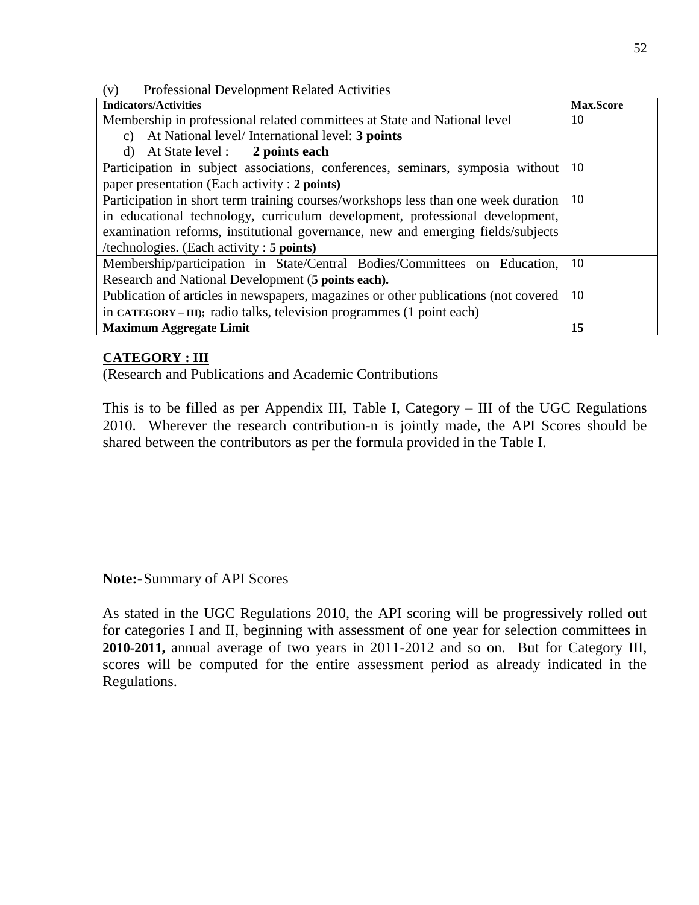(v) Professional Development Related Activities

| **Indicators/Activities** | **Max.Score** |
|---|---|
| Membership in professional related committees at State and National level<br>c) At National level/ International level: **3 points**<br>d) At State level : **2 points each** | 10 |
| Participation in subject associations, conferences, seminars, symposia without paper presentation (Each activity : **2 points)** | 10 |
| Participation in short term training courses/workshops less than one week duration in educational technology, curriculum development, professional development, examination reforms, institutional governance, new and emerging fields/subjects /technologies. (Each activity : **5 points)** | 10 |
| Membership/participation in State/Central Bodies/Committees on Education, Research and National Development (**5 points each).** | 10 |
| Publication of articles in newspapers, magazines or other publications (not covered in **CATEGORY – III);** radio talks, television programmes (1 point each) | 10 |
| **Maximum Aggregate Limit** | **15** |

**CATEGORY : III**

(Research and Publications and Academic Contributions

This is to be filled as per Appendix III, Table I, Category – III of the UGC Regulations 2010. Wherever the research contribution-n is jointly made, the API Scores should be shared between the contributors as per the formula provided in the Table I.

**Note:-** Summary of API Scores

As stated in the UGC Regulations 2010, the API scoring will be progressively rolled out for categories I and II, beginning with assessment of one year for selection committees in **2010-2011,** annual average of two years in 2011-2012 and so on. But for Category III, scores will be computed for the entire assessment period as already indicated in the Regulations.